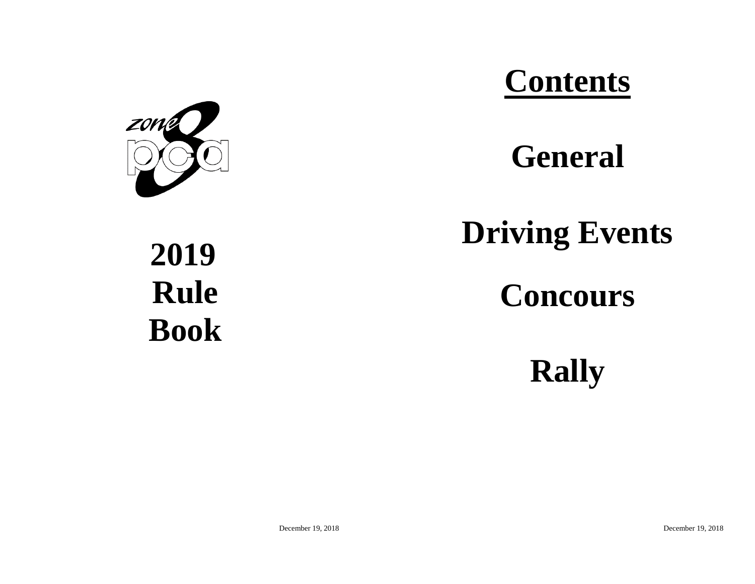zone 8 pca

# 2019 Rule Book

# Contents

## General

## Driving Events

## Concours

## Rally

December 19, 2018

December 19, 2018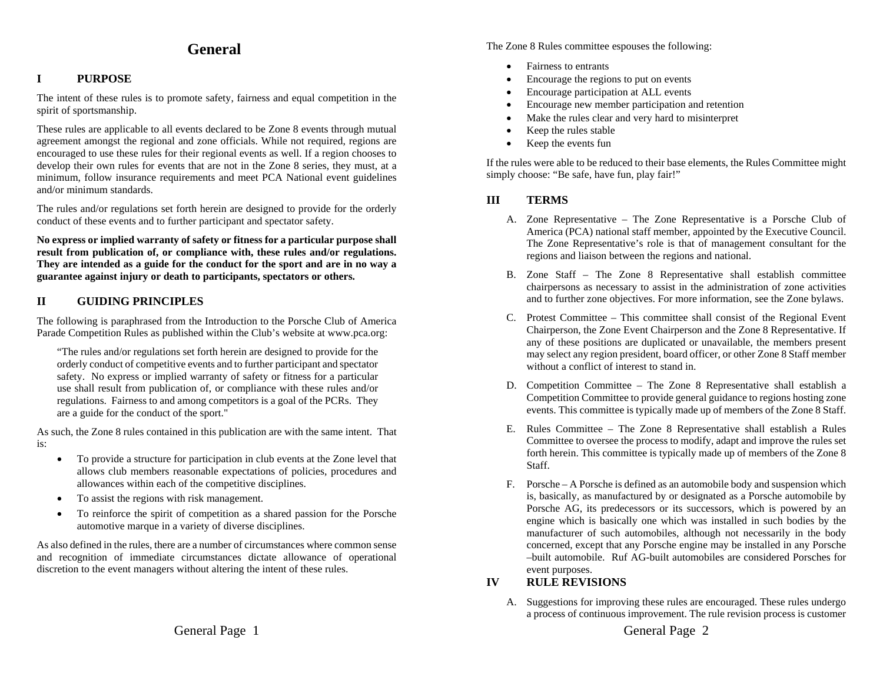# General

## I PURPOSE

The intent of these rules is to promote safety, fairness and equal competition in the spirit of sportsmanship.

These rules are applicable to all events declared to be Zone 8 events through mutual agreement amongst the regional and zone officials. While not required, regions are encouraged to use these rules for their regional events as well. If a region chooses to develop their own rules for events that are not in the Zone 8 series, they must, at a minimum, follow insurance requirements and meet PCA National event guidelines and/or minimum standards.

The rules and/or regulations set forth herein are designed to provide for the orderly conduct of these events and to further participant and spectator safety.

**No express or implied warranty of safety or fitness for a particular purpose shall result from publication of, or compliance with, these rules and/or regulations. They are intended as a guide for the conduct for the sport and are in no way a guarantee against injury or death to participants, spectators or others.**

## II GUIDING PRINCIPLES

The following is paraphrased from the Introduction to the Porsche Club of America Parade Competition Rules as published within the Club's website at www.pca.org:

> "The rules and/or regulations set forth herein are designed to provide for the orderly conduct of competitive events and to further participant and spectator safety. No express or implied warranty of safety or fitness for a particular use shall result from publication of, or compliance with these rules and/or regulations. Fairness to and among competitors is a goal of the PCRs. They are a guide for the conduct of the sport."

As such, the Zone 8 rules contained in this publication are with the same intent. That is:

- To provide a structure for participation in club events at the Zone level that allows club members reasonable expectations of policies, procedures and allowances within each of the competitive disciplines.
- To assist the regions with risk management.
- To reinforce the spirit of competition as a shared passion for the Porsche automotive marque in a variety of diverse disciplines.

As also defined in the rules, there are a number of circumstances where common sense and recognition of immediate circumstances dictate allowance of operational discretion to the event managers without altering the intent of these rules.

The Zone 8 Rules committee espouses the following:

- Fairness to entrants
- Encourage the regions to put on events
- Encourage participation at ALL events
- Encourage new member participation and retention
- Make the rules clear and very hard to misinterpret
- Keep the rules stable
- Keep the events fun

If the rules were able to be reduced to their base elements, the Rules Committee might simply choose: "Be safe, have fun, play fair!"

## III TERMS

A. Zone Representative – The Zone Representative is a Porsche Club of America (PCA) national staff member, appointed by the Executive Council. The Zone Representative's role is that of management consultant for the regions and liaison between the regions and national.

B. Zone Staff – The Zone 8 Representative shall establish committee chairpersons as necessary to assist in the administration of zone activities and to further zone objectives. For more information, see the Zone bylaws.

C. Protest Committee – This committee shall consist of the Regional Event Chairperson, the Zone Event Chairperson and the Zone 8 Representative. If any of these positions are duplicated or unavailable, the members present may select any region president, board officer, or other Zone 8 Staff member without a conflict of interest to stand in.

D. Competition Committee – The Zone 8 Representative shall establish a Competition Committee to provide general guidance to regions hosting zone events. This committee is typically made up of members of the Zone 8 Staff.

E. Rules Committee – The Zone 8 Representative shall establish a Rules Committee to oversee the process to modify, adapt and improve the rules set forth herein. This committee is typically made up of members of the Zone 8 Staff.

F. Porsche – A Porsche is defined as an automobile body and suspension which is, basically, as manufactured by or designated as a Porsche automobile by Porsche AG, its predecessors or its successors, which is powered by an engine which is basically one which was installed in such bodies by the manufacturer of such automobiles, although not necessarily in the body concerned, except that any Porsche engine may be installed in any Porsche –built automobile. Ruf AG-built automobiles are considered Porsches for event purposes.

## IV RULE REVISIONS

A. Suggestions for improving these rules are encouraged. These rules undergo a process of continuous improvement. The rule revision process is customer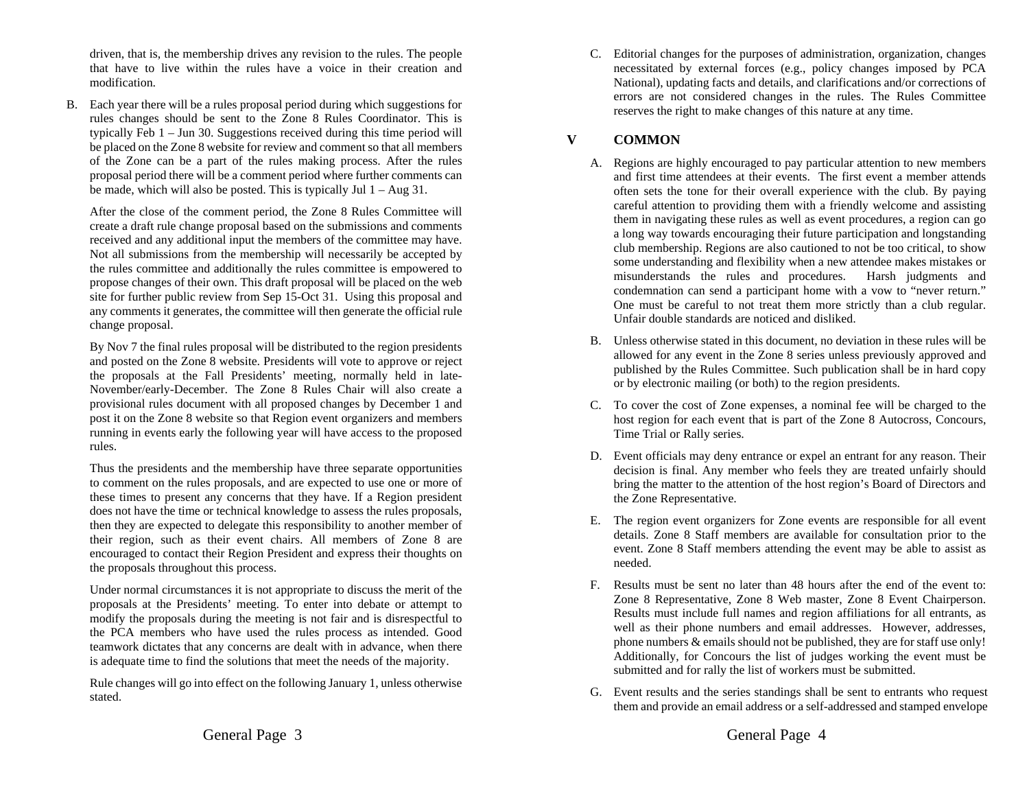driven, that is, the membership drives any revision to the rules. The people that have to live within the rules have a voice in their creation and modification.

B. Each year there will be a rules proposal period during which suggestions for rules changes should be sent to the Zone 8 Rules Coordinator. This is typically Feb 1 – Jun 30. Suggestions received during this time period will be placed on the Zone 8 website for review and comment so that all members of the Zone can be a part of the rules making process. After the rules proposal period there will be a comment period where further comments can be made, which will also be posted. This is typically Jul 1 – Aug 31.

After the close of the comment period, the Zone 8 Rules Committee will create a draft rule change proposal based on the submissions and comments received and any additional input the members of the committee may have. Not all submissions from the membership will necessarily be accepted by the rules committee and additionally the rules committee is empowered to propose changes of their own. This draft proposal will be placed on the web site for further public review from Sep 15-Oct 31. Using this proposal and any comments it generates, the committee will then generate the official rule change proposal.

By Nov 7 the final rules proposal will be distributed to the region presidents and posted on the Zone 8 website. Presidents will vote to approve or reject the proposals at the Fall Presidents' meeting, normally held in late-November/early-December. The Zone 8 Rules Chair will also create a provisional rules document with all proposed changes by December 1 and post it on the Zone 8 website so that Region event organizers and members running in events early the following year will have access to the proposed rules.

Thus the presidents and the membership have three separate opportunities to comment on the rules proposals, and are expected to use one or more of these times to present any concerns that they have. If a Region president does not have the time or technical knowledge to assess the rules proposals, then they are expected to delegate this responsibility to another member of their region, such as their event chairs. All members of Zone 8 are encouraged to contact their Region President and express their thoughts on the proposals throughout this process.

Under normal circumstances it is not appropriate to discuss the merit of the proposals at the Presidents' meeting. To enter into debate or attempt to modify the proposals during the meeting is not fair and is disrespectful to the PCA members who have used the rules process as intended. Good teamwork dictates that any concerns are dealt with in advance, when there is adequate time to find the solutions that meet the needs of the majority.

Rule changes will go into effect on the following January 1, unless otherwise stated.

C. Editorial changes for the purposes of administration, organization, changes necessitated by external forces (e.g., policy changes imposed by PCA National), updating facts and details, and clarifications and/or corrections of errors are not considered changes in the rules. The Rules Committee reserves the right to make changes of this nature at any time.

## V COMMON

A. Regions are highly encouraged to pay particular attention to new members and first time attendees at their events. The first event a member attends often sets the tone for their overall experience with the club. By paying careful attention to providing them with a friendly welcome and assisting them in navigating these rules as well as event procedures, a region can go a long way towards encouraging their future participation and longstanding club membership. Regions are also cautioned to not be too critical, to show some understanding and flexibility when a new attendee makes mistakes or misunderstands the rules and procedures. Harsh judgments and condemnation can send a participant home with a vow to "never return." One must be careful to not treat them more strictly than a club regular. Unfair double standards are noticed and disliked.

B. Unless otherwise stated in this document, no deviation in these rules will be allowed for any event in the Zone 8 series unless previously approved and published by the Rules Committee. Such publication shall be in hard copy or by electronic mailing (or both) to the region presidents.

C. To cover the cost of Zone expenses, a nominal fee will be charged to the host region for each event that is part of the Zone 8 Autocross, Concours, Time Trial or Rally series.

D. Event officials may deny entrance or expel an entrant for any reason. Their decision is final. Any member who feels they are treated unfairly should bring the matter to the attention of the host region's Board of Directors and the Zone Representative.

E. The region event organizers for Zone events are responsible for all event details. Zone 8 Staff members are available for consultation prior to the event. Zone 8 Staff members attending the event may be able to assist as needed.

F. Results must be sent no later than 48 hours after the end of the event to: Zone 8 Representative, Zone 8 Web master, Zone 8 Event Chairperson. Results must include full names and region affiliations for all entrants, as well as their phone numbers and email addresses. However, addresses, phone numbers & emails should not be published, they are for staff use only! Additionally, for Concours the list of judges working the event must be submitted and for rally the list of workers must be submitted.

G. Event results and the series standings shall be sent to entrants who request them and provide an email address or a self-addressed and stamped envelope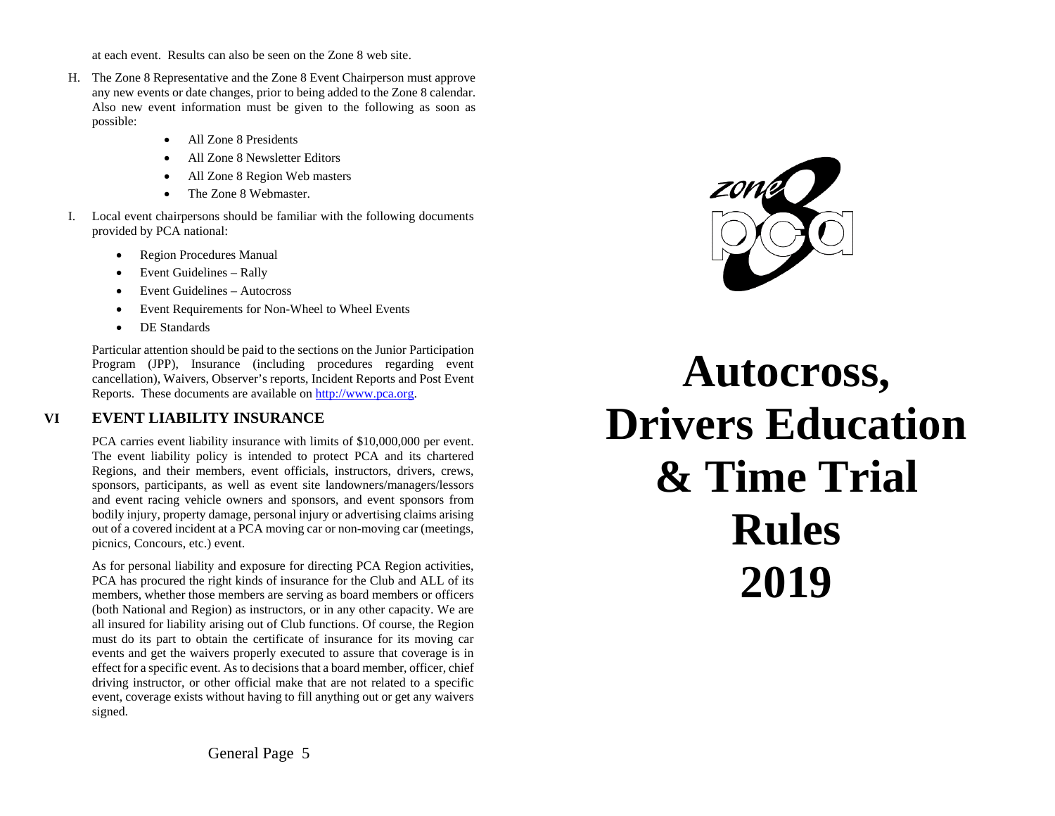at each event. Results can also be seen on the Zone 8 web site.

H. The Zone 8 Representative and the Zone 8 Event Chairperson must approve any new events or date changes, prior to being added to the Zone 8 calendar. Also new event information must be given to the following as soon as possible:

- All Zone 8 Presidents
- All Zone 8 Newsletter Editors
- All Zone 8 Region Web masters
- The Zone 8 Webmaster.

I. Local event chairpersons should be familiar with the following documents provided by PCA national:

- Region Procedures Manual
- Event Guidelines – Rally
- Event Guidelines – Autocross
- Event Requirements for Non-Wheel to Wheel Events
- DE Standards

Particular attention should be paid to the sections on the Junior Participation Program (JPP), Insurance (including procedures regarding event cancellation), Waivers, Observer's reports, Incident Reports and Post Event Reports. These documents are available on http://www.pca.org.

## VI EVENT LIABILITY INSURANCE

PCA carries event liability insurance with limits of $10,000,000 per event. The event liability policy is intended to protect PCA and its chartered Regions, and their members, event officials, instructors, drivers, crews, sponsors, participants, as well as event site landowners/managers/lessors and event racing vehicle owners and sponsors, and event sponsors from bodily injury, property damage, personal injury or advertising claims arising out of a covered incident at a PCA moving car or non-moving car (meetings, picnics, Concours, etc.) event.

As for personal liability and exposure for directing PCA Region activities, PCA has procured the right kinds of insurance for the Club and ALL of its members, whether those members are serving as board members or officers (both National and Region) as instructors, or in any other capacity. We are all insured for liability arising out of Club functions. Of course, the Region must do its part to obtain the certificate of insurance for its moving car events and get the waivers properly executed to assure that coverage is in effect for a specific event. As to decisions that a board member, officer, chief driving instructor, or other official make that are not related to a specific event, coverage exists without having to fill anything out or get any waivers signed.

zone 8 pca

# Autocross, Drivers Education & Time Trial Rules 2019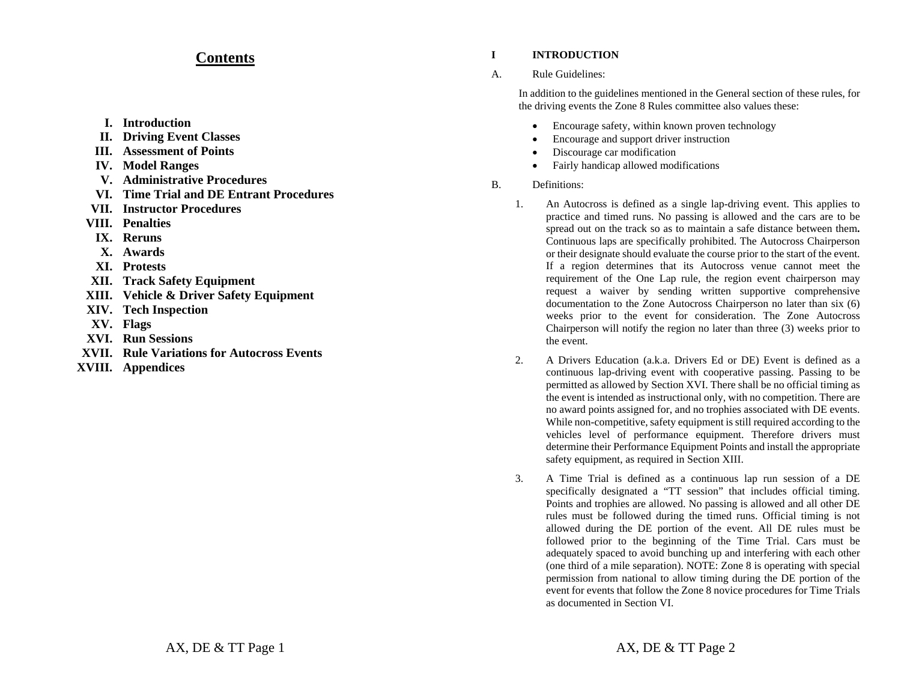# Contents

I. Introduction
II. Driving Event Classes
III. Assessment of Points
IV. Model Ranges
V. Administrative Procedures
VI. Time Trial and DE Entrant Procedures
VII. Instructor Procedures
VIII. Penalties
IX. Reruns
X. Awards
XI. Protests
XII. Track Safety Equipment
XIII. Vehicle & Driver Safety Equipment
XIV. Tech Inspection
XV. Flags
XVI. Run Sessions
XVII. Rule Variations for Autocross Events
XVIII. Appendices

## I INTRODUCTION

A. Rule Guidelines:

In addition to the guidelines mentioned in the General section of these rules, for the driving events the Zone 8 Rules committee also values these:

- Encourage safety, within known proven technology
- Encourage and support driver instruction
- Discourage car modification
- Fairly handicap allowed modifications

B. Definitions:

1. An Autocross is defined as a single lap-driving event. This applies to practice and timed runs. No passing is allowed and the cars are to be spread out on the track so as to maintain a safe distance between them**.** Continuous laps are specifically prohibited. The Autocross Chairperson or their designate should evaluate the course prior to the start of the event. If a region determines that its Autocross venue cannot meet the requirement of the One Lap rule, the region event chairperson may request a waiver by sending written supportive comprehensive documentation to the Zone Autocross Chairperson no later than six (6) weeks prior to the event for consideration. The Zone Autocross Chairperson will notify the region no later than three (3) weeks prior to the event.

2. A Drivers Education (a.k.a. Drivers Ed or DE) Event is defined as a continuous lap-driving event with cooperative passing. Passing to be permitted as allowed by Section XVI. There shall be no official timing as the event is intended as instructional only, with no competition. There are no award points assigned for, and no trophies associated with DE events. While non-competitive, safety equipment is still required according to the vehicles level of performance equipment. Therefore drivers must determine their Performance Equipment Points and install the appropriate safety equipment, as required in Section XIII.

3. A Time Trial is defined as a continuous lap run session of a DE specifically designated a "TT session" that includes official timing. Points and trophies are allowed. No passing is allowed and all other DE rules must be followed during the timed runs. Official timing is not allowed during the DE portion of the event. All DE rules must be followed prior to the beginning of the Time Trial. Cars must be adequately spaced to avoid bunching up and interfering with each other (one third of a mile separation). NOTE: Zone 8 is operating with special permission from national to allow timing during the DE portion of the event for events that follow the Zone 8 novice procedures for Time Trials as documented in Section VI.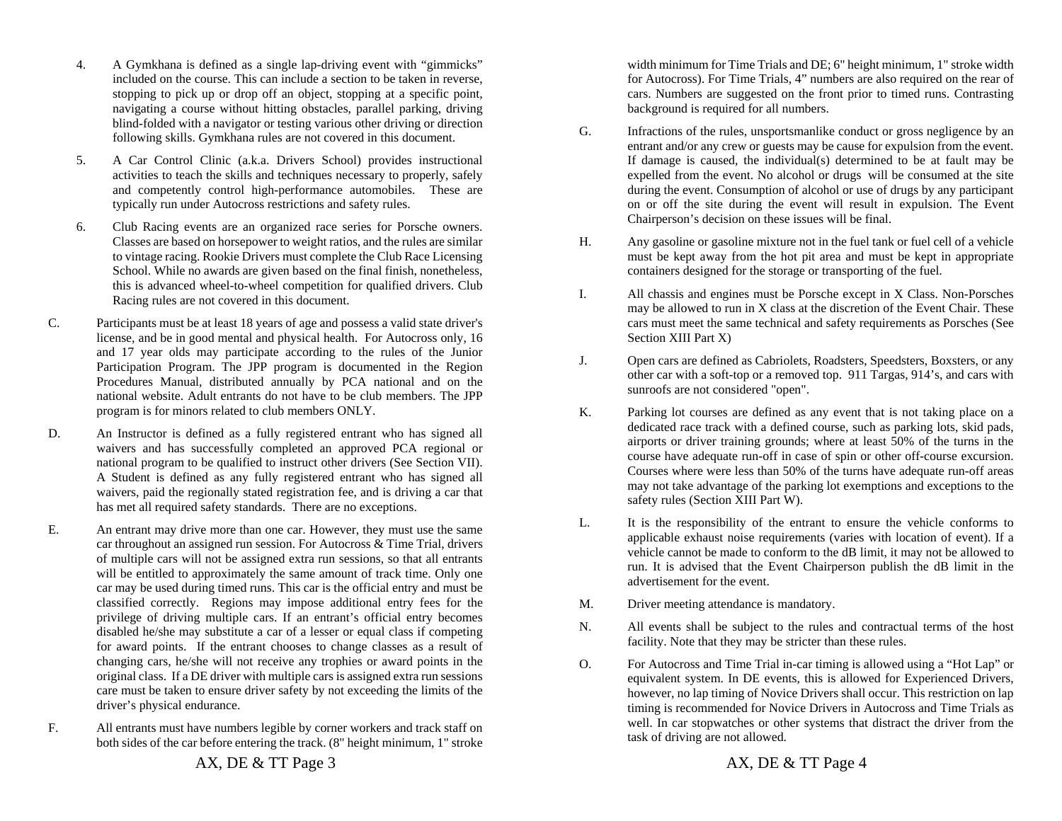4. A Gymkhana is defined as a single lap-driving event with “gimmicks” included on the course. This can include a section to be taken in reverse, stopping to pick up or drop off an object, stopping at a specific point, navigating a course without hitting obstacles, parallel parking, driving blind-folded with a navigator or testing various other driving or direction following skills. Gymkhana rules are not covered in this document.

5. A Car Control Clinic (a.k.a. Drivers School) provides instructional activities to teach the skills and techniques necessary to properly, safely and competently control high-performance automobiles. These are typically run under Autocross restrictions and safety rules.

6. Club Racing events are an organized race series for Porsche owners. Classes are based on horsepower to weight ratios, and the rules are similar to vintage racing. Rookie Drivers must complete the Club Race Licensing School. While no awards are given based on the final finish, nonetheless, this is advanced wheel-to-wheel competition for qualified drivers. Club Racing rules are not covered in this document.

C. Participants must be at least 18 years of age and possess a valid state driver's license, and be in good mental and physical health. For Autocross only, 16 and 17 year olds may participate according to the rules of the Junior Participation Program. The JPP program is documented in the Region Procedures Manual, distributed annually by PCA national and on the national website. Adult entrants do not have to be club members. The JPP program is for minors related to club members ONLY.

D. An Instructor is defined as a fully registered entrant who has signed all waivers and has successfully completed an approved PCA regional or national program to be qualified to instruct other drivers (See Section VII). A Student is defined as any fully registered entrant who has signed all waivers, paid the regionally stated registration fee, and is driving a car that has met all required safety standards. There are no exceptions.

E. An entrant may drive more than one car. However, they must use the same car throughout an assigned run session. For Autocross & Time Trial, drivers of multiple cars will not be assigned extra run sessions, so that all entrants will be entitled to approximately the same amount of track time. Only one car may be used during timed runs. This car is the official entry and must be classified correctly. Regions may impose additional entry fees for the privilege of driving multiple cars. If an entrant’s official entry becomes disabled he/she may substitute a car of a lesser or equal class if competing for award points. If the entrant chooses to change classes as a result of changing cars, he/she will not receive any trophies or award points in the original class. If a DE driver with multiple cars is assigned extra run sessions care must be taken to ensure driver safety by not exceeding the limits of the driver’s physical endurance.

F. All entrants must have numbers legible by corner workers and track staff on both sides of the car before entering the track. (8" height minimum, 1" stroke width minimum for Time Trials and DE; 6" height minimum, 1" stroke width for Autocross). For Time Trials, 4” numbers are also required on the rear of cars. Numbers are suggested on the front prior to timed runs. Contrasting background is required for all numbers.

G. Infractions of the rules, unsportsmanlike conduct or gross negligence by an entrant and/or any crew or guests may be cause for expulsion from the event. If damage is caused, the individual(s) determined to be at fault may be expelled from the event. No alcohol or drugs will be consumed at the site during the event. Consumption of alcohol or use of drugs by any participant on or off the site during the event will result in expulsion. The Event Chairperson’s decision on these issues will be final.

H. Any gasoline or gasoline mixture not in the fuel tank or fuel cell of a vehicle must be kept away from the hot pit area and must be kept in appropriate containers designed for the storage or transporting of the fuel.

I. All chassis and engines must be Porsche except in X Class. Non-Porsches may be allowed to run in X class at the discretion of the Event Chair. These cars must meet the same technical and safety requirements as Porsches (See Section XIII Part X)

J. Open cars are defined as Cabriolets, Roadsters, Speedsters, Boxsters, or any other car with a soft-top or a removed top. 911 Targas, 914’s, and cars with sunroofs are not considered "open".

K. Parking lot courses are defined as any event that is not taking place on a dedicated race track with a defined course, such as parking lots, skid pads, airports or driver training grounds; where at least 50% of the turns in the course have adequate run-off in case of spin or other off-course excursion. Courses where were less than 50% of the turns have adequate run-off areas may not take advantage of the parking lot exemptions and exceptions to the safety rules (Section XIII Part W).

L. It is the responsibility of the entrant to ensure the vehicle conforms to applicable exhaust noise requirements (varies with location of event). If a vehicle cannot be made to conform to the dB limit, it may not be allowed to run. It is advised that the Event Chairperson publish the dB limit in the advertisement for the event.

M. Driver meeting attendance is mandatory.

N. All events shall be subject to the rules and contractual terms of the host facility. Note that they may be stricter than these rules.

O. For Autocross and Time Trial in-car timing is allowed using a “Hot Lap” or equivalent system. In DE events, this is allowed for Experienced Drivers, however, no lap timing of Novice Drivers shall occur. This restriction on lap timing is recommended for Novice Drivers in Autocross and Time Trials as well. In car stopwatches or other systems that distract the driver from the task of driving are not allowed.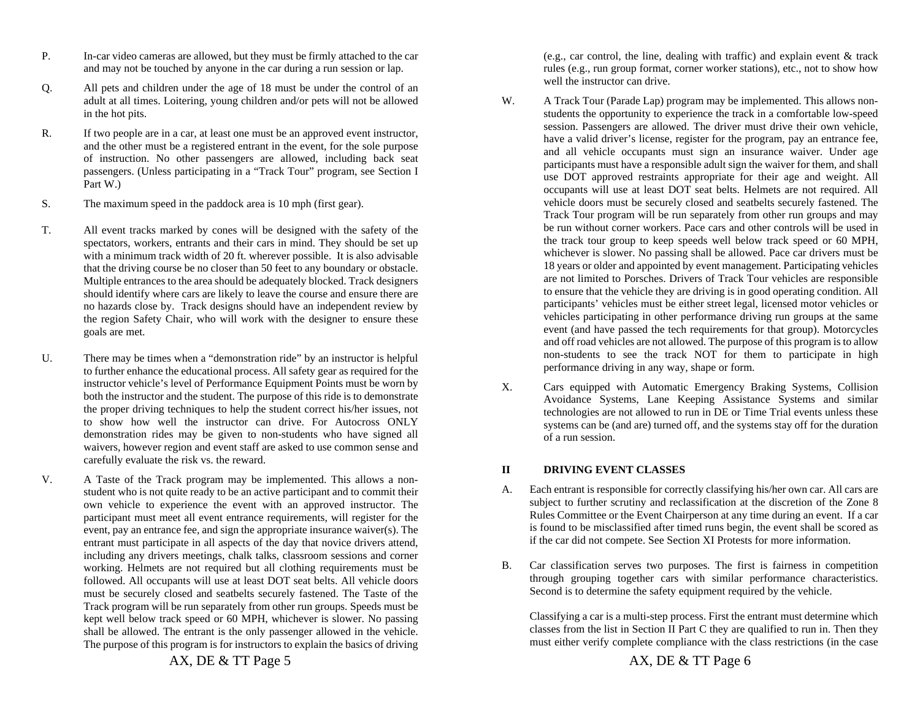P. In-car video cameras are allowed, but they must be firmly attached to the car and may not be touched by anyone in the car during a run session or lap.

Q. All pets and children under the age of 18 must be under the control of an adult at all times. Loitering, young children and/or pets will not be allowed in the hot pits.

R. If two people are in a car, at least one must be an approved event instructor, and the other must be a registered entrant in the event, for the sole purpose of instruction. No other passengers are allowed, including back seat passengers. (Unless participating in a "Track Tour" program, see Section I Part W.)

S. The maximum speed in the paddock area is 10 mph (first gear).

T. All event tracks marked by cones will be designed with the safety of the spectators, workers, entrants and their cars in mind. They should be set up with a minimum track width of 20 ft. wherever possible. It is also advisable that the driving course be no closer than 50 feet to any boundary or obstacle. Multiple entrances to the area should be adequately blocked. Track designers should identify where cars are likely to leave the course and ensure there are no hazards close by. Track designs should have an independent review by the region Safety Chair, who will work with the designer to ensure these goals are met.

U. There may be times when a "demonstration ride" by an instructor is helpful to further enhance the educational process. All safety gear as required for the instructor vehicle's level of Performance Equipment Points must be worn by both the instructor and the student. The purpose of this ride is to demonstrate the proper driving techniques to help the student correct his/her issues, not to show how well the instructor can drive. For Autocross ONLY demonstration rides may be given to non-students who have signed all waivers, however region and event staff are asked to use common sense and carefully evaluate the risk vs. the reward.

V. A Taste of the Track program may be implemented. This allows a non-student who is not quite ready to be an active participant and to commit their own vehicle to experience the event with an approved instructor. The participant must meet all event entrance requirements, will register for the event, pay an entrance fee, and sign the appropriate insurance waiver(s). The entrant must participate in all aspects of the day that novice drivers attend, including any drivers meetings, chalk talks, classroom sessions and corner working. Helmets are not required but all clothing requirements must be followed. All occupants will use at least DOT seat belts. All vehicle doors must be securely closed and seatbelts securely fastened. The Taste of the Track program will be run separately from other run groups. Speeds must be kept well below track speed or 60 MPH, whichever is slower. No passing shall be allowed. The entrant is the only passenger allowed in the vehicle. The purpose of this program is for instructors to explain the basics of driving (e.g., car control, the line, dealing with traffic) and explain event & track rules (e.g., run group format, corner worker stations), etc., not to show how well the instructor can drive.

W. A Track Tour (Parade Lap) program may be implemented. This allows non-students the opportunity to experience the track in a comfortable low-speed session. Passengers are allowed. The driver must drive their own vehicle, have a valid driver's license, register for the program, pay an entrance fee, and all vehicle occupants must sign an insurance waiver. Under age participants must have a responsible adult sign the waiver for them, and shall use DOT approved restraints appropriate for their age and weight. All occupants will use at least DOT seat belts. Helmets are not required. All vehicle doors must be securely closed and seatbelts securely fastened. The Track Tour program will be run separately from other run groups and may be run without corner workers. Pace cars and other controls will be used in the track tour group to keep speeds well below track speed or 60 MPH, whichever is slower. No passing shall be allowed. Pace car drivers must be 18 years or older and appointed by event management. Participating vehicles are not limited to Porsches. Drivers of Track Tour vehicles are responsible to ensure that the vehicle they are driving is in good operating condition. All participants' vehicles must be either street legal, licensed motor vehicles or vehicles participating in other performance driving run groups at the same event (and have passed the tech requirements for that group). Motorcycles and off road vehicles are not allowed. The purpose of this program is to allow non-students to see the track NOT for them to participate in high performance driving in any way, shape or form.

X. Cars equipped with Automatic Emergency Braking Systems, Collision Avoidance Systems, Lane Keeping Assistance Systems and similar technologies are not allowed to run in DE or Time Trial events unless these systems can be (and are) turned off, and the systems stay off for the duration of a run session.

## II DRIVING EVENT CLASSES

A. Each entrant is responsible for correctly classifying his/her own car. All cars are subject to further scrutiny and reclassification at the discretion of the Zone 8 Rules Committee or the Event Chairperson at any time during an event. If a car is found to be misclassified after timed runs begin, the event shall be scored as if the car did not compete. See Section XI Protests for more information.

B. Car classification serves two purposes. The first is fairness in competition through grouping together cars with similar performance characteristics. Second is to determine the safety equipment required by the vehicle.

Classifying a car is a multi-step process. First the entrant must determine which classes from the list in Section II Part C they are qualified to run in. Then they must either verify complete compliance with the class restrictions (in the case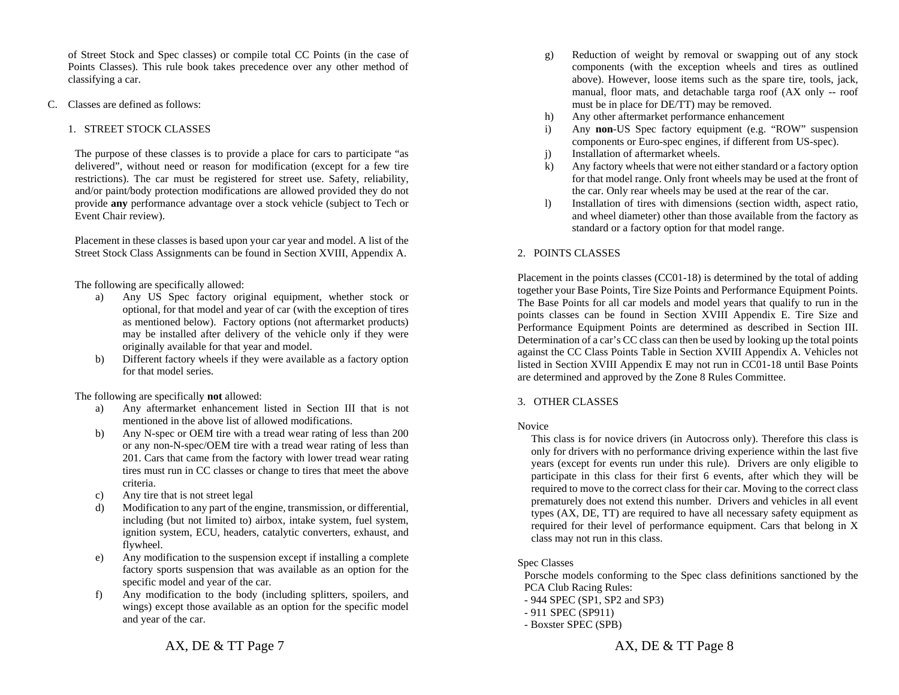of Street Stock and Spec classes) or compile total CC Points (in the case of Points Classes). This rule book takes precedence over any other method of classifying a car.

C. Classes are defined as follows:

1. STREET STOCK CLASSES

The purpose of these classes is to provide a place for cars to participate "as delivered", without need or reason for modification (except for a few tire restrictions). The car must be registered for street use. Safety, reliability, and/or paint/body protection modifications are allowed provided they do not provide **any** performance advantage over a stock vehicle (subject to Tech or Event Chair review).

Placement in these classes is based upon your car year and model. A list of the Street Stock Class Assignments can be found in Section XVIII, Appendix A.

The following are specifically allowed:

a) Any US Spec factory original equipment, whether stock or optional, for that model and year of car (with the exception of tires as mentioned below). Factory options (not aftermarket products) may be installed after delivery of the vehicle only if they were originally available for that year and model.
b) Different factory wheels if they were available as a factory option for that model series.

The following are specifically **not** allowed:

a) Any aftermarket enhancement listed in Section III that is not mentioned in the above list of allowed modifications.
b) Any N-spec or OEM tire with a tread wear rating of less than 200 or any non-N-spec/OEM tire with a tread wear rating of less than 201. Cars that came from the factory with lower tread wear rating tires must run in CC classes or change to tires that meet the above criteria.
c) Any tire that is not street legal
d) Modification to any part of the engine, transmission, or differential, including (but not limited to) airbox, intake system, fuel system, ignition system, ECU, headers, catalytic converters, exhaust, and flywheel.
e) Any modification to the suspension except if installing a complete factory sports suspension that was available as an option for the specific model and year of the car.
f) Any modification to the body (including splitters, spoilers, and wings) except those available as an option for the specific model and year of the car.
g) Reduction of weight by removal or swapping out of any stock components (with the exception wheels and tires as outlined above). However, loose items such as the spare tire, tools, jack, manual, floor mats, and detachable targa roof (AX only -- roof must be in place for DE/TT) may be removed.
h) Any other aftermarket performance enhancement
i) Any **non**-US Spec factory equipment (e.g. "ROW" suspension components or Euro-spec engines, if different from US-spec).
j) Installation of aftermarket wheels.
k) Any factory wheels that were not either standard or a factory option for that model range. Only front wheels may be used at the front of the car. Only rear wheels may be used at the rear of the car.
l) Installation of tires with dimensions (section width, aspect ratio, and wheel diameter) other than those available from the factory as standard or a factory option for that model range.

2. POINTS CLASSES

Placement in the points classes (CC01-18) is determined by the total of adding together your Base Points, Tire Size Points and Performance Equipment Points. The Base Points for all car models and model years that qualify to run in the points classes can be found in Section XVIII Appendix E. Tire Size and Performance Equipment Points are determined as described in Section III. Determination of a car's CC class can then be used by looking up the total points against the CC Class Points Table in Section XVIII Appendix A. Vehicles not listed in Section XVIII Appendix E may not run in CC01-18 until Base Points are determined and approved by the Zone 8 Rules Committee.

3. OTHER CLASSES

Novice

This class is for novice drivers (in Autocross only). Therefore this class is only for drivers with no performance driving experience within the last five years (except for events run under this rule). Drivers are only eligible to participate in this class for their first 6 events, after which they will be required to move to the correct class for their car. Moving to the correct class prematurely does not extend this number. Drivers and vehicles in all event types (AX, DE, TT) are required to have all necessary safety equipment as required for their level of performance equipment. Cars that belong in X class may not run in this class.

Spec Classes

Porsche models conforming to the Spec class definitions sanctioned by the PCA Club Racing Rules:

- 944 SPEC (SP1, SP2 and SP3)
- 911 SPEC (SP911)
- Boxster SPEC (SPB)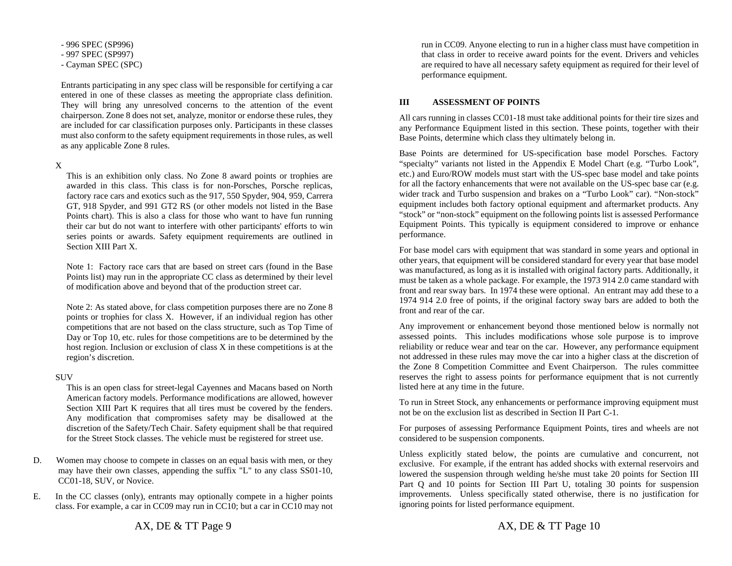- 996 SPEC (SP996)
- 997 SPEC (SP997)
- Cayman SPEC (SPC)

Entrants participating in any spec class will be responsible for certifying a car entered in one of these classes as meeting the appropriate class definition. They will bring any unresolved concerns to the attention of the event chairperson. Zone 8 does not set, analyze, monitor or endorse these rules, they are included for car classification purposes only. Participants in these classes must also conform to the safety equipment requirements in those rules, as well as any applicable Zone 8 rules.

X

This is an exhibition only class. No Zone 8 award points or trophies are awarded in this class. This class is for non-Porsches, Porsche replicas, factory race cars and exotics such as the 917, 550 Spyder, 904, 959, Carrera GT, 918 Spyder, and 991 GT2 RS (or other models not listed in the Base Points chart). This is also a class for those who want to have fun running their car but do not want to interfere with other participants' efforts to win series points or awards. Safety equipment requirements are outlined in Section XIII Part X.

Note 1: Factory race cars that are based on street cars (found in the Base Points list) may run in the appropriate CC class as determined by their level of modification above and beyond that of the production street car.

Note 2: As stated above, for class competition purposes there are no Zone 8 points or trophies for class X. However, if an individual region has other competitions that are not based on the class structure, such as Top Time of Day or Top 10, etc. rules for those competitions are to be determined by the host region. Inclusion or exclusion of class X in these competitions is at the region's discretion.

SUV

This is an open class for street-legal Cayennes and Macans based on North American factory models. Performance modifications are allowed, however Section XIII Part K requires that all tires must be covered by the fenders. Any modification that compromises safety may be disallowed at the discretion of the Safety/Tech Chair. Safety equipment shall be that required for the Street Stock classes. The vehicle must be registered for street use.

D. Women may choose to compete in classes on an equal basis with men, or they may have their own classes, appending the suffix "L" to any class SS01-10, CC01-18, SUV, or Novice.

E. In the CC classes (only), entrants may optionally compete in a higher points class. For example, a car in CC09 may run in CC10; but a car in CC10 may not run in CC09. Anyone electing to run in a higher class must have competition in that class in order to receive award points for the event. Drivers and vehicles are required to have all necessary safety equipment as required for their level of performance equipment.

## III ASSESSMENT OF POINTS

All cars running in classes CC01-18 must take additional points for their tire sizes and any Performance Equipment listed in this section. These points, together with their Base Points, determine which class they ultimately belong in.

Base Points are determined for US-specification base model Porsches. Factory "specialty" variants not listed in the Appendix E Model Chart (e.g. "Turbo Look", etc.) and Euro/ROW models must start with the US-spec base model and take points for all the factory enhancements that were not available on the US-spec base car (e.g. wider track and Turbo suspension and brakes on a "Turbo Look" car). "Non-stock" equipment includes both factory optional equipment and aftermarket products. Any "stock" or "non-stock" equipment on the following points list is assessed Performance Equipment Points. This typically is equipment considered to improve or enhance performance.

For base model cars with equipment that was standard in some years and optional in other years, that equipment will be considered standard for every year that base model was manufactured, as long as it is installed with original factory parts. Additionally, it must be taken as a whole package. For example, the 1973 914 2.0 came standard with front and rear sway bars. In 1974 these were optional. An entrant may add these to a 1974 914 2.0 free of points, if the original factory sway bars are added to both the front and rear of the car.

Any improvement or enhancement beyond those mentioned below is normally not assessed points. This includes modifications whose sole purpose is to improve reliability or reduce wear and tear on the car. However, any performance equipment not addressed in these rules may move the car into a higher class at the discretion of the Zone 8 Competition Committee and Event Chairperson. The rules committee reserves the right to assess points for performance equipment that is not currently listed here at any time in the future.

To run in Street Stock, any enhancements or performance improving equipment must not be on the exclusion list as described in Section II Part C-1.

For purposes of assessing Performance Equipment Points, tires and wheels are not considered to be suspension components.

Unless explicitly stated below, the points are cumulative and concurrent, not exclusive. For example, if the entrant has added shocks with external reservoirs and lowered the suspension through welding he/she must take 20 points for Section III Part Q and 10 points for Section III Part U, totaling 30 points for suspension improvements. Unless specifically stated otherwise, there is no justification for ignoring points for listed performance equipment.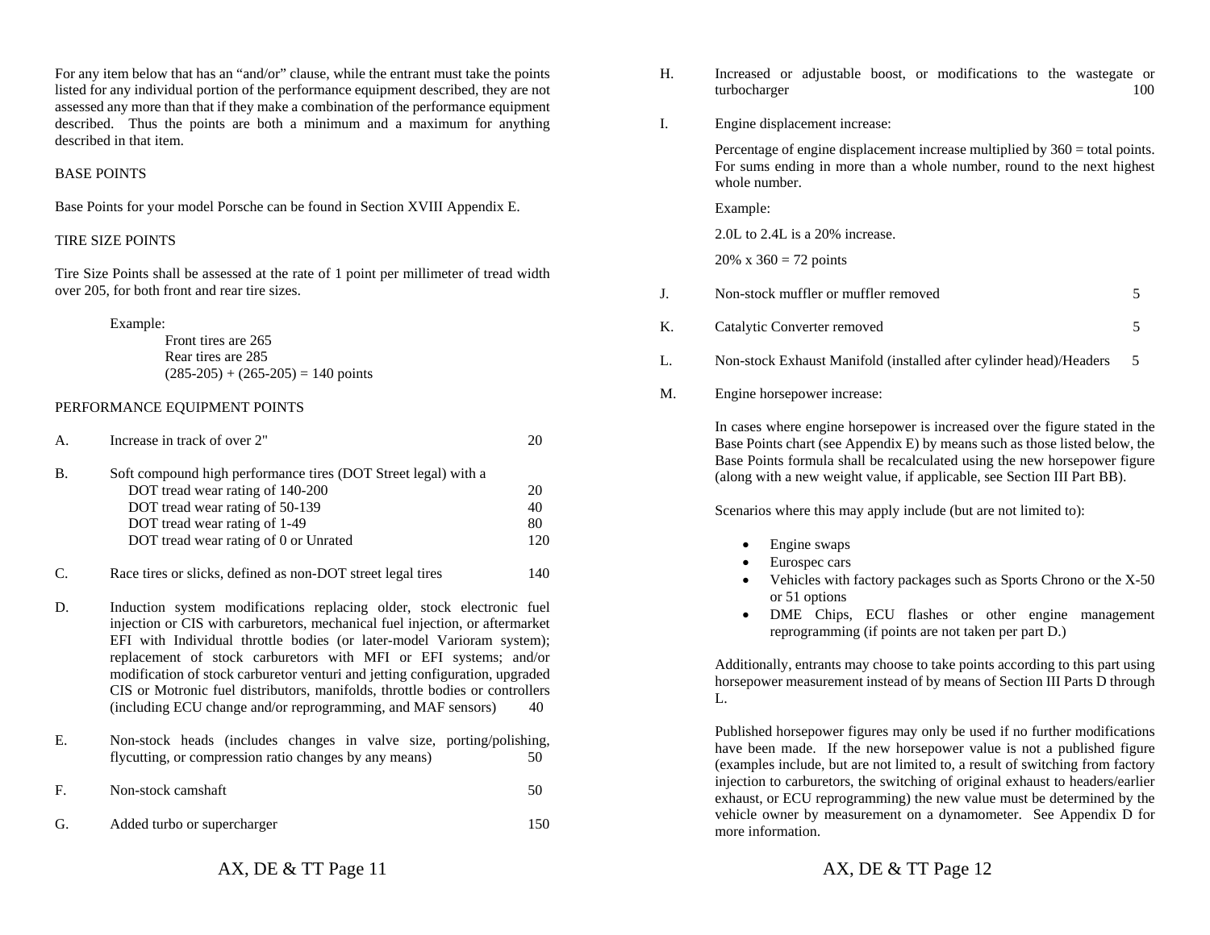For any item below that has an "and/or" clause, while the entrant must take the points listed for any individual portion of the performance equipment described, they are not assessed any more than that if they make a combination of the performance equipment described. Thus the points are both a minimum and a maximum for anything described in that item.

BASE POINTS

Base Points for your model Porsche can be found in Section XVIII Appendix E.

TIRE SIZE POINTS

Tire Size Points shall be assessed at the rate of 1 point per millimeter of tread width over 205, for both front and rear tire sizes.

Example:
Front tires are 265
Rear tires are 285
(285-205) + (265-205) = 140 points

PERFORMANCE EQUIPMENT POINTS

| | | |
|---|---|---|
| A. | Increase in track of over 2" | 20 |
| B. | Soft compound high performance tires (DOT Street legal) with a | |
| | DOT tread wear rating of 140-200 | 20 |
| | DOT tread wear rating of 50-139 | 40 |
| | DOT tread wear rating of 1-49 | 80 |
| | DOT tread wear rating of 0 or Unrated | 120 |
| C. | Race tires or slicks, defined as non-DOT street legal tires | 140 |
| D. | Induction system modifications replacing older, stock electronic fuel injection or CIS with carburetors, mechanical fuel injection, or aftermarket EFI with Individual throttle bodies (or later-model Varioram system); replacement of stock carburetors with MFI or EFI systems; and/or modification of stock carburetor venturi and jetting configuration, upgraded CIS or Motronic fuel distributors, manifolds, throttle bodies or controllers (including ECU change and/or reprogramming, and MAF sensors) | 40 |
| E. | Non-stock heads (includes changes in valve size, porting/polishing, flycutting, or compression ratio changes by any means) | 50 |
| F. | Non-stock camshaft | 50 |
| G. | Added turbo or supercharger | 150 |
| H. | Increased or adjustable boost, or modifications to the wastegate or turbocharger | 100 |

I. Engine displacement increase:

Percentage of engine displacement increase multiplied by 360 = total points. For sums ending in more than a whole number, round to the next highest whole number.

Example:

2.0L to 2.4L is a 20% increase.

20% x 360 = 72 points

| | | |
|---|---|---|
| J. | Non-stock muffler or muffler removed | 5 |
| K. | Catalytic Converter removed | 5 |
| L. | Non-stock Exhaust Manifold (installed after cylinder head)/Headers | 5 |

M. Engine horsepower increase:

In cases where engine horsepower is increased over the figure stated in the Base Points chart (see Appendix E) by means such as those listed below, the Base Points formula shall be recalculated using the new horsepower figure (along with a new weight value, if applicable, see Section III Part BB).

Scenarios where this may apply include (but are not limited to):

- Engine swaps
- Eurospec cars
- Vehicles with factory packages such as Sports Chrono or the X-50 or 51 options
- DME Chips, ECU flashes or other engine management reprogramming (if points are not taken per part D.)

Additionally, entrants may choose to take points according to this part using horsepower measurement instead of by means of Section III Parts D through L.

Published horsepower figures may only be used if no further modifications have been made. If the new horsepower value is not a published figure (examples include, but are not limited to, a result of switching from factory injection to carburetors, the switching of original exhaust to headers/earlier exhaust, or ECU reprogramming) the new value must be determined by the vehicle owner by measurement on a dynamometer. See Appendix D for more information.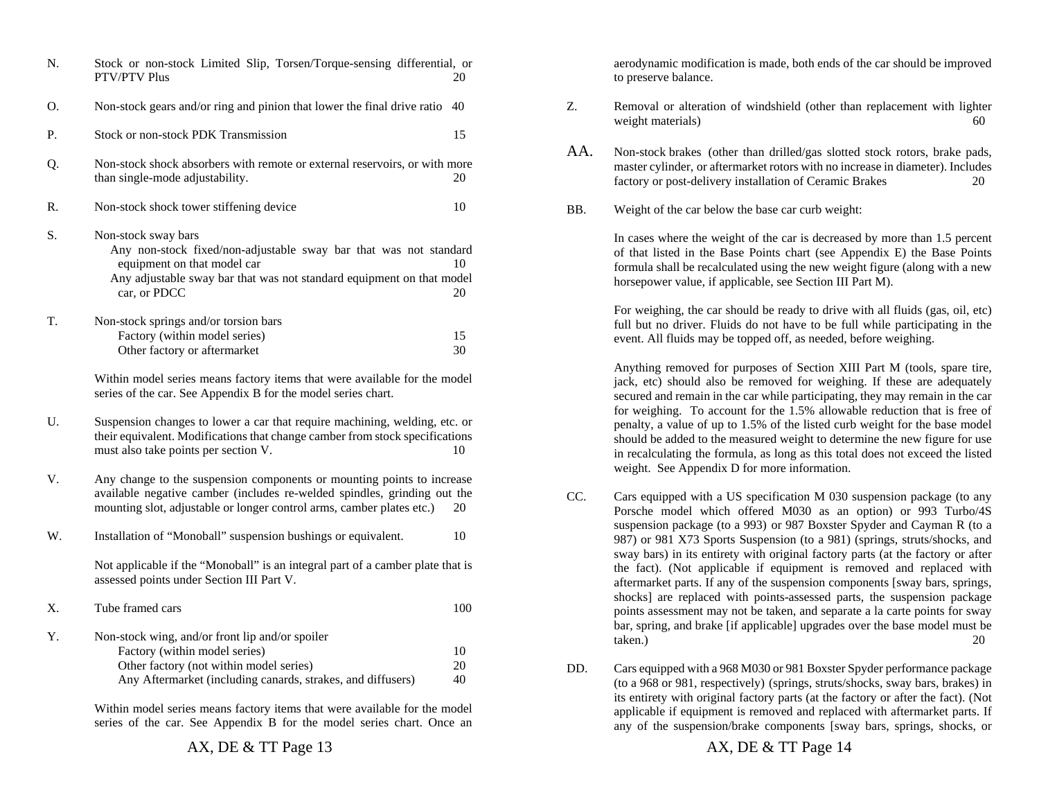N. Stock or non-stock Limited Slip, Torsen/Torque-sensing differential, or PTV/PTV Plus 20

O. Non-stock gears and/or ring and pinion that lower the final drive ratio 40

P. Stock or non-stock PDK Transmission 15

Q. Non-stock shock absorbers with remote or external reservoirs, or with more than single-mode adjustability. 20

R. Non-stock shock tower stiffening device 10

S. Non-stock sway bars

   Any non-stock fixed/non-adjustable sway bar that was not standard equipment on that model car 10

   Any adjustable sway bar that was not standard equipment on that model car, or PDCC 20

T. Non-stock springs and/or torsion bars

   Factory (within model series) 15

   Other factory or aftermarket 30

   Within model series means factory items that were available for the model series of the car. See Appendix B for the model series chart.

U. Suspension changes to lower a car that require machining, welding, etc. or their equivalent. Modifications that change camber from stock specifications must also take points per section V. 10

V. Any change to the suspension components or mounting points to increase available negative camber (includes re-welded spindles, grinding out the mounting slot, adjustable or longer control arms, camber plates etc.) 20

W. Installation of "Monoball" suspension bushings or equivalent. 10

   Not applicable if the "Monoball" is an integral part of a camber plate that is assessed points under Section III Part V.

X. Tube framed cars 100

Y. Non-stock wing, and/or front lip and/or spoiler

   Factory (within model series) 10

   Other factory (not within model series) 20

   Any Aftermarket (including canards, strakes, and diffusers) 40

   Within model series means factory items that were available for the model series of the car. See Appendix B for the model series chart. Once an aerodynamic modification is made, both ends of the car should be improved to preserve balance.

Z. Removal or alteration of windshield (other than replacement with lighter weight materials) 60

AA. Non-stock brakes (other than drilled/gas slotted stock rotors, brake pads, master cylinder, or aftermarket rotors with no increase in diameter). Includes factory or post-delivery installation of Ceramic Brakes 20

BB. Weight of the car below the base car curb weight:

   In cases where the weight of the car is decreased by more than 1.5 percent of that listed in the Base Points chart (see Appendix E) the Base Points formula shall be recalculated using the new weight figure (along with a new horsepower value, if applicable, see Section III Part M).

   For weighing, the car should be ready to drive with all fluids (gas, oil, etc) full but no driver. Fluids do not have to be full while participating in the event. All fluids may be topped off, as needed, before weighing.

   Anything removed for purposes of Section XIII Part M (tools, spare tire, jack, etc) should also be removed for weighing. If these are adequately secured and remain in the car while participating, they may remain in the car for weighing. To account for the 1.5% allowable reduction that is free of penalty, a value of up to 1.5% of the listed curb weight for the base model should be added to the measured weight to determine the new figure for use in recalculating the formula, as long as this total does not exceed the listed weight. See Appendix D for more information.

CC. Cars equipped with a US specification M 030 suspension package (to any Porsche model which offered M030 as an option) or 993 Turbo/4S suspension package (to a 993) or 987 Boxster Spyder and Cayman R (to a 987) or 981 X73 Sports Suspension (to a 981) (springs, struts/shocks, and sway bars) in its entirety with original factory parts (at the factory or after the fact). (Not applicable if equipment is removed and replaced with aftermarket parts. If any of the suspension components [sway bars, springs, shocks] are replaced with points-assessed parts, the suspension package points assessment may not be taken, and separate a la carte points for sway bar, spring, and brake [if applicable] upgrades over the base model must be taken.) 20

DD. Cars equipped with a 968 M030 or 981 Boxster Spyder performance package (to a 968 or 981, respectively) (springs, struts/shocks, sway bars, brakes) in its entirety with original factory parts (at the factory or after the fact). (Not applicable if equipment is removed and replaced with aftermarket parts. If any of the suspension/brake components [sway bars, springs, shocks, or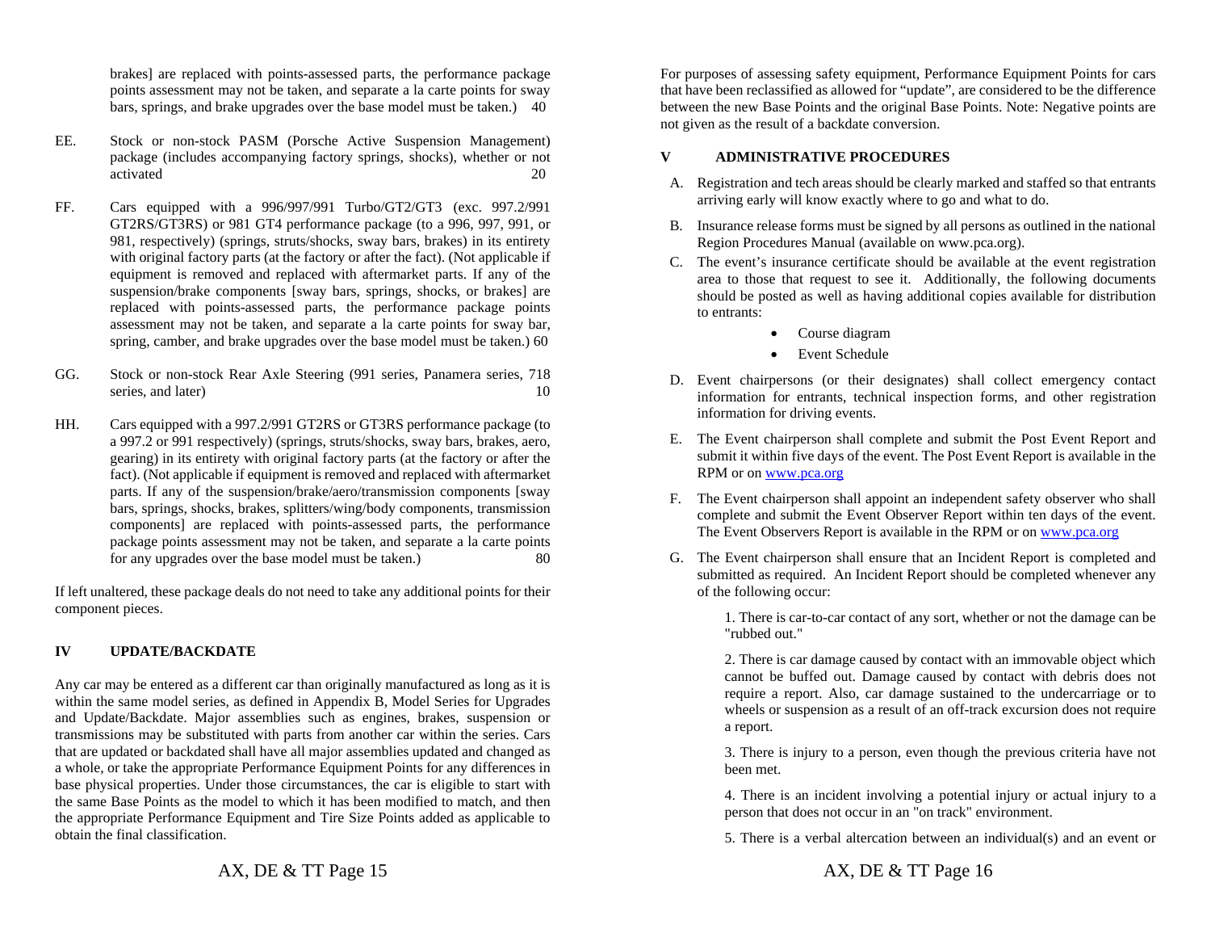brakes] are replaced with points-assessed parts, the performance package points assessment may not be taken, and separate a la carte points for sway bars, springs, and brake upgrades over the base model must be taken.) 40

EE. Stock or non-stock PASM (Porsche Active Suspension Management) package (includes accompanying factory springs, shocks), whether or not activated 20

FF. Cars equipped with a 996/997/991 Turbo/GT2/GT3 (exc. 997.2/991 GT2RS/GT3RS) or 981 GT4 performance package (to a 996, 997, 991, or 981, respectively) (springs, struts/shocks, sway bars, brakes) in its entirety with original factory parts (at the factory or after the fact). (Not applicable if equipment is removed and replaced with aftermarket parts. If any of the suspension/brake components [sway bars, springs, shocks, or brakes] are replaced with points-assessed parts, the performance package points assessment may not be taken, and separate a la carte points for sway bar, spring, camber, and brake upgrades over the base model must be taken.) 60

GG. Stock or non-stock Rear Axle Steering (991 series, Panamera series, 718 series, and later) 10

HH. Cars equipped with a 997.2/991 GT2RS or GT3RS performance package (to a 997.2 or 991 respectively) (springs, struts/shocks, sway bars, brakes, aero, gearing) in its entirety with original factory parts (at the factory or after the fact). (Not applicable if equipment is removed and replaced with aftermarket parts. If any of the suspension/brake/aero/transmission components [sway bars, springs, shocks, brakes, splitters/wing/body components, transmission components] are replaced with points-assessed parts, the performance package points assessment may not be taken, and separate a la carte points for any upgrades over the base model must be taken.) 80

If left unaltered, these package deals do not need to take any additional points for their component pieces.

## IV UPDATE/BACKDATE

Any car may be entered as a different car than originally manufactured as long as it is within the same model series, as defined in Appendix B, Model Series for Upgrades and Update/Backdate. Major assemblies such as engines, brakes, suspension or transmissions may be substituted with parts from another car within the series. Cars that are updated or backdated shall have all major assemblies updated and changed as a whole, or take the appropriate Performance Equipment Points for any differences in base physical properties. Under those circumstances, the car is eligible to start with the same Base Points as the model to which it has been modified to match, and then the appropriate Performance Equipment and Tire Size Points added as applicable to obtain the final classification.

For purposes of assessing safety equipment, Performance Equipment Points for cars that have been reclassified as allowed for "update", are considered to be the difference between the new Base Points and the original Base Points. Note: Negative points are not given as the result of a backdate conversion.

## V ADMINISTRATIVE PROCEDURES

A. Registration and tech areas should be clearly marked and staffed so that entrants arriving early will know exactly where to go and what to do.

B. Insurance release forms must be signed by all persons as outlined in the national Region Procedures Manual (available on www.pca.org).

C. The event's insurance certificate should be available at the event registration area to those that request to see it. Additionally, the following documents should be posted as well as having additional copies available for distribution to entrants:

- Course diagram
- Event Schedule

D. Event chairpersons (or their designates) shall collect emergency contact information for entrants, technical inspection forms, and other registration information for driving events.

E. The Event chairperson shall complete and submit the Post Event Report and submit it within five days of the event. The Post Event Report is available in the RPM or on www.pca.org

F. The Event chairperson shall appoint an independent safety observer who shall complete and submit the Event Observer Report within ten days of the event. The Event Observers Report is available in the RPM or on www.pca.org

G. The Event chairperson shall ensure that an Incident Report is completed and submitted as required. An Incident Report should be completed whenever any of the following occur:

1. There is car-to-car contact of any sort, whether or not the damage can be "rubbed out."

2. There is car damage caused by contact with an immovable object which cannot be buffed out. Damage caused by contact with debris does not require a report. Also, car damage sustained to the undercarriage or to wheels or suspension as a result of an off-track excursion does not require a report.

3. There is injury to a person, even though the previous criteria have not been met.

4. There is an incident involving a potential injury or actual injury to a person that does not occur in an "on track" environment.

5. There is a verbal altercation between an individual(s) and an event or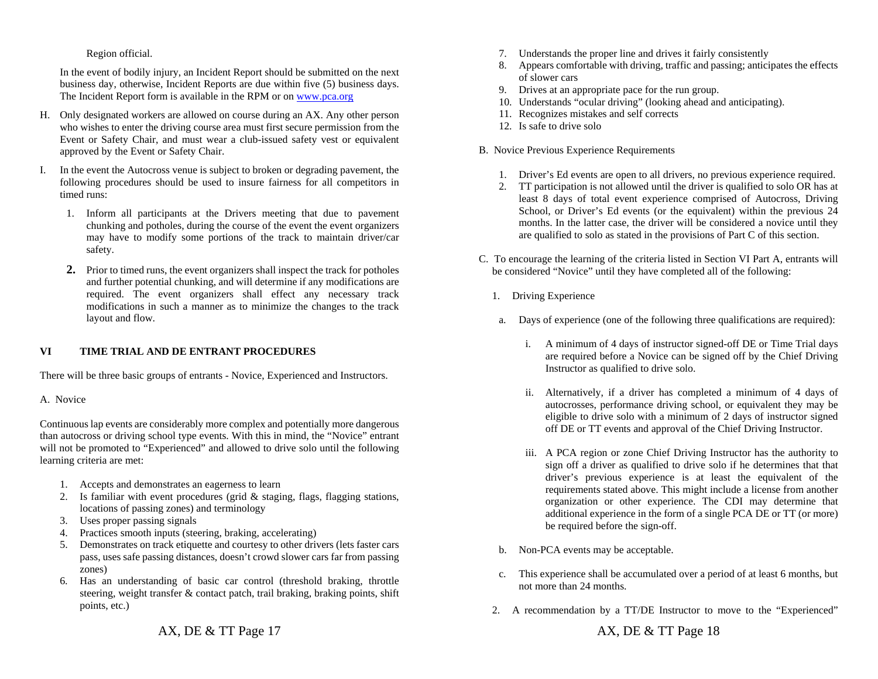Region official.

In the event of bodily injury, an Incident Report should be submitted on the next business day, otherwise, Incident Reports are due within five (5) business days. The Incident Report form is available in the RPM or on www.pca.org

H. Only designated workers are allowed on course during an AX. Any other person who wishes to enter the driving course area must first secure permission from the Event or Safety Chair, and must wear a club-issued safety vest or equivalent approved by the Event or Safety Chair.

I. In the event the Autocross venue is subject to broken or degrading pavement, the following procedures should be used to insure fairness for all competitors in timed runs:

1. Inform all participants at the Drivers meeting that due to pavement chunking and potholes, during the course of the event the event organizers may have to modify some portions of the track to maintain driver/car safety.
2. Prior to timed runs, the event organizers shall inspect the track for potholes and further potential chunking, and will determine if any modifications are required. The event organizers shall effect any necessary track modifications in such a manner as to minimize the changes to the track layout and flow.

## VI TIME TRIAL AND DE ENTRANT PROCEDURES

There will be three basic groups of entrants - Novice, Experienced and Instructors.

A. Novice

Continuous lap events are considerably more complex and potentially more dangerous than autocross or driving school type events. With this in mind, the "Novice" entrant will not be promoted to "Experienced" and allowed to drive solo until the following learning criteria are met:

1. Accepts and demonstrates an eagerness to learn
2. Is familiar with event procedures (grid & staging, flags, flagging stations, locations of passing zones) and terminology
3. Uses proper passing signals
4. Practices smooth inputs (steering, braking, accelerating)
5. Demonstrates on track etiquette and courtesy to other drivers (lets faster cars pass, uses safe passing distances, doesn't crowd slower cars far from passing zones)
6. Has an understanding of basic car control (threshold braking, throttle steering, weight transfer & contact patch, trail braking, braking points, shift points, etc.)
7. Understands the proper line and drives it fairly consistently
8. Appears comfortable with driving, traffic and passing; anticipates the effects of slower cars
9. Drives at an appropriate pace for the run group.
10. Understands "ocular driving" (looking ahead and anticipating).
11. Recognizes mistakes and self corrects
12. Is safe to drive solo

B. Novice Previous Experience Requirements

1. Driver's Ed events are open to all drivers, no previous experience required.
2. TT participation is not allowed until the driver is qualified to solo OR has at least 8 days of total event experience comprised of Autocross, Driving School, or Driver's Ed events (or the equivalent) within the previous 24 months. In the latter case, the driver will be considered a novice until they are qualified to solo as stated in the provisions of Part C of this section.

C. To encourage the learning of the criteria listed in Section VI Part A, entrants will be considered "Novice" until they have completed all of the following:

1. Driving Experience

   a. Days of experience (one of the following three qualifications are required):

      i. A minimum of 4 days of instructor signed-off DE or Time Trial days are required before a Novice can be signed off by the Chief Driving Instructor as qualified to drive solo.

      ii. Alternatively, if a driver has completed a minimum of 4 days of autocrosses, performance driving school, or equivalent they may be eligible to drive solo with a minimum of 2 days of instructor signed off DE or TT events and approval of the Chief Driving Instructor.

      iii. A PCA region or zone Chief Driving Instructor has the authority to sign off a driver as qualified to drive solo if he determines that that driver's previous experience is at least the equivalent of the requirements stated above. This might include a license from another organization or other experience. The CDI may determine that additional experience in the form of a single PCA DE or TT (or more) be required before the sign-off.

   b. Non-PCA events may be acceptable.

   c. This experience shall be accumulated over a period of at least 6 months, but not more than 24 months.

2. A recommendation by a TT/DE Instructor to move to the "Experienced"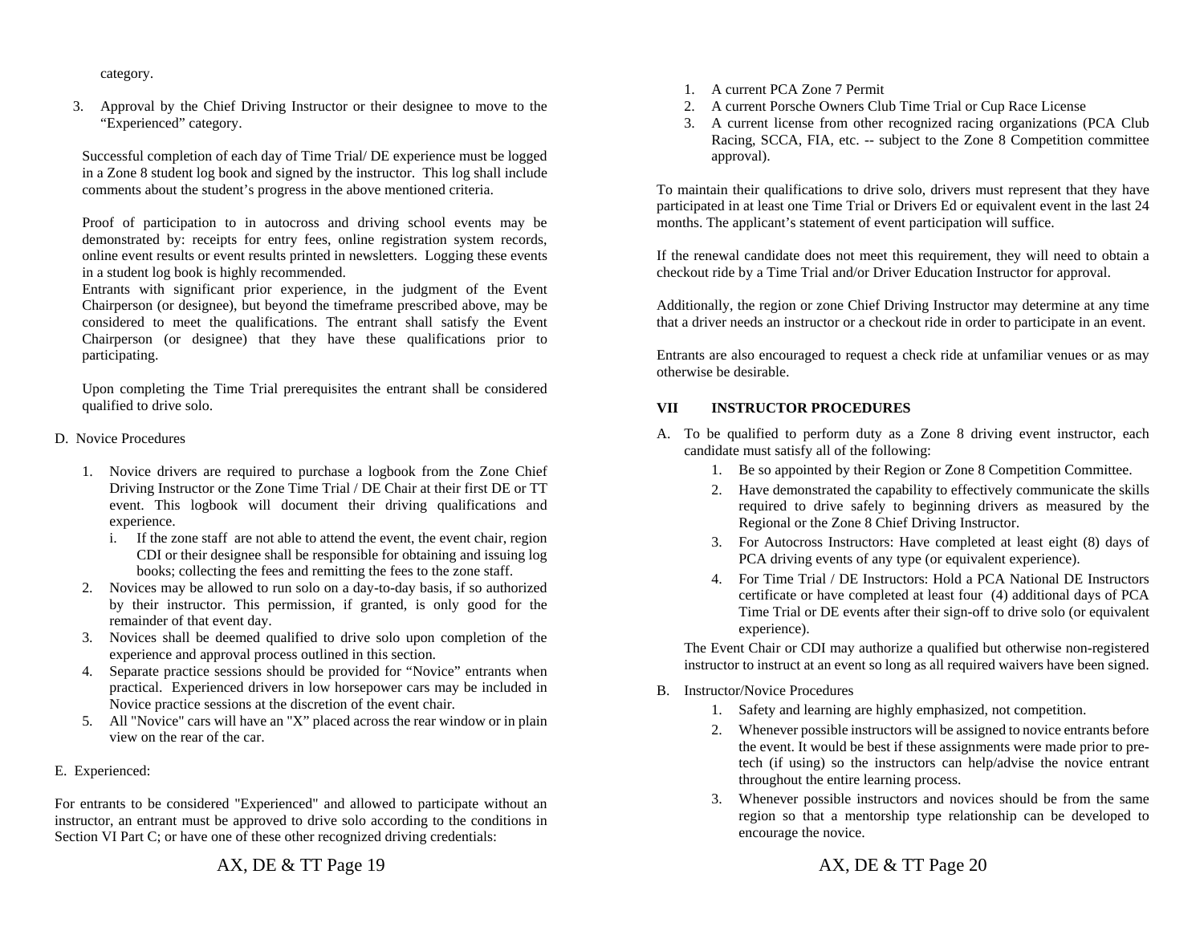category.

3. Approval by the Chief Driving Instructor or their designee to move to the "Experienced" category.

Successful completion of each day of Time Trial/ DE experience must be logged in a Zone 8 student log book and signed by the instructor. This log shall include comments about the student's progress in the above mentioned criteria.

Proof of participation to in autocross and driving school events may be demonstrated by: receipts for entry fees, online registration system records, online event results or event results printed in newsletters. Logging these events in a student log book is highly recommended.

Entrants with significant prior experience, in the judgment of the Event Chairperson (or designee), but beyond the timeframe prescribed above, may be considered to meet the qualifications. The entrant shall satisfy the Event Chairperson (or designee) that they have these qualifications prior to participating.

Upon completing the Time Trial prerequisites the entrant shall be considered qualified to drive solo.

D. Novice Procedures

1. Novice drivers are required to purchase a logbook from the Zone Chief Driving Instructor or the Zone Time Trial / DE Chair at their first DE or TT event. This logbook will document their driving qualifications and experience.
   i. If the zone staff are not able to attend the event, the event chair, region CDI or their designee shall be responsible for obtaining and issuing log books; collecting the fees and remitting the fees to the zone staff.
2. Novices may be allowed to run solo on a day-to-day basis, if so authorized by their instructor. This permission, if granted, is only good for the remainder of that event day.
3. Novices shall be deemed qualified to drive solo upon completion of the experience and approval process outlined in this section.
4. Separate practice sessions should be provided for "Novice" entrants when practical. Experienced drivers in low horsepower cars may be included in Novice practice sessions at the discretion of the event chair.
5. All "Novice" cars will have an "X" placed across the rear window or in plain view on the rear of the car.

E. Experienced:

For entrants to be considered "Experienced" and allowed to participate without an instructor, an entrant must be approved to drive solo according to the conditions in Section VI Part C; or have one of these other recognized driving credentials:

1. A current PCA Zone 7 Permit
2. A current Porsche Owners Club Time Trial or Cup Race License
3. A current license from other recognized racing organizations (PCA Club Racing, SCCA, FIA, etc. -- subject to the Zone 8 Competition committee approval).

To maintain their qualifications to drive solo, drivers must represent that they have participated in at least one Time Trial or Drivers Ed or equivalent event in the last 24 months. The applicant's statement of event participation will suffice.

If the renewal candidate does not meet this requirement, they will need to obtain a checkout ride by a Time Trial and/or Driver Education Instructor for approval.

Additionally, the region or zone Chief Driving Instructor may determine at any time that a driver needs an instructor or a checkout ride in order to participate in an event.

Entrants are also encouraged to request a check ride at unfamiliar venues or as may otherwise be desirable.

## VII INSTRUCTOR PROCEDURES

A. To be qualified to perform duty as a Zone 8 driving event instructor, each candidate must satisfy all of the following:
   1. Be so appointed by their Region or Zone 8 Competition Committee.
   2. Have demonstrated the capability to effectively communicate the skills required to drive safely to beginning drivers as measured by the Regional or the Zone 8 Chief Driving Instructor.
   3. For Autocross Instructors: Have completed at least eight (8) days of PCA driving events of any type (or equivalent experience).
   4. For Time Trial / DE Instructors: Hold a PCA National DE Instructors certificate or have completed at least four (4) additional days of PCA Time Trial or DE events after their sign-off to drive solo (or equivalent experience).

   The Event Chair or CDI may authorize a qualified but otherwise non-registered instructor to instruct at an event so long as all required waivers have been signed.

B. Instructor/Novice Procedures
   1. Safety and learning are highly emphasized, not competition.
   2. Whenever possible instructors will be assigned to novice entrants before the event. It would be best if these assignments were made prior to pre-tech (if using) so the instructors can help/advise the novice entrant throughout the entire learning process.
   3. Whenever possible instructors and novices should be from the same region so that a mentorship type relationship can be developed to encourage the novice.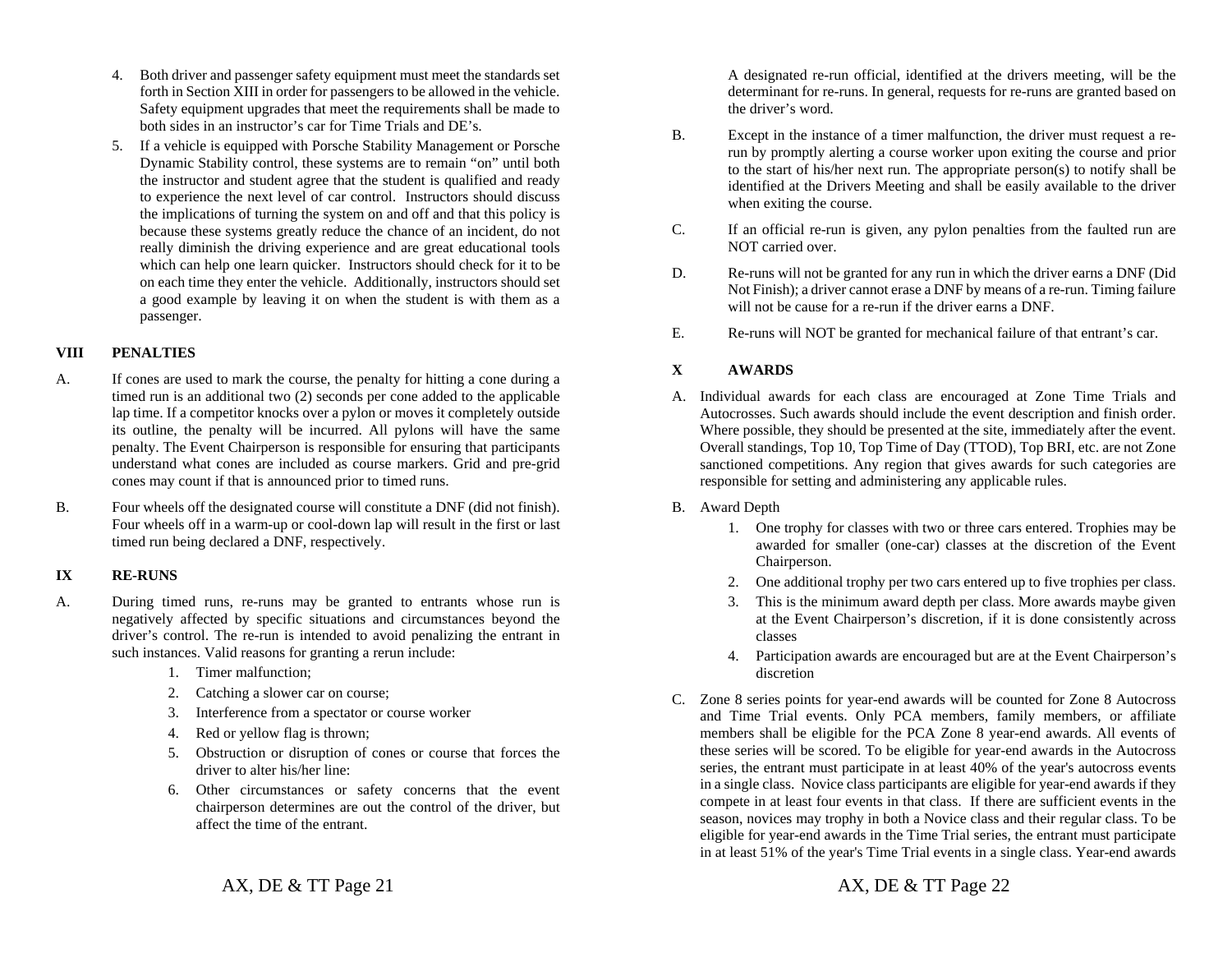4. Both driver and passenger safety equipment must meet the standards set forth in Section XIII in order for passengers to be allowed in the vehicle. Safety equipment upgrades that meet the requirements shall be made to both sides in an instructor's car for Time Trials and DE's.
5. If a vehicle is equipped with Porsche Stability Management or Porsche Dynamic Stability control, these systems are to remain "on" until both the instructor and student agree that the student is qualified and ready to experience the next level of car control. Instructors should discuss the implications of turning the system on and off and that this policy is because these systems greatly reduce the chance of an incident, do not really diminish the driving experience and are great educational tools which can help one learn quicker. Instructors should check for it to be on each time they enter the vehicle. Additionally, instructors should set a good example by leaving it on when the student is with them as a passenger.

## VIII PENALTIES

A. If cones are used to mark the course, the penalty for hitting a cone during a timed run is an additional two (2) seconds per cone added to the applicable lap time. If a competitor knocks over a pylon or moves it completely outside its outline, the penalty will be incurred. All pylons will have the same penalty. The Event Chairperson is responsible for ensuring that participants understand what cones are included as course markers. Grid and pre-grid cones may count if that is announced prior to timed runs.

B. Four wheels off the designated course will constitute a DNF (did not finish). Four wheels off in a warm-up or cool-down lap will result in the first or last timed run being declared a DNF, respectively.

## IX RE-RUNS

A. During timed runs, re-runs may be granted to entrants whose run is negatively affected by specific situations and circumstances beyond the driver's control. The re-run is intended to avoid penalizing the entrant in such instances. Valid reasons for granting a rerun include:

1. Timer malfunction;
2. Catching a slower car on course;
3. Interference from a spectator or course worker
4. Red or yellow flag is thrown;
5. Obstruction or disruption of cones or course that forces the driver to alter his/her line:
6. Other circumstances or safety concerns that the event chairperson determines are out the control of the driver, but affect the time of the entrant.

A designated re-run official, identified at the drivers meeting, will be the determinant for re-runs. In general, requests for re-runs are granted based on the driver's word.

B. Except in the instance of a timer malfunction, the driver must request a re-run by promptly alerting a course worker upon exiting the course and prior to the start of his/her next run. The appropriate person(s) to notify shall be identified at the Drivers Meeting and shall be easily available to the driver when exiting the course.

C. If an official re-run is given, any pylon penalties from the faulted run are NOT carried over.

D. Re-runs will not be granted for any run in which the driver earns a DNF (Did Not Finish); a driver cannot erase a DNF by means of a re-run. Timing failure will not be cause for a re-run if the driver earns a DNF.

E. Re-runs will NOT be granted for mechanical failure of that entrant's car.

## X AWARDS

A. Individual awards for each class are encouraged at Zone Time Trials and Autocrosses. Such awards should include the event description and finish order. Where possible, they should be presented at the site, immediately after the event. Overall standings, Top 10, Top Time of Day (TTOD), Top BRI, etc. are not Zone sanctioned competitions. Any region that gives awards for such categories are responsible for setting and administering any applicable rules.

B. Award Depth

1. One trophy for classes with two or three cars entered. Trophies may be awarded for smaller (one-car) classes at the discretion of the Event Chairperson.
2. One additional trophy per two cars entered up to five trophies per class.
3. This is the minimum award depth per class. More awards maybe given at the Event Chairperson's discretion, if it is done consistently across classes
4. Participation awards are encouraged but are at the Event Chairperson's discretion

C. Zone 8 series points for year-end awards will be counted for Zone 8 Autocross and Time Trial events. Only PCA members, family members, or affiliate members shall be eligible for the PCA Zone 8 year-end awards. All events of these series will be scored. To be eligible for year-end awards in the Autocross series, the entrant must participate in at least 40% of the year's autocross events in a single class. Novice class participants are eligible for year-end awards if they compete in at least four events in that class. If there are sufficient events in the season, novices may trophy in both a Novice class and their regular class. To be eligible for year-end awards in the Time Trial series, the entrant must participate in at least 51% of the year's Time Trial events in a single class. Year-end awards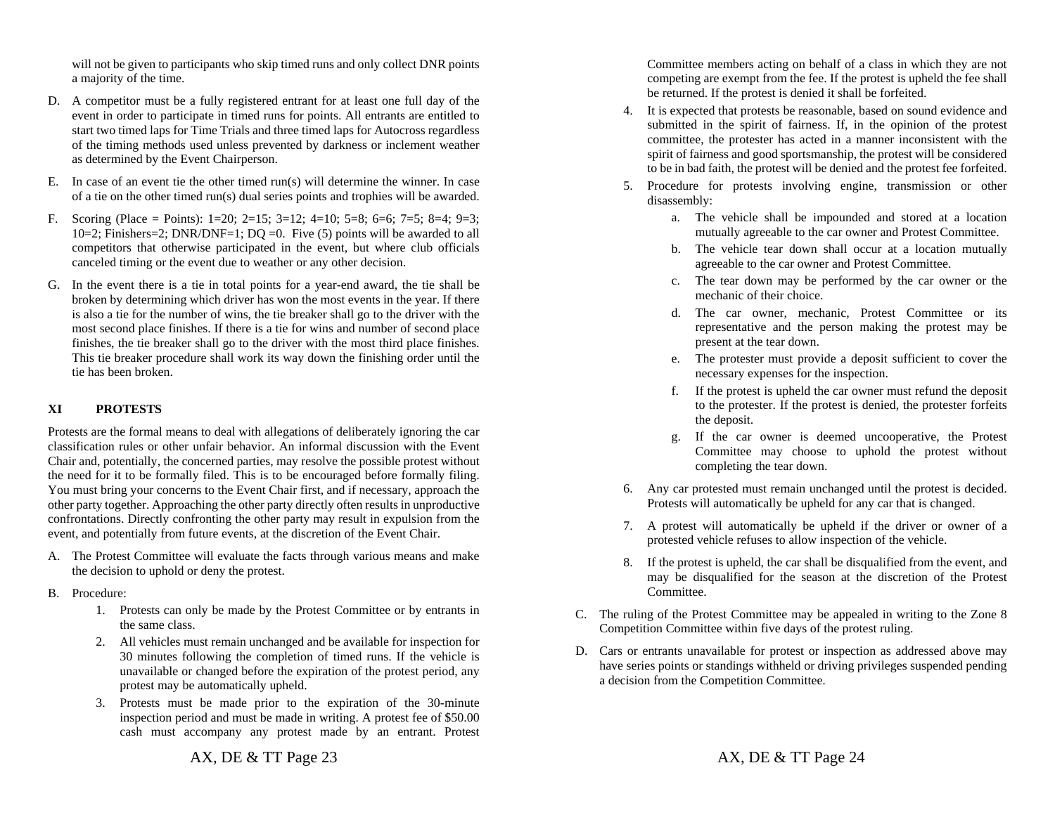will not be given to participants who skip timed runs and only collect DNR points a majority of the time.

D. A competitor must be a fully registered entrant for at least one full day of the event in order to participate in timed runs for points. All entrants are entitled to start two timed laps for Time Trials and three timed laps for Autocross regardless of the timing methods used unless prevented by darkness or inclement weather as determined by the Event Chairperson.

E. In case of an event tie the other timed run(s) will determine the winner. In case of a tie on the other timed run(s) dual series points and trophies will be awarded.

F. Scoring (Place = Points): 1=20; 2=15; 3=12; 4=10; 5=8; 6=6; 7=5; 8=4; 9=3; 10=2; Finishers=2; DNR/DNF=1; DQ =0. Five (5) points will be awarded to all competitors that otherwise participated in the event, but where club officials canceled timing or the event due to weather or any other decision.

G. In the event there is a tie in total points for a year-end award, the tie shall be broken by determining which driver has won the most events in the year. If there is also a tie for the number of wins, the tie breaker shall go to the driver with the most second place finishes. If there is a tie for wins and number of second place finishes, the tie breaker shall go to the driver with the most third place finishes. This tie breaker procedure shall work its way down the finishing order until the tie has been broken.

## XI PROTESTS

Protests are the formal means to deal with allegations of deliberately ignoring the car classification rules or other unfair behavior. An informal discussion with the Event Chair and, potentially, the concerned parties, may resolve the possible protest without the need for it to be formally filed. This is to be encouraged before formally filing. You must bring your concerns to the Event Chair first, and if necessary, approach the other party together. Approaching the other party directly often results in unproductive confrontations. Directly confronting the other party may result in expulsion from the event, and potentially from future events, at the discretion of the Event Chair.

A. The Protest Committee will evaluate the facts through various means and make the decision to uphold or deny the protest.

B. Procedure:
   1. Protests can only be made by the Protest Committee or by entrants in the same class.
   2. All vehicles must remain unchanged and be available for inspection for 30 minutes following the completion of timed runs. If the vehicle is unavailable or changed before the expiration of the protest period, any protest may be automatically upheld.
   3. Protests must be made prior to the expiration of the 30-minute inspection period and must be made in writing. A protest fee of $50.00 cash must accompany any protest made by an entrant. Protest Committee members acting on behalf of a class in which they are not competing are exempt from the fee. If the protest is upheld the fee shall be returned. If the protest is denied it shall be forfeited.
   4. It is expected that protests be reasonable, based on sound evidence and submitted in the spirit of fairness. If, in the opinion of the protest committee, the protester has acted in a manner inconsistent with the spirit of fairness and good sportsmanship, the protest will be considered to be in bad faith, the protest will be denied and the protest fee forfeited.
   5. Procedure for protests involving engine, transmission or other disassembly:
      a. The vehicle shall be impounded and stored at a location mutually agreeable to the car owner and Protest Committee.
      b. The vehicle tear down shall occur at a location mutually agreeable to the car owner and Protest Committee.
      c. The tear down may be performed by the car owner or the mechanic of their choice.
      d. The car owner, mechanic, Protest Committee or its representative and the person making the protest may be present at the tear down.
      e. The protester must provide a deposit sufficient to cover the necessary expenses for the inspection.
      f. If the protest is upheld the car owner must refund the deposit to the protester. If the protest is denied, the protester forfeits the deposit.
      g. If the car owner is deemed uncooperative, the Protest Committee may choose to uphold the protest without completing the tear down.
   6. Any car protested must remain unchanged until the protest is decided. Protests will automatically be upheld for any car that is changed.
   7. A protest will automatically be upheld if the driver or owner of a protested vehicle refuses to allow inspection of the vehicle.
   8. If the protest is upheld, the car shall be disqualified from the event, and may be disqualified for the season at the discretion of the Protest Committee.

C. The ruling of the Protest Committee may be appealed in writing to the Zone 8 Competition Committee within five days of the protest ruling.

D. Cars or entrants unavailable for protest or inspection as addressed above may have series points or standings withheld or driving privileges suspended pending a decision from the Competition Committee.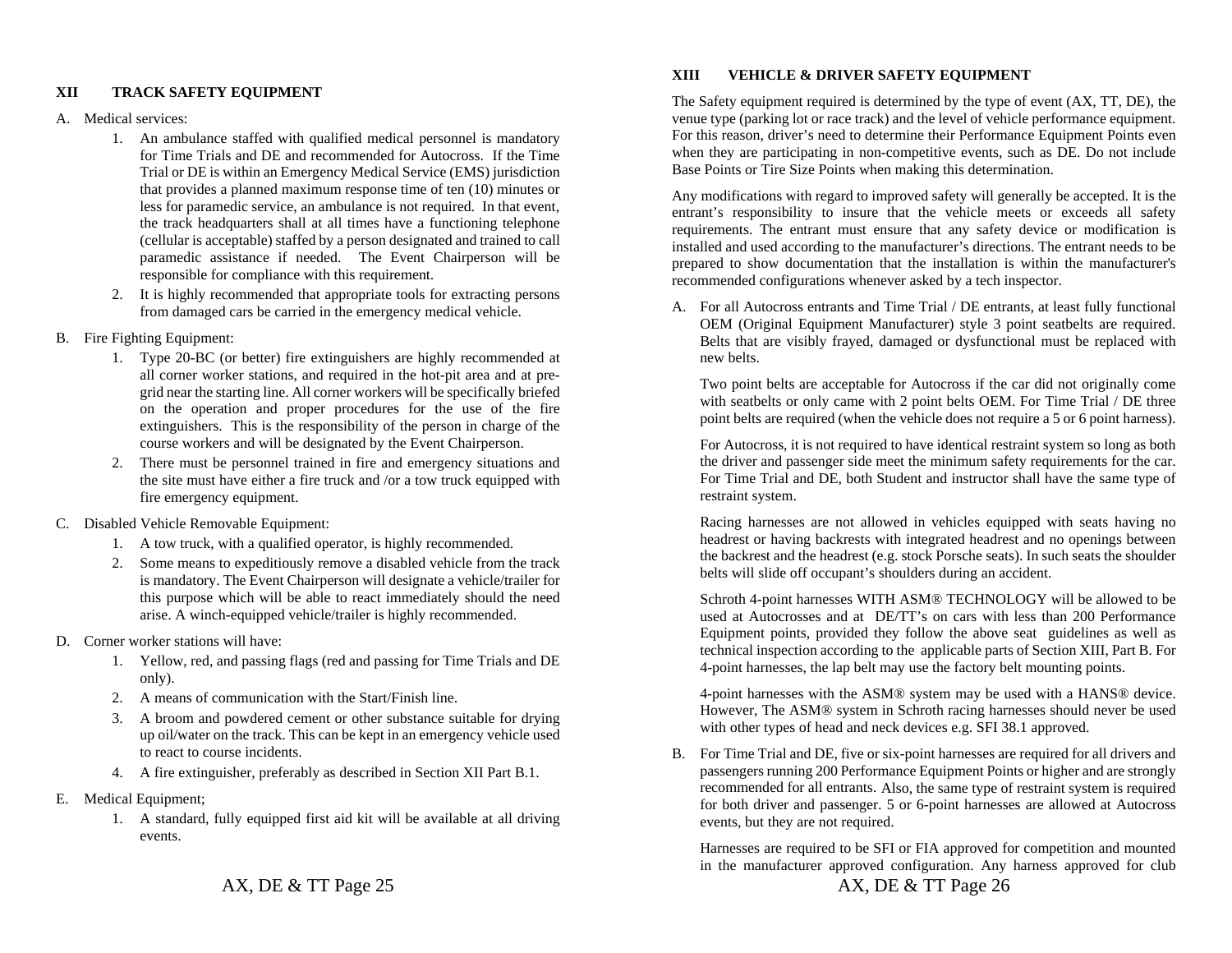## XII TRACK SAFETY EQUIPMENT

A. Medical services:

1. An ambulance staffed with qualified medical personnel is mandatory for Time Trials and DE and recommended for Autocross. If the Time Trial or DE is within an Emergency Medical Service (EMS) jurisdiction that provides a planned maximum response time of ten (10) minutes or less for paramedic service, an ambulance is not required. In that event, the track headquarters shall at all times have a functioning telephone (cellular is acceptable) staffed by a person designated and trained to call paramedic assistance if needed. The Event Chairperson will be responsible for compliance with this requirement.
2. It is highly recommended that appropriate tools for extracting persons from damaged cars be carried in the emergency medical vehicle.

B. Fire Fighting Equipment:

1. Type 20-BC (or better) fire extinguishers are highly recommended at all corner worker stations, and required in the hot-pit area and at pre-grid near the starting line. All corner workers will be specifically briefed on the operation and proper procedures for the use of the fire extinguishers. This is the responsibility of the person in charge of the course workers and will be designated by the Event Chairperson.
2. There must be personnel trained in fire and emergency situations and the site must have either a fire truck and /or a tow truck equipped with fire emergency equipment.

C. Disabled Vehicle Removable Equipment:

1. A tow truck, with a qualified operator, is highly recommended.
2. Some means to expeditiously remove a disabled vehicle from the track is mandatory. The Event Chairperson will designate a vehicle/trailer for this purpose which will be able to react immediately should the need arise. A winch-equipped vehicle/trailer is highly recommended.

D. Corner worker stations will have:

1. Yellow, red, and passing flags (red and passing for Time Trials and DE only).
2. A means of communication with the Start/Finish line.
3. A broom and powdered cement or other substance suitable for drying up oil/water on the track. This can be kept in an emergency vehicle used to react to course incidents.
4. A fire extinguisher, preferably as described in Section XII Part B.1.

E. Medical Equipment;

1. A standard, fully equipped first aid kit will be available at all driving events.

## XIII VEHICLE & DRIVER SAFETY EQUIPMENT

The Safety equipment required is determined by the type of event (AX, TT, DE), the venue type (parking lot or race track) and the level of vehicle performance equipment. For this reason, driver's need to determine their Performance Equipment Points even when they are participating in non-competitive events, such as DE. Do not include Base Points or Tire Size Points when making this determination.

Any modifications with regard to improved safety will generally be accepted. It is the entrant's responsibility to insure that the vehicle meets or exceeds all safety requirements. The entrant must ensure that any safety device or modification is installed and used according to the manufacturer's directions. The entrant needs to be prepared to show documentation that the installation is within the manufacturer's recommended configurations whenever asked by a tech inspector.

A. For all Autocross entrants and Time Trial / DE entrants, at least fully functional OEM (Original Equipment Manufacturer) style 3 point seatbelts are required. Belts that are visibly frayed, damaged or dysfunctional must be replaced with new belts.

   Two point belts are acceptable for Autocross if the car did not originally come with seatbelts or only came with 2 point belts OEM. For Time Trial / DE three point belts are required (when the vehicle does not require a 5 or 6 point harness).

   For Autocross, it is not required to have identical restraint system so long as both the driver and passenger side meet the minimum safety requirements for the car. For Time Trial and DE, both Student and instructor shall have the same type of restraint system.

   Racing harnesses are not allowed in vehicles equipped with seats having no headrest or having backrests with integrated headrest and no openings between the backrest and the headrest (e.g. stock Porsche seats). In such seats the shoulder belts will slide off occupant's shoulders during an accident.

   Schroth 4-point harnesses WITH ASM® TECHNOLOGY will be allowed to be used at Autocrosses and at DE/TT's on cars with less than 200 Performance Equipment points, provided they follow the above seat guidelines as well as technical inspection according to the applicable parts of Section XIII, Part B. For 4-point harnesses, the lap belt may use the factory belt mounting points.

   4-point harnesses with the ASM® system may be used with a HANS® device. However, The ASM® system in Schroth racing harnesses should never be used with other types of head and neck devices e.g. SFI 38.1 approved.

B. For Time Trial and DE, five or six-point harnesses are required for all drivers and passengers running 200 Performance Equipment Points or higher and are strongly recommended for all entrants. Also, the same type of restraint system is required for both driver and passenger. 5 or 6-point harnesses are allowed at Autocross events, but they are not required.

   Harnesses are required to be SFI or FIA approved for competition and mounted in the manufacturer approved configuration. Any harness approved for club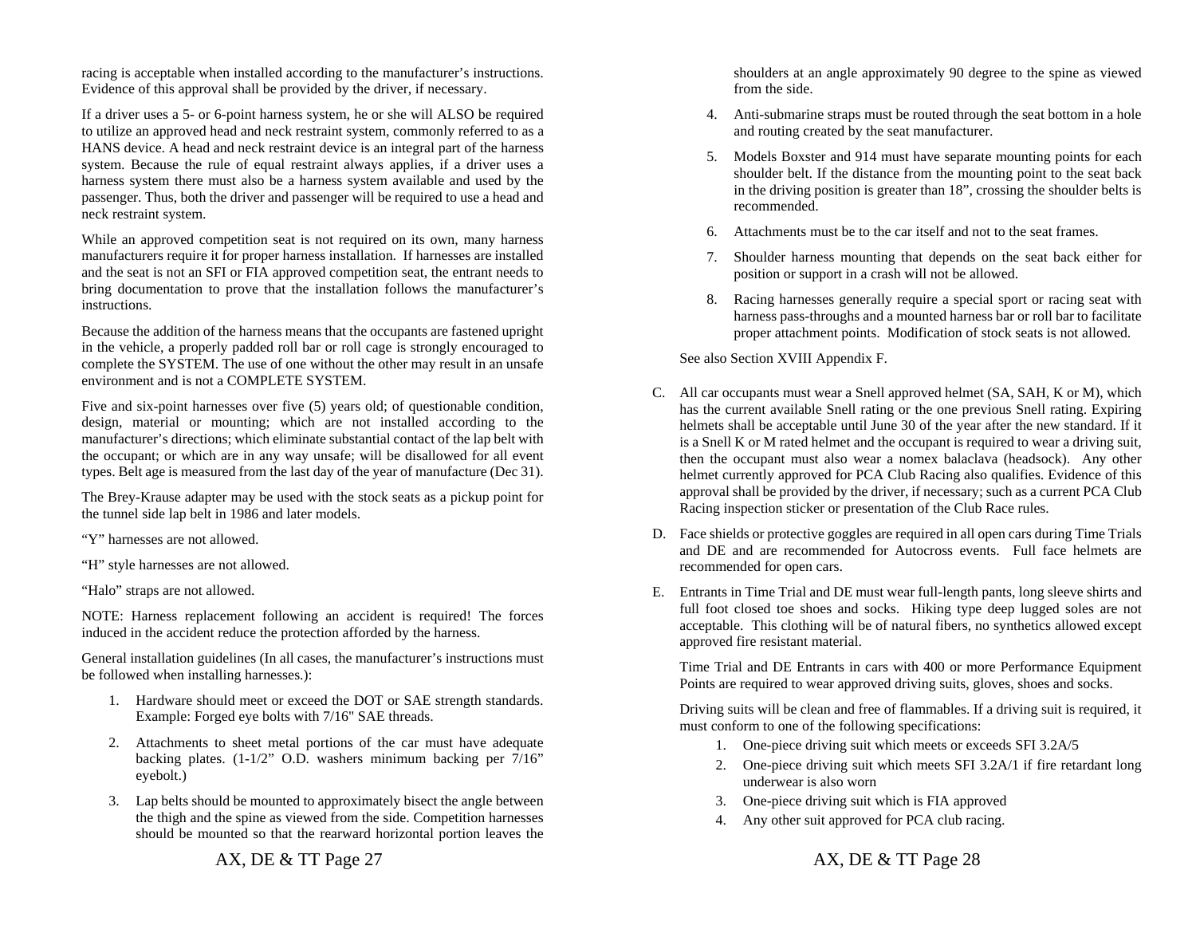racing is acceptable when installed according to the manufacturer's instructions. Evidence of this approval shall be provided by the driver, if necessary.

If a driver uses a 5- or 6-point harness system, he or she will ALSO be required to utilize an approved head and neck restraint system, commonly referred to as a HANS device. A head and neck restraint device is an integral part of the harness system. Because the rule of equal restraint always applies, if a driver uses a harness system there must also be a harness system available and used by the passenger. Thus, both the driver and passenger will be required to use a head and neck restraint system.

While an approved competition seat is not required on its own, many harness manufacturers require it for proper harness installation. If harnesses are installed and the seat is not an SFI or FIA approved competition seat, the entrant needs to bring documentation to prove that the installation follows the manufacturer's instructions.

Because the addition of the harness means that the occupants are fastened upright in the vehicle, a properly padded roll bar or roll cage is strongly encouraged to complete the SYSTEM. The use of one without the other may result in an unsafe environment and is not a COMPLETE SYSTEM.

Five and six-point harnesses over five (5) years old; of questionable condition, design, material or mounting; which are not installed according to the manufacturer's directions; which eliminate substantial contact of the lap belt with the occupant; or which are in any way unsafe; will be disallowed for all event types. Belt age is measured from the last day of the year of manufacture (Dec 31).

The Brey-Krause adapter may be used with the stock seats as a pickup point for the tunnel side lap belt in 1986 and later models.

"Y" harnesses are not allowed.

"H" style harnesses are not allowed.

"Halo" straps are not allowed.

NOTE: Harness replacement following an accident is required! The forces induced in the accident reduce the protection afforded by the harness.

General installation guidelines (In all cases, the manufacturer's instructions must be followed when installing harnesses.):

1. Hardware should meet or exceed the DOT or SAE strength standards. Example: Forged eye bolts with 7/16" SAE threads.
2. Attachments to sheet metal portions of the car must have adequate backing plates. (1-1/2" O.D. washers minimum backing per 7/16" eyebolt.)
3. Lap belts should be mounted to approximately bisect the angle between the thigh and the spine as viewed from the side. Competition harnesses should be mounted so that the rearward horizontal portion leaves the shoulders at an angle approximately 90 degree to the spine as viewed from the side.
4. Anti-submarine straps must be routed through the seat bottom in a hole and routing created by the seat manufacturer.
5. Models Boxster and 914 must have separate mounting points for each shoulder belt. If the distance from the mounting point to the seat back in the driving position is greater than 18", crossing the shoulder belts is recommended.
6. Attachments must be to the car itself and not to the seat frames.
7. Shoulder harness mounting that depends on the seat back either for position or support in a crash will not be allowed.
8. Racing harnesses generally require a special sport or racing seat with harness pass-throughs and a mounted harness bar or roll bar to facilitate proper attachment points. Modification of stock seats is not allowed.

See also Section XVIII Appendix F.

C. All car occupants must wear a Snell approved helmet (SA, SAH, K or M), which has the current available Snell rating or the one previous Snell rating. Expiring helmets shall be acceptable until June 30 of the year after the new standard. If it is a Snell K or M rated helmet and the occupant is required to wear a driving suit, then the occupant must also wear a nomex balaclava (headsock). Any other helmet currently approved for PCA Club Racing also qualifies. Evidence of this approval shall be provided by the driver, if necessary; such as a current PCA Club Racing inspection sticker or presentation of the Club Race rules.

D. Face shields or protective goggles are required in all open cars during Time Trials and DE and are recommended for Autocross events. Full face helmets are recommended for open cars.

E. Entrants in Time Trial and DE must wear full-length pants, long sleeve shirts and full foot closed toe shoes and socks. Hiking type deep lugged soles are not acceptable. This clothing will be of natural fibers, no synthetics allowed except approved fire resistant material.

Time Trial and DE Entrants in cars with 400 or more Performance Equipment Points are required to wear approved driving suits, gloves, shoes and socks.

Driving suits will be clean and free of flammables. If a driving suit is required, it must conform to one of the following specifications:

1. One-piece driving suit which meets or exceeds SFI 3.2A/5
2. One-piece driving suit which meets SFI 3.2A/1 if fire retardant long underwear is also worn
3. One-piece driving suit which is FIA approved
4. Any other suit approved for PCA club racing.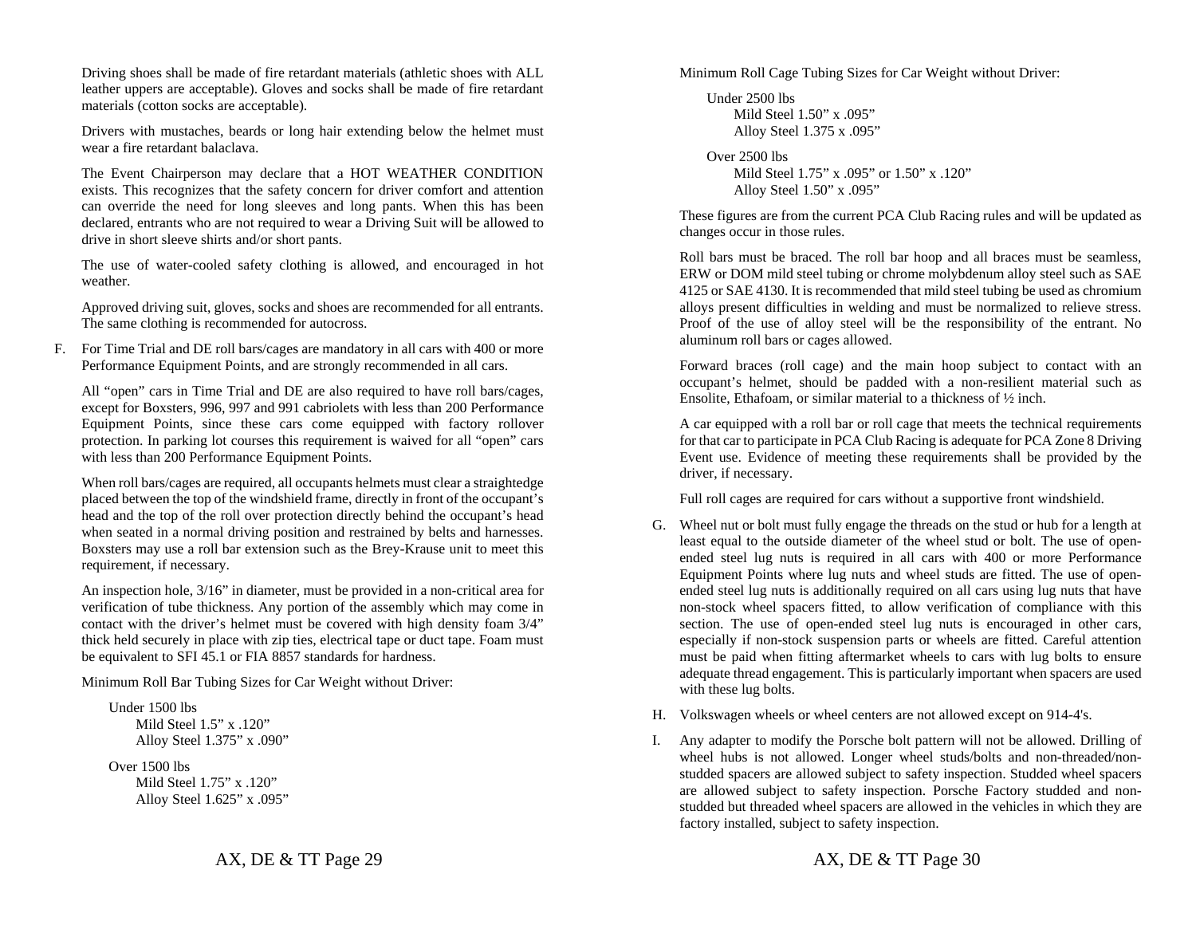Driving shoes shall be made of fire retardant materials (athletic shoes with ALL leather uppers are acceptable). Gloves and socks shall be made of fire retardant materials (cotton socks are acceptable).

Drivers with mustaches, beards or long hair extending below the helmet must wear a fire retardant balaclava.

The Event Chairperson may declare that a HOT WEATHER CONDITION exists. This recognizes that the safety concern for driver comfort and attention can override the need for long sleeves and long pants. When this has been declared, entrants who are not required to wear a Driving Suit will be allowed to drive in short sleeve shirts and/or short pants.

The use of water-cooled safety clothing is allowed, and encouraged in hot weather.

Approved driving suit, gloves, socks and shoes are recommended for all entrants. The same clothing is recommended for autocross.

F. For Time Trial and DE roll bars/cages are mandatory in all cars with 400 or more Performance Equipment Points, and are strongly recommended in all cars.

All "open" cars in Time Trial and DE are also required to have roll bars/cages, except for Boxsters, 996, 997 and 991 cabriolets with less than 200 Performance Equipment Points, since these cars come equipped with factory rollover protection. In parking lot courses this requirement is waived for all "open" cars with less than 200 Performance Equipment Points.

When roll bars/cages are required, all occupants helmets must clear a straightedge placed between the top of the windshield frame, directly in front of the occupant's head and the top of the roll over protection directly behind the occupant's head when seated in a normal driving position and restrained by belts and harnesses. Boxsters may use a roll bar extension such as the Brey-Krause unit to meet this requirement, if necessary.

An inspection hole, 3/16" in diameter, must be provided in a non-critical area for verification of tube thickness. Any portion of the assembly which may come in contact with the driver's helmet must be covered with high density foam 3/4" thick held securely in place with zip ties, electrical tape or duct tape. Foam must be equivalent to SFI 45.1 or FIA 8857 standards for hardness.

Minimum Roll Bar Tubing Sizes for Car Weight without Driver:

Under 1500 lbs
- Mild Steel 1.5" x .120"
- Alloy Steel 1.375" x .090"

Over 1500 lbs
- Mild Steel 1.75" x .120"
- Alloy Steel 1.625" x .095"

Minimum Roll Cage Tubing Sizes for Car Weight without Driver:

Under 2500 lbs
- Mild Steel 1.50" x .095"
- Alloy Steel 1.375 x .095"

Over 2500 lbs
- Mild Steel 1.75" x .095" or 1.50" x .120"
- Alloy Steel 1.50" x .095"

These figures are from the current PCA Club Racing rules and will be updated as changes occur in those rules.

Roll bars must be braced. The roll bar hoop and all braces must be seamless, ERW or DOM mild steel tubing or chrome molybdenum alloy steel such as SAE 4125 or SAE 4130. It is recommended that mild steel tubing be used as chromium alloys present difficulties in welding and must be normalized to relieve stress. Proof of the use of alloy steel will be the responsibility of the entrant. No aluminum roll bars or cages allowed.

Forward braces (roll cage) and the main hoop subject to contact with an occupant's helmet, should be padded with a non-resilient material such as Ensolite, Ethafoam, or similar material to a thickness of ½ inch.

A car equipped with a roll bar or roll cage that meets the technical requirements for that car to participate in PCA Club Racing is adequate for PCA Zone 8 Driving Event use. Evidence of meeting these requirements shall be provided by the driver, if necessary.

Full roll cages are required for cars without a supportive front windshield.

G. Wheel nut or bolt must fully engage the threads on the stud or hub for a length at least equal to the outside diameter of the wheel stud or bolt. The use of open-ended steel lug nuts is required in all cars with 400 or more Performance Equipment Points where lug nuts and wheel studs are fitted. The use of open-ended steel lug nuts is additionally required on all cars using lug nuts that have non-stock wheel spacers fitted, to allow verification of compliance with this section. The use of open-ended steel lug nuts is encouraged in other cars, especially if non-stock suspension parts or wheels are fitted. Careful attention must be paid when fitting aftermarket wheels to cars with lug bolts to ensure adequate thread engagement. This is particularly important when spacers are used with these lug bolts.

H. Volkswagen wheels or wheel centers are not allowed except on 914-4's.

I. Any adapter to modify the Porsche bolt pattern will not be allowed. Drilling of wheel hubs is not allowed. Longer wheel studs/bolts and non-threaded/non-studded spacers are allowed subject to safety inspection. Studded wheel spacers are allowed subject to safety inspection. Porsche Factory studded and non-studded but threaded wheel spacers are allowed in the vehicles in which they are factory installed, subject to safety inspection.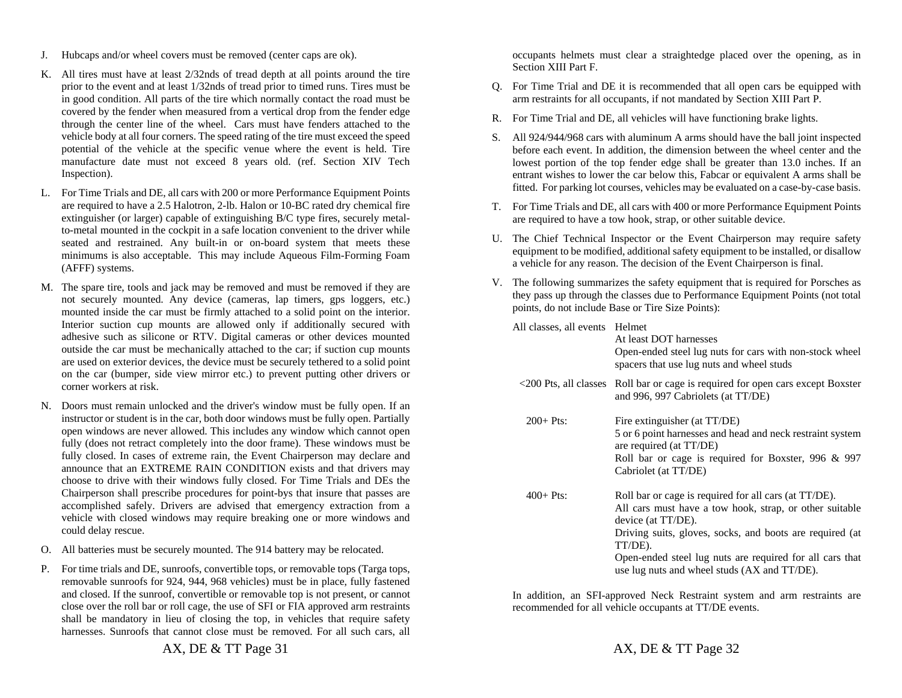J. Hubcaps and/or wheel covers must be removed (center caps are ok).

K. All tires must have at least 2/32nds of tread depth at all points around the tire prior to the event and at least 1/32nds of tread prior to timed runs. Tires must be in good condition. All parts of the tire which normally contact the road must be covered by the fender when measured from a vertical drop from the fender edge through the center line of the wheel. Cars must have fenders attached to the vehicle body at all four corners. The speed rating of the tire must exceed the speed potential of the vehicle at the specific venue where the event is held. Tire manufacture date must not exceed 8 years old. (ref. Section XIV Tech Inspection).

L. For Time Trials and DE, all cars with 200 or more Performance Equipment Points are required to have a 2.5 Halotron, 2-lb. Halon or 10-BC rated dry chemical fire extinguisher (or larger) capable of extinguishing B/C type fires, securely metal-to-metal mounted in the cockpit in a safe location convenient to the driver while seated and restrained. Any built-in or on-board system that meets these minimums is also acceptable. This may include Aqueous Film-Forming Foam (AFFF) systems.

M. The spare tire, tools and jack may be removed and must be removed if they are not securely mounted. Any device (cameras, lap timers, gps loggers, etc.) mounted inside the car must be firmly attached to a solid point on the interior. Interior suction cup mounts are allowed only if additionally secured with adhesive such as silicone or RTV. Digital cameras or other devices mounted outside the car must be mechanically attached to the car; if suction cup mounts are used on exterior devices, the device must be securely tethered to a solid point on the car (bumper, side view mirror etc.) to prevent putting other drivers or corner workers at risk.

N. Doors must remain unlocked and the driver's window must be fully open. If an instructor or student is in the car, both door windows must be fully open. Partially open windows are never allowed. This includes any window which cannot open fully (does not retract completely into the door frame). These windows must be fully closed. In cases of extreme rain, the Event Chairperson may declare and announce that an EXTREME RAIN CONDITION exists and that drivers may choose to drive with their windows fully closed. For Time Trials and DEs the Chairperson shall prescribe procedures for point-bys that insure that passes are accomplished safely. Drivers are advised that emergency extraction from a vehicle with closed windows may require breaking one or more windows and could delay rescue.

O. All batteries must be securely mounted. The 914 battery may be relocated.

P. For time trials and DE, sunroofs, convertible tops, or removable tops (Targa tops, removable sunroofs for 924, 944, 968 vehicles) must be in place, fully fastened and closed. If the sunroof, convertible or removable top is not present, or cannot close over the roll bar or roll cage, the use of SFI or FIA approved arm restraints shall be mandatory in lieu of closing the top, in vehicles that require safety harnesses. Sunroofs that cannot close must be removed. For all such cars, all occupants helmets must clear a straightedge placed over the opening, as in Section XIII Part F.

Q. For Time Trial and DE it is recommended that all open cars be equipped with arm restraints for all occupants, if not mandated by Section XIII Part P.

R. For Time Trial and DE, all vehicles will have functioning brake lights.

S. All 924/944/968 cars with aluminum A arms should have the ball joint inspected before each event. In addition, the dimension between the wheel center and the lowest portion of the top fender edge shall be greater than 13.0 inches. If an entrant wishes to lower the car below this, Fabcar or equivalent A arms shall be fitted. For parking lot courses, vehicles may be evaluated on a case-by-case basis.

T. For Time Trials and DE, all cars with 400 or more Performance Equipment Points are required to have a tow hook, strap, or other suitable device.

U. The Chief Technical Inspector or the Event Chairperson may require safety equipment to be modified, additional safety equipment to be installed, or disallow a vehicle for any reason. The decision of the Event Chairperson is final.

V. The following summarizes the safety equipment that is required for Porsches as they pass up through the classes due to Performance Equipment Points (not total points, do not include Base or Tire Size Points):

| | |
|---|---|
| All classes, all events | Helmet<br>At least DOT harnesses<br>Open-ended steel lug nuts for cars with non-stock wheel spacers that use lug nuts and wheel studs |
| <200 Pts, all classes | Roll bar or cage is required for open cars except Boxster and 996, 997 Cabriolets (at TT/DE) |
| 200+ Pts: | Fire extinguisher (at TT/DE)<br>5 or 6 point harnesses and head and neck restraint system are required (at TT/DE)<br>Roll bar or cage is required for Boxster, 996 & 997 Cabriolet (at TT/DE) |
| 400+ Pts: | Roll bar or cage is required for all cars (at TT/DE).<br>All cars must have a tow hook, strap, or other suitable device (at TT/DE).<br>Driving suits, gloves, socks, and boots are required (at TT/DE).<br>Open-ended steel lug nuts are required for all cars that use lug nuts and wheel studs (AX and TT/DE). |

In addition, an SFI-approved Neck Restraint system and arm restraints are recommended for all vehicle occupants at TT/DE events.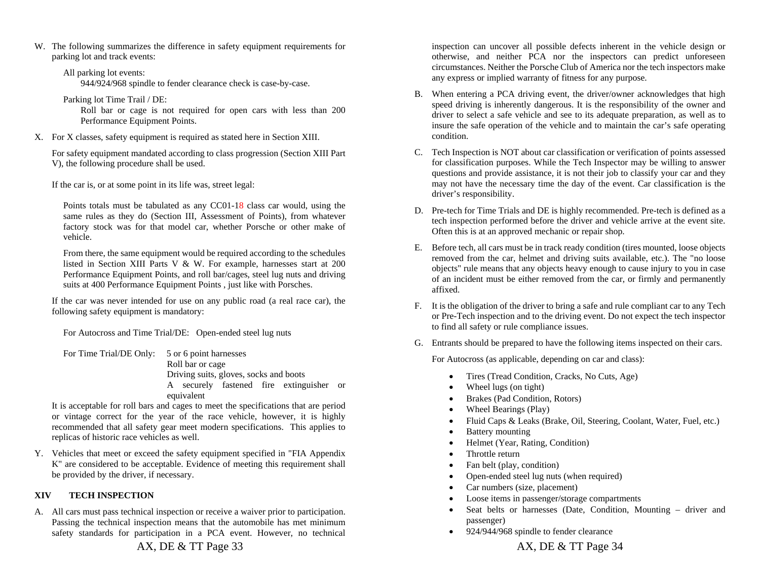W. The following summarizes the difference in safety equipment requirements for parking lot and track events:

All parking lot events:
944/924/968 spindle to fender clearance check is case-by-case.

Parking lot Time Trail / DE:
Roll bar or cage is not required for open cars with less than 200 Performance Equipment Points.

X. For X classes, safety equipment is required as stated here in Section XIII.

For safety equipment mandated according to class progression (Section XIII Part V), the following procedure shall be used.

If the car is, or at some point in its life was, street legal:

Points totals must be tabulated as any CC01-18 class car would, using the same rules as they do (Section III, Assessment of Points), from whatever factory stock was for that model car, whether Porsche or other make of vehicle.

From there, the same equipment would be required according to the schedules listed in Section XIII Parts V & W. For example, harnesses start at 200 Performance Equipment Points, and roll bar/cages, steel lug nuts and driving suits at 400 Performance Equipment Points , just like with Porsches.

If the car was never intended for use on any public road (a real race car), the following safety equipment is mandatory:

For Autocross and Time Trial/DE: Open-ended steel lug nuts

For Time Trial/DE Only:
- 5 or 6 point harnesses
- Roll bar or cage
- Driving suits, gloves, socks and boots
- A securely fastened fire extinguisher or equivalent

It is acceptable for roll bars and cages to meet the specifications that are period or vintage correct for the year of the race vehicle, however, it is highly recommended that all safety gear meet modern specifications. This applies to replicas of historic race vehicles as well.

Y. Vehicles that meet or exceed the safety equipment specified in "FIA Appendix K" are considered to be acceptable. Evidence of meeting this requirement shall be provided by the driver, if necessary.

## XIV TECH INSPECTION

A. All cars must pass technical inspection or receive a waiver prior to participation. Passing the technical inspection means that the automobile has met minimum safety standards for participation in a PCA event. However, no technical inspection can uncover all possible defects inherent in the vehicle design or otherwise, and neither PCA nor the inspectors can predict unforeseen circumstances. Neither the Porsche Club of America nor the tech inspectors make any express or implied warranty of fitness for any purpose.

B. When entering a PCA driving event, the driver/owner acknowledges that high speed driving is inherently dangerous. It is the responsibility of the owner and driver to select a safe vehicle and see to its adequate preparation, as well as to insure the safe operation of the vehicle and to maintain the car's safe operating condition.

C. Tech Inspection is NOT about car classification or verification of points assessed for classification purposes. While the Tech Inspector may be willing to answer questions and provide assistance, it is not their job to classify your car and they may not have the necessary time the day of the event. Car classification is the driver's responsibility.

D. Pre-tech for Time Trials and DE is highly recommended. Pre-tech is defined as a tech inspection performed before the driver and vehicle arrive at the event site. Often this is at an approved mechanic or repair shop.

E. Before tech, all cars must be in track ready condition (tires mounted, loose objects removed from the car, helmet and driving suits available, etc.). The "no loose objects" rule means that any objects heavy enough to cause injury to you in case of an incident must be either removed from the car, or firmly and permanently affixed.

F. It is the obligation of the driver to bring a safe and rule compliant car to any Tech or Pre-Tech inspection and to the driving event. Do not expect the tech inspector to find all safety or rule compliance issues.

G. Entrants should be prepared to have the following items inspected on their cars.

For Autocross (as applicable, depending on car and class):

- Tires (Tread Condition, Cracks, No Cuts, Age)
- Wheel lugs (on tight)
- Brakes (Pad Condition, Rotors)
- Wheel Bearings (Play)
- Fluid Caps & Leaks (Brake, Oil, Steering, Coolant, Water, Fuel, etc.)
- Battery mounting
- Helmet (Year, Rating, Condition)
- Throttle return
- Fan belt (play, condition)
- Open-ended steel lug nuts (when required)
- Car numbers (size, placement)
- Loose items in passenger/storage compartments
- Seat belts or harnesses (Date, Condition, Mounting – driver and passenger)
- 924/944/968 spindle to fender clearance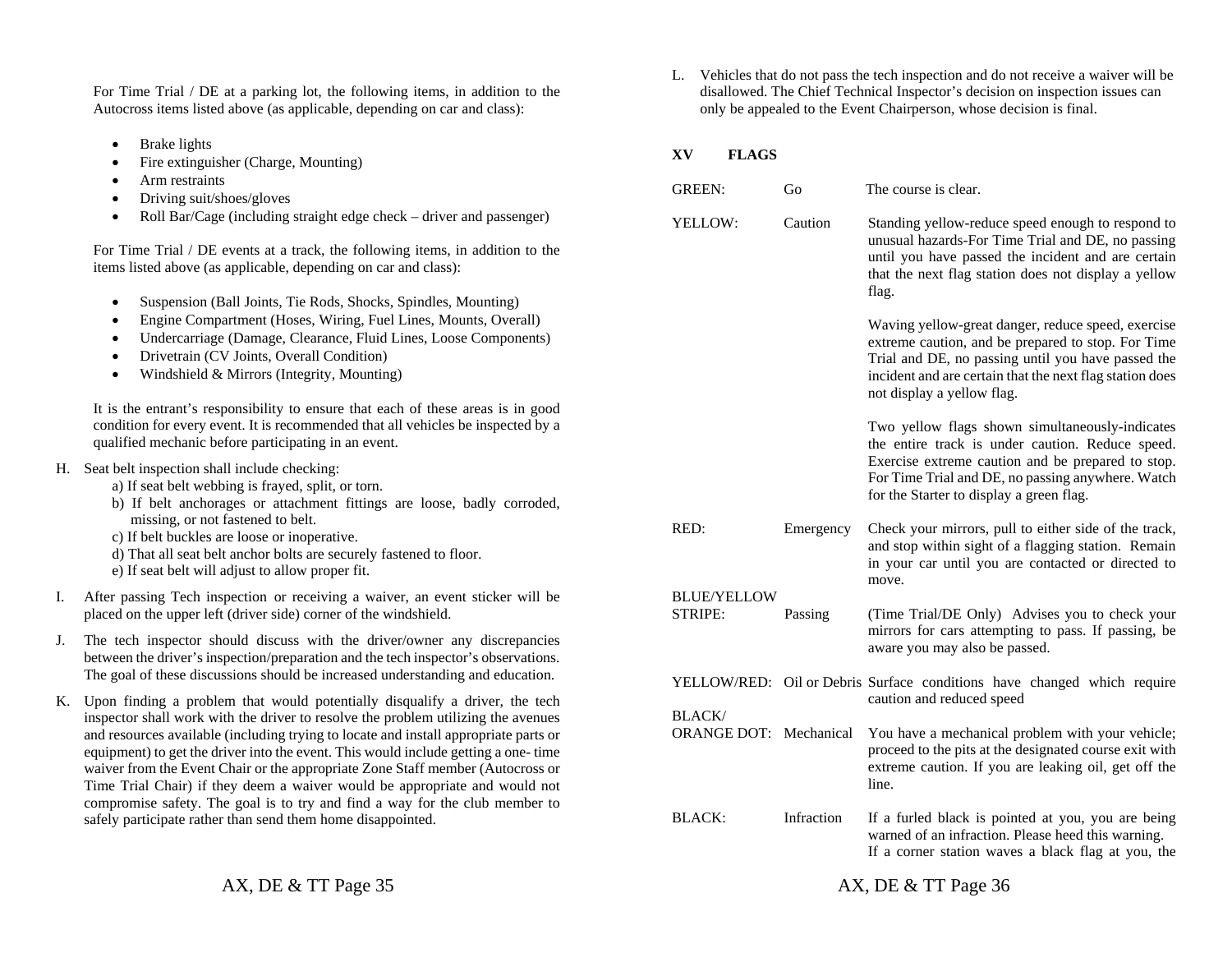For Time Trial / DE at a parking lot, the following items, in addition to the Autocross items listed above (as applicable, depending on car and class):

- Brake lights
- Fire extinguisher (Charge, Mounting)
- Arm restraints
- Driving suit/shoes/gloves
- Roll Bar/Cage (including straight edge check – driver and passenger)

For Time Trial / DE events at a track, the following items, in addition to the items listed above (as applicable, depending on car and class):

- Suspension (Ball Joints, Tie Rods, Shocks, Spindles, Mounting)
- Engine Compartment (Hoses, Wiring, Fuel Lines, Mounts, Overall)
- Undercarriage (Damage, Clearance, Fluid Lines, Loose Components)
- Drivetrain (CV Joints, Overall Condition)
- Windshield & Mirrors (Integrity, Mounting)

It is the entrant's responsibility to ensure that each of these areas is in good condition for every event. It is recommended that all vehicles be inspected by a qualified mechanic before participating in an event.

H. Seat belt inspection shall include checking:
   a) If seat belt webbing is frayed, split, or torn.
   b) If belt anchorages or attachment fittings are loose, badly corroded, missing, or not fastened to belt.
   c) If belt buckles are loose or inoperative.
   d) That all seat belt anchor bolts are securely fastened to floor.
   e) If seat belt will adjust to allow proper fit.

I. After passing Tech inspection or receiving a waiver, an event sticker will be placed on the upper left (driver side) corner of the windshield.

J. The tech inspector should discuss with the driver/owner any discrepancies between the driver's inspection/preparation and the tech inspector's observations. The goal of these discussions should be increased understanding and education.

K. Upon finding a problem that would potentially disqualify a driver, the tech inspector shall work with the driver to resolve the problem utilizing the avenues and resources available (including trying to locate and install appropriate parts or equipment) to get the driver into the event. This would include getting a one- time waiver from the Event Chair or the appropriate Zone Staff member (Autocross or Time Trial Chair) if they deem a waiver would be appropriate and would not compromise safety. The goal is to try and find a way for the club member to safely participate rather than send them home disappointed.

L. Vehicles that do not pass the tech inspection and do not receive a waiver will be disallowed. The Chief Technical Inspector's decision on inspection issues can only be appealed to the Event Chairperson, whose decision is final.

## XV FLAGS

| Flag | Meaning | Description |
|---|---|---|
| GREEN: | Go | The course is clear. |
| YELLOW: | Caution | Standing yellow-reduce speed enough to respond to unusual hazards-For Time Trial and DE, no passing until you have passed the incident and are certain that the next flag station does not display a yellow flag.<br><br>Waving yellow-great danger, reduce speed, exercise extreme caution, and be prepared to stop. For Time Trial and DE, no passing until you have passed the incident and are certain that the next flag station does not display a yellow flag.<br><br>Two yellow flags shown simultaneously-indicates the entire track is under caution. Reduce speed. Exercise extreme caution and be prepared to stop. For Time Trial and DE, no passing anywhere. Watch for the Starter to display a green flag. |
| RED: | Emergency | Check your mirrors, pull to either side of the track, and stop within sight of a flagging station. Remain in your car until you are contacted or directed to move. |
| BLUE/YELLOW STRIPE: | Passing | (Time Trial/DE Only) Advises you to check your mirrors for cars attempting to pass. If passing, be aware you may also be passed. |
| YELLOW/RED: | Oil or Debris | Surface conditions have changed which require caution and reduced speed |
| BLACK/ ORANGE DOT: | Mechanical | You have a mechanical problem with your vehicle; proceed to the pits at the designated course exit with extreme caution. If you are leaking oil, get off the line. |
| BLACK: | Infraction | If a furled black is pointed at you, you are being warned of an infraction. Please heed this warning.<br>If a corner station waves a black flag at you, the |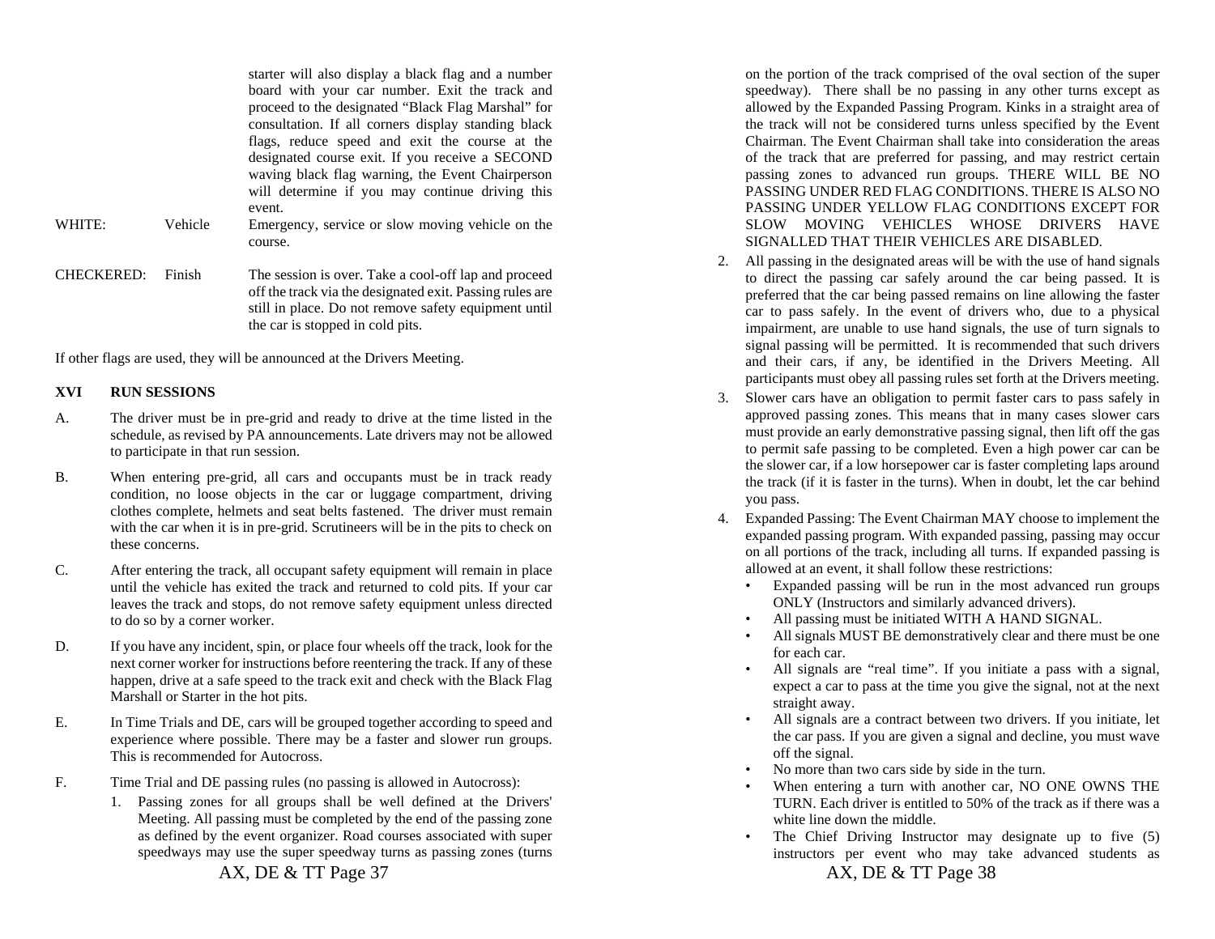starter will also display a black flag and a number board with your car number. Exit the track and proceed to the designated "Black Flag Marshal" for consultation. If all corners display standing black flags, reduce speed and exit the course at the designated course exit. If you receive a SECOND waving black flag warning, the Event Chairperson will determine if you may continue driving this event.

| | | |
|---|---|---|
| WHITE: | Vehicle | Emergency, service or slow moving vehicle on the course. |
| CHECKERED: | Finish | The session is over. Take a cool-off lap and proceed off the track via the designated exit. Passing rules are still in place. Do not remove safety equipment until the car is stopped in cold pits. |

If other flags are used, they will be announced at the Drivers Meeting.

## XVI RUN SESSIONS

A. The driver must be in pre-grid and ready to drive at the time listed in the schedule, as revised by PA announcements. Late drivers may not be allowed to participate in that run session.

B. When entering pre-grid, all cars and occupants must be in track ready condition, no loose objects in the car or luggage compartment, driving clothes complete, helmets and seat belts fastened. The driver must remain with the car when it is in pre-grid. Scrutineers will be in the pits to check on these concerns.

C. After entering the track, all occupant safety equipment will remain in place until the vehicle has exited the track and returned to cold pits. If your car leaves the track and stops, do not remove safety equipment unless directed to do so by a corner worker.

D. If you have any incident, spin, or place four wheels off the track, look for the next corner worker for instructions before reentering the track. If any of these happen, drive at a safe speed to the track exit and check with the Black Flag Marshall or Starter in the hot pits.

E. In Time Trials and DE, cars will be grouped together according to speed and experience where possible. There may be a faster and slower run groups. This is recommended for Autocross.

F. Time Trial and DE passing rules (no passing is allowed in Autocross):

1. Passing zones for all groups shall be well defined at the Drivers' Meeting. All passing must be completed by the end of the passing zone as defined by the event organizer. Road courses associated with super speedways may use the super speedway turns as passing zones (turns on the portion of the track comprised of the oval section of the super speedway). There shall be no passing in any other turns except as allowed by the Expanded Passing Program. Kinks in a straight area of the track will not be considered turns unless specified by the Event Chairman. The Event Chairman shall take into consideration the areas of the track that are preferred for passing, and may restrict certain passing zones to advanced run groups. THERE WILL BE NO PASSING UNDER RED FLAG CONDITIONS. THERE IS ALSO NO PASSING UNDER YELLOW FLAG CONDITIONS EXCEPT FOR SLOW MOVING VEHICLES WHOSE DRIVERS HAVE SIGNALLED THAT THEIR VEHICLES ARE DISABLED.
2. All passing in the designated areas will be with the use of hand signals to direct the passing car safely around the car being passed. It is preferred that the car being passed remains on line allowing the faster car to pass safely. In the event of drivers who, due to a physical impairment, are unable to use hand signals, the use of turn signals to signal passing will be permitted. It is recommended that such drivers and their cars, if any, be identified in the Drivers Meeting. All participants must obey all passing rules set forth at the Drivers meeting.
3. Slower cars have an obligation to permit faster cars to pass safely in approved passing zones. This means that in many cases slower cars must provide an early demonstrative passing signal, then lift off the gas to permit safe passing to be completed. Even a high power car can be the slower car, if a low horsepower car is faster completing laps around the track (if it is faster in the turns). When in doubt, let the car behind you pass.
4. Expanded Passing: The Event Chairman MAY choose to implement the expanded passing program. With expanded passing, passing may occur on all portions of the track, including all turns. If expanded passing is allowed at an event, it shall follow these restrictions:
   - Expanded passing will be run in the most advanced run groups ONLY (Instructors and similarly advanced drivers).
   - All passing must be initiated WITH A HAND SIGNAL.
   - All signals MUST BE demonstratively clear and there must be one for each car.
   - All signals are "real time". If you initiate a pass with a signal, expect a car to pass at the time you give the signal, not at the next straight away.
   - All signals are a contract between two drivers. If you initiate, let the car pass. If you are given a signal and decline, you must wave off the signal.
   - No more than two cars side by side in the turn.
   - When entering a turn with another car, NO ONE OWNS THE TURN. Each driver is entitled to 50% of the track as if there was a white line down the middle.
   - The Chief Driving Instructor may designate up to five (5) instructors per event who may take advanced students as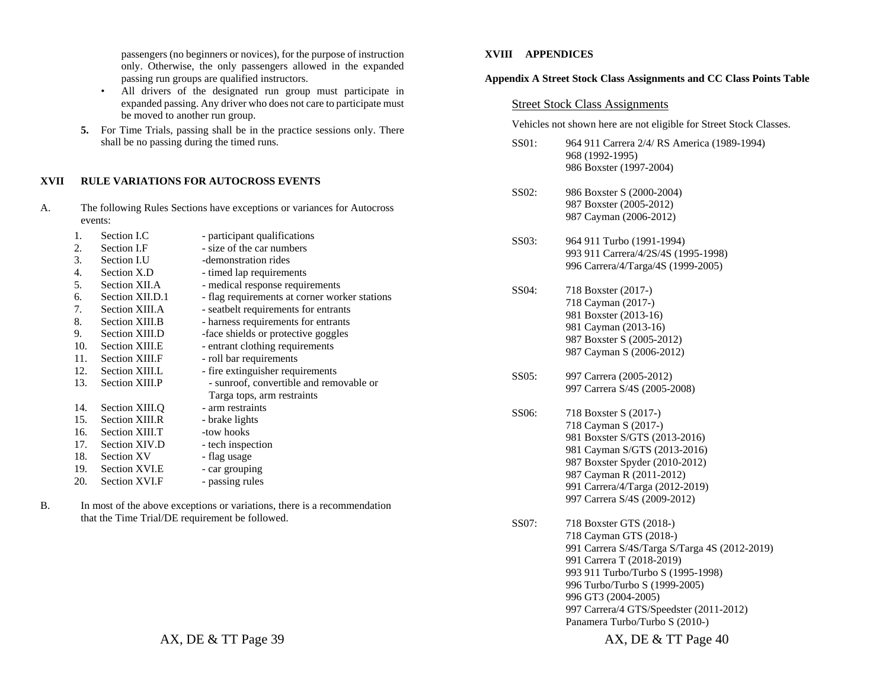passengers (no beginners or novices), for the purpose of instruction only. Otherwise, the only passengers allowed in the expanded passing run groups are qualified instructors.

- All drivers of the designated run group must participate in expanded passing. Any driver who does not care to participate must be moved to another run group.

**5.** For Time Trials, passing shall be in the practice sessions only. There shall be no passing during the timed runs.

## XVII RULE VARIATIONS FOR AUTOCROSS EVENTS

A. The following Rules Sections have exceptions or variances for Autocross events:

| | | |
|---|---|---|
| 1. | Section I.C | - participant qualifications |
| 2. | Section I.F | - size of the car numbers |
| 3. | Section I.U | -demonstration rides |
| 4. | Section X.D | - timed lap requirements |
| 5. | Section XII.A | - medical response requirements |
| 6. | Section XII.D.1 | - flag requirements at corner worker stations |
| 7. | Section XIII.A | - seatbelt requirements for entrants |
| 8. | Section XIII.B | - harness requirements for entrants |
| 9. | Section XIII.D | -face shields or protective goggles |
| 10. | Section XIII.E | - entrant clothing requirements |
| 11. | Section XIII.F | - roll bar requirements |
| 12. | Section XIII.L | - fire extinguisher requirements |
| 13. | Section XIII.P | - sunroof, convertible and removable or Targa tops, arm restraints |
| 14. | Section XIII.Q | - arm restraints |
| 15. | Section XIII.R | - brake lights |
| 16. | Section XIII.T | -tow hooks |
| 17. | Section XIV.D | - tech inspection |
| 18. | Section XV | - flag usage |
| 19. | Section XVI.E | - car grouping |
| 20. | Section XVI.F | - passing rules |

B. In most of the above exceptions or variations, there is a recommendation that the Time Trial/DE requirement be followed.

## XVIII APPENDICES

### Appendix A Street Stock Class Assignments and CC Class Points Table

<u>Street Stock Class Assignments</u>

Vehicles not shown here are not eligible for Street Stock Classes.

SS01:
964 911 Carrera 2/4/ RS America (1989-1994)
968 (1992-1995)
986 Boxster (1997-2004)

SS02:
986 Boxster S (2000-2004)
987 Boxster (2005-2012)
987 Cayman (2006-2012)

SS03:
964 911 Turbo (1991-1994)
993 911 Carrera/4/2S/4S (1995-1998)
996 Carrera/4/Targa/4S (1999-2005)

SS04:
718 Boxster (2017-)
718 Cayman (2017-)
981 Boxster (2013-16)
981 Cayman (2013-16)
987 Boxster S (2005-2012)
987 Cayman S (2006-2012)

SS05:
997 Carrera (2005-2012)
997 Carrera S/4S (2005-2008)

SS06:
718 Boxster S (2017-)
718 Cayman S (2017-)
981 Boxster S/GTS (2013-2016)
981 Cayman S/GTS (2013-2016)
987 Boxster Spyder (2010-2012)
987 Cayman R (2011-2012)
991 Carrera/4/Targa (2012-2019)
997 Carrera S/4S (2009-2012)

SS07:
718 Boxster GTS (2018-)
718 Cayman GTS (2018-)
991 Carrera S/4S/Targa S/Targa 4S (2012-2019)
991 Carrera T (2018-2019)
993 911 Turbo/Turbo S (1995-1998)
996 Turbo/Turbo S (1999-2005)
996 GT3 (2004-2005)
997 Carrera/4 GTS/Speedster (2011-2012)
Panamera Turbo/Turbo S (2010-)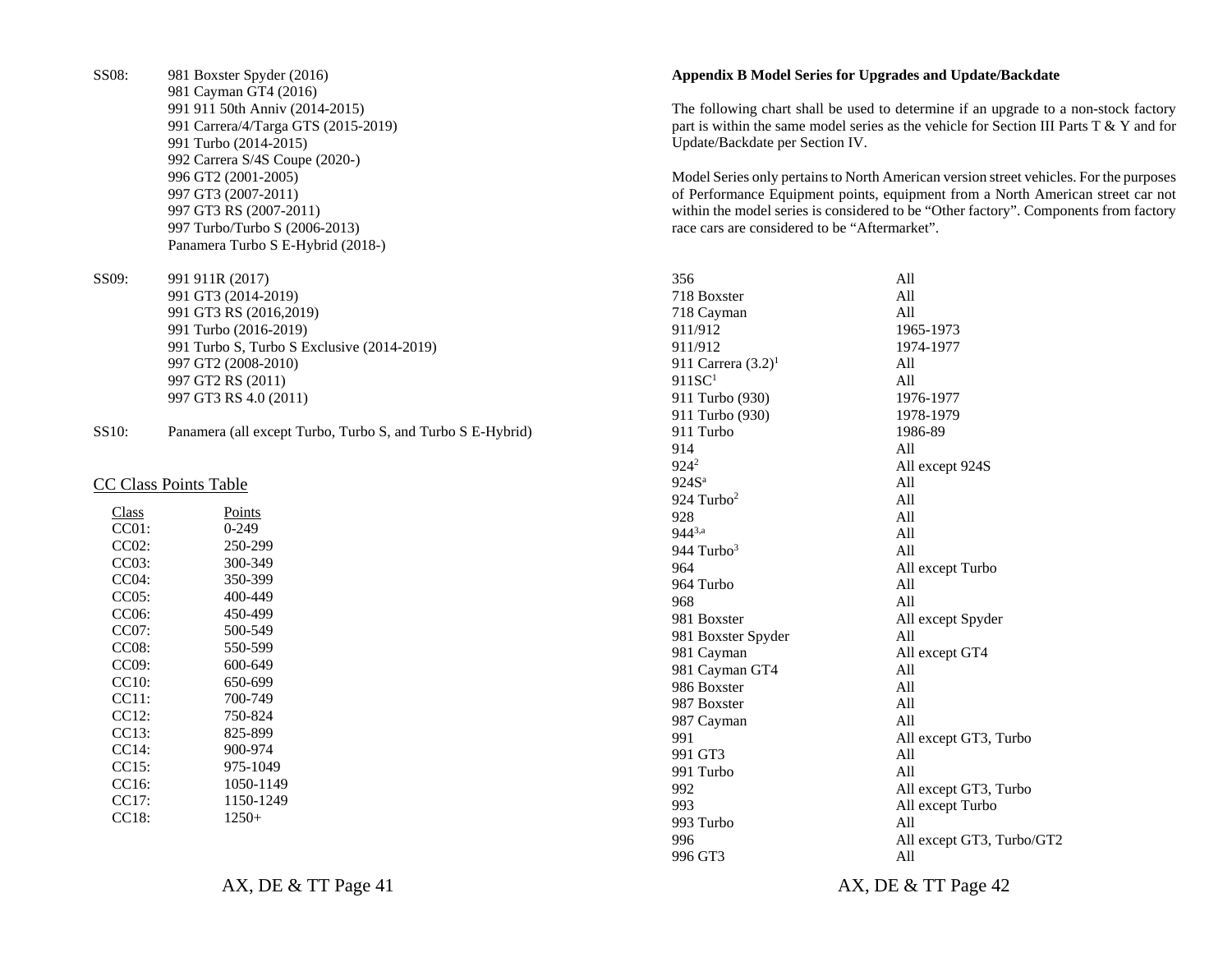SS08: 981 Boxster Spyder (2016)
981 Cayman GT4 (2016)
991 911 50th Anniv (2014-2015)
991 Carrera/4/Targa GTS (2015-2019)
991 Turbo (2014-2015)
992 Carrera S/4S Coupe (2020-)
996 GT2 (2001-2005)
997 GT3 (2007-2011)
997 GT3 RS (2007-2011)
997 Turbo/Turbo S (2006-2013)
Panamera Turbo S E-Hybrid (2018-)

SS09: 991 911R (2017)
991 GT3 (2014-2019)
991 GT3 RS (2016,2019)
991 Turbo (2016-2019)
991 Turbo S, Turbo S Exclusive (2014-2019)
997 GT2 (2008-2010)
997 GT2 RS (2011)
997 GT3 RS 4.0 (2011)

SS10: Panamera (all except Turbo, Turbo S, and Turbo S E-Hybrid)

## CC Class Points Table

| Class | Points |
|---|---|
| CC01: | 0-249 |
| CC02: | 250-299 |
| CC03: | 300-349 |
| CC04: | 350-399 |
| CC05: | 400-449 |
| CC06: | 450-499 |
| CC07: | 500-549 |
| CC08: | 550-599 |
| CC09: | 600-649 |
| CC10: | 650-699 |
| CC11: | 700-749 |
| CC12: | 750-824 |
| CC13: | 825-899 |
| CC14: | 900-974 |
| CC15: | 975-1049 |
| CC16: | 1050-1149 |
| CC17: | 1150-1249 |
| CC18: | 1250+ |

**Appendix B Model Series for Upgrades and Update/Backdate**

The following chart shall be used to determine if an upgrade to a non-stock factory part is within the same model series as the vehicle for Section III Parts T & Y and for Update/Backdate per Section IV.

Model Series only pertains to North American version street vehicles. For the purposes of Performance Equipment points, equipment from a North American street car not within the model series is considered to be "Other factory". Components from factory race cars are considered to be "Aftermarket".

| | |
|---|---|
| 356 | All |
| 718 Boxster | All |
| 718 Cayman | All |
| 911/912 | 1965-1973 |
| 911/912 | 1974-1977 |
| 911 Carrera (3.2)[1] | All |
| 911SC[1] | All |
| 911 Turbo (930) | 1976-1977 |
| 911 Turbo (930) | 1978-1979 |
| 911 Turbo | 1986-89 |
| 914 | All |
| 924[2] | All except 924S |
| 924S[a] | All |
| 924 Turbo[2] | All |
| 928 | All |
| 944[3,a] | All |
| 944 Turbo[3] | All |
| 964 | All except Turbo |
| 964 Turbo | All |
| 968 | All |
| 981 Boxster | All except Spyder |
| 981 Boxster Spyder | All |
| 981 Cayman | All except GT4 |
| 981 Cayman GT4 | All |
| 986 Boxster | All |
| 987 Boxster | All |
| 987 Cayman | All |
| 991 | All except GT3, Turbo |
| 991 GT3 | All |
| 991 Turbo | All |
| 992 | All except GT3, Turbo |
| 993 | All except Turbo |
| 993 Turbo | All |
| 996 | All except GT3, Turbo/GT2 |
| 996 GT3 | All |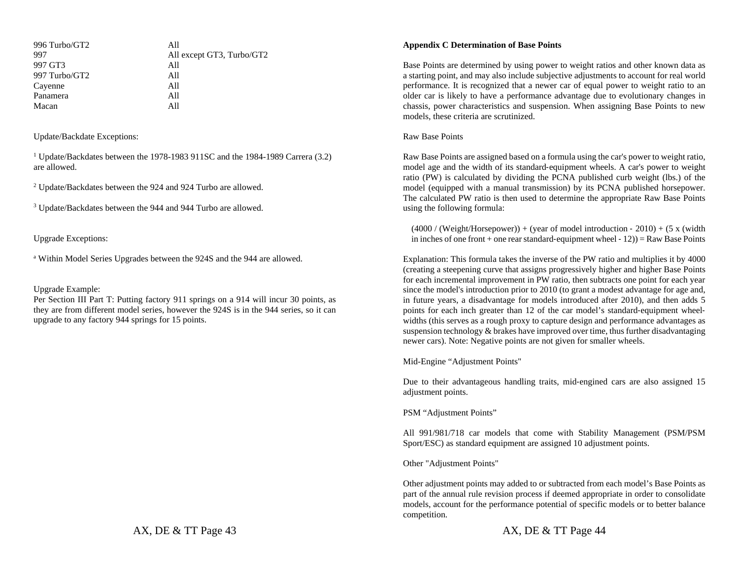| | |
|---|---|
| 996 Turbo/GT2 | All |
| 997 | All except GT3, Turbo/GT2 |
| 997 GT3 | All |
| 997 Turbo/GT2 | All |
| Cayenne | All |
| Panamera | All |
| Macan | All |

Update/Backdate Exceptions:

[1] Update/Backdates between the 1978-1983 911SC and the 1984-1989 Carrera (3.2) are allowed.

[2] Update/Backdates between the 924 and 924 Turbo are allowed.

[3] Update/Backdates between the 944 and 944 Turbo are allowed.

Upgrade Exceptions:

[a] Within Model Series Upgrades between the 924S and the 944 are allowed.

Upgrade Example:
Per Section III Part T: Putting factory 911 springs on a 914 will incur 30 points, as they are from different model series, however the 924S is in the 944 series, so it can upgrade to any factory 944 springs for 15 points.

**Appendix C Determination of Base Points**

Base Points are determined by using power to weight ratios and other known data as a starting point, and may also include subjective adjustments to account for real world performance. It is recognized that a newer car of equal power to weight ratio to an older car is likely to have a performance advantage due to evolutionary changes in chassis, power characteristics and suspension. When assigning Base Points to new models, these criteria are scrutinized.

Raw Base Points

Raw Base Points are assigned based on a formula using the car's power to weight ratio, model age and the width of its standard-equipment wheels. A car's power to weight ratio (PW) is calculated by dividing the PCNA published curb weight (lbs.) of the model (equipped with a manual transmission) by its PCNA published horsepower. The calculated PW ratio is then used to determine the appropriate Raw Base Points using the following formula:

(4000 / (Weight/Horsepower)) + (year of model introduction - 2010) + (5 x (width in inches of one front + one rear standard-equipment wheel - 12)) = Raw Base Points

Explanation: This formula takes the inverse of the PW ratio and multiplies it by 4000 (creating a steepening curve that assigns progressively higher and higher Base Points for each incremental improvement in PW ratio, then subtracts one point for each year since the model's introduction prior to 2010 (to grant a modest advantage for age and, in future years, a disadvantage for models introduced after 2010), and then adds 5 points for each inch greater than 12 of the car model's standard-equipment wheel-widths (this serves as a rough proxy to capture design and performance advantages as suspension technology & brakes have improved over time, thus further disadvantaging newer cars). Note: Negative points are not given for smaller wheels.

Mid-Engine “Adjustment Points"

Due to their advantageous handling traits, mid-engined cars are also assigned 15 adjustment points.

PSM “Adjustment Points”

All 991/981/718 car models that come with Stability Management (PSM/PSM Sport/ESC) as standard equipment are assigned 10 adjustment points.

Other "Adjustment Points"

Other adjustment points may added to or subtracted from each model’s Base Points as part of the annual rule revision process if deemed appropriate in order to consolidate models, account for the performance potential of specific models or to better balance competition.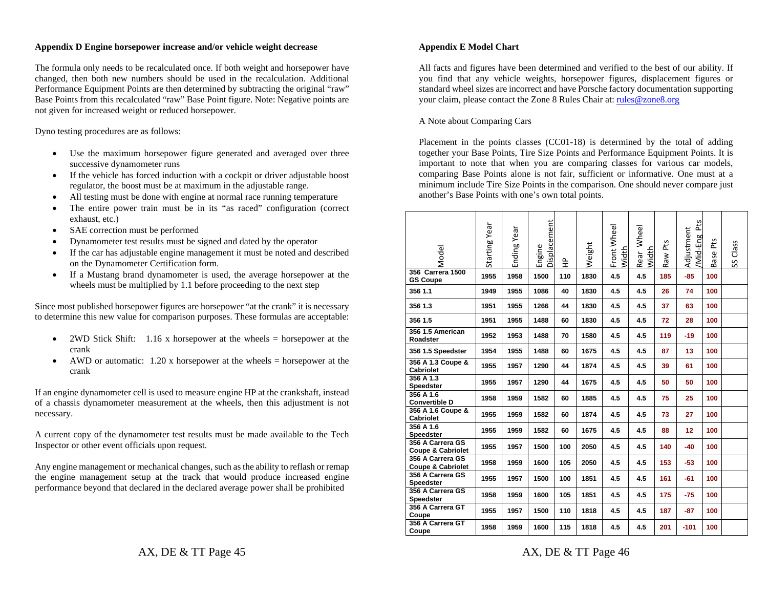## Appendix D Engine horsepower increase and/or vehicle weight decrease

The formula only needs to be recalculated once. If both weight and horsepower have changed, then both new numbers should be used in the recalculation. Additional Performance Equipment Points are then determined by subtracting the original "raw" Base Points from this recalculated "raw" Base Point figure. Note: Negative points are not given for increased weight or reduced horsepower.

Dyno testing procedures are as follows:

- Use the maximum horsepower figure generated and averaged over three successive dynamometer runs
- If the vehicle has forced induction with a cockpit or driver adjustable boost regulator, the boost must be at maximum in the adjustable range.
- All testing must be done with engine at normal race running temperature
- The entire power train must be in its "as raced" configuration (correct exhaust, etc.)
- SAE correction must be performed
- Dynamometer test results must be signed and dated by the operator
- If the car has adjustable engine management it must be noted and described on the Dynamometer Certification form.
- If a Mustang brand dynamometer is used, the average horsepower at the wheels must be multiplied by 1.1 before proceeding to the next step

Since most published horsepower figures are horsepower "at the crank" it is necessary to determine this new value for comparison purposes. These formulas are acceptable:

- 2WD Stick Shift: 1.16 x horsepower at the wheels = horsepower at the crank
- AWD or automatic: 1.20 x horsepower at the wheels = horsepower at the crank

If an engine dynamometer cell is used to measure engine HP at the crankshaft, instead of a chassis dynamometer measurement at the wheels, then this adjustment is not necessary.

A current copy of the dynamometer test results must be made available to the Tech Inspector or other event officials upon request.

Any engine management or mechanical changes, such as the ability to reflash or remap the engine management setup at the track that would produce increased engine performance beyond that declared in the declared average power shall be prohibited

## Appendix E Model Chart

All facts and figures have been determined and verified to the best of our ability. If you find that any vehicle weights, horsepower figures, displacement figures or standard wheel sizes are incorrect and have Porsche factory documentation supporting your claim, please contact the Zone 8 Rules Chair at: rules@zone8.org

A Note about Comparing Cars

Placement in the points classes (CC01-18) is determined by the total of adding together your Base Points, Tire Size Points and Performance Equipment Points. It is important to note that when you are comparing classes for various car models, comparing Base Points alone is not fair, sufficient or informative. One must at a minimum include Tire Size Points in the comparison. One should never compare just another's Base Points with one's own total points.

| Model | Starting Year | Ending Year | Engine Displacement | HP | Weight | Front Wheel Width | Rear Wheel Width | Raw Pts | Adjustment /Mid-Eng Pts | Base Pts | SS Class |
|---|---|---|---|---|---|---|---|---|---|---|---|
| 356 Carrera 1500 GS Coupe | 1955 | 1958 | 1500 | 110 | 1830 | 4.5 | 4.5 | 185 | -85 | 100 | |
| 356 1.1 | 1949 | 1955 | 1086 | 40 | 1830 | 4.5 | 4.5 | 26 | 74 | 100 | |
| 356 1.3 | 1951 | 1955 | 1266 | 44 | 1830 | 4.5 | 4.5 | 37 | 63 | 100 | |
| 356 1.5 | 1951 | 1955 | 1488 | 60 | 1830 | 4.5 | 4.5 | 72 | 28 | 100 | |
| 356 1.5 American Roadster | 1952 | 1953 | 1488 | 70 | 1580 | 4.5 | 4.5 | 119 | -19 | 100 | |
| 356 1.5 Speedster | 1954 | 1955 | 1488 | 60 | 1675 | 4.5 | 4.5 | 87 | 13 | 100 | |
| 356 A 1.3 Coupe & Cabriolet | 1955 | 1957 | 1290 | 44 | 1874 | 4.5 | 4.5 | 39 | 61 | 100 | |
| 356 A 1.3 Speedster | 1955 | 1957 | 1290 | 44 | 1675 | 4.5 | 4.5 | 50 | 50 | 100 | |
| 356 A 1.6 Convertible D | 1958 | 1959 | 1582 | 60 | 1885 | 4.5 | 4.5 | 75 | 25 | 100 | |
| 356 A 1.6 Coupe & Cabriolet | 1955 | 1959 | 1582 | 60 | 1874 | 4.5 | 4.5 | 73 | 27 | 100 | |
| 356 A 1.6 Speedster | 1955 | 1959 | 1582 | 60 | 1675 | 4.5 | 4.5 | 88 | 12 | 100 | |
| 356 A Carrera GS Coupe & Cabriolet | 1955 | 1957 | 1500 | 100 | 2050 | 4.5 | 4.5 | 140 | -40 | 100 | |
| 356 A Carrera GS Coupe & Cabriolet | 1958 | 1959 | 1600 | 105 | 2050 | 4.5 | 4.5 | 153 | -53 | 100 | |
| 356 A Carrera GS Speedster | 1955 | 1957 | 1500 | 100 | 1851 | 4.5 | 4.5 | 161 | -61 | 100 | |
| 356 A Carrera GS Speedster | 1958 | 1959 | 1600 | 105 | 1851 | 4.5 | 4.5 | 175 | -75 | 100 | |
| 356 A Carrera GT Coupe | 1955 | 1957 | 1500 | 110 | 1818 | 4.5 | 4.5 | 187 | -87 | 100 | |
| 356 A Carrera GT Coupe | 1958 | 1959 | 1600 | 115 | 1818 | 4.5 | 4.5 | 201 | -101 | 100 | |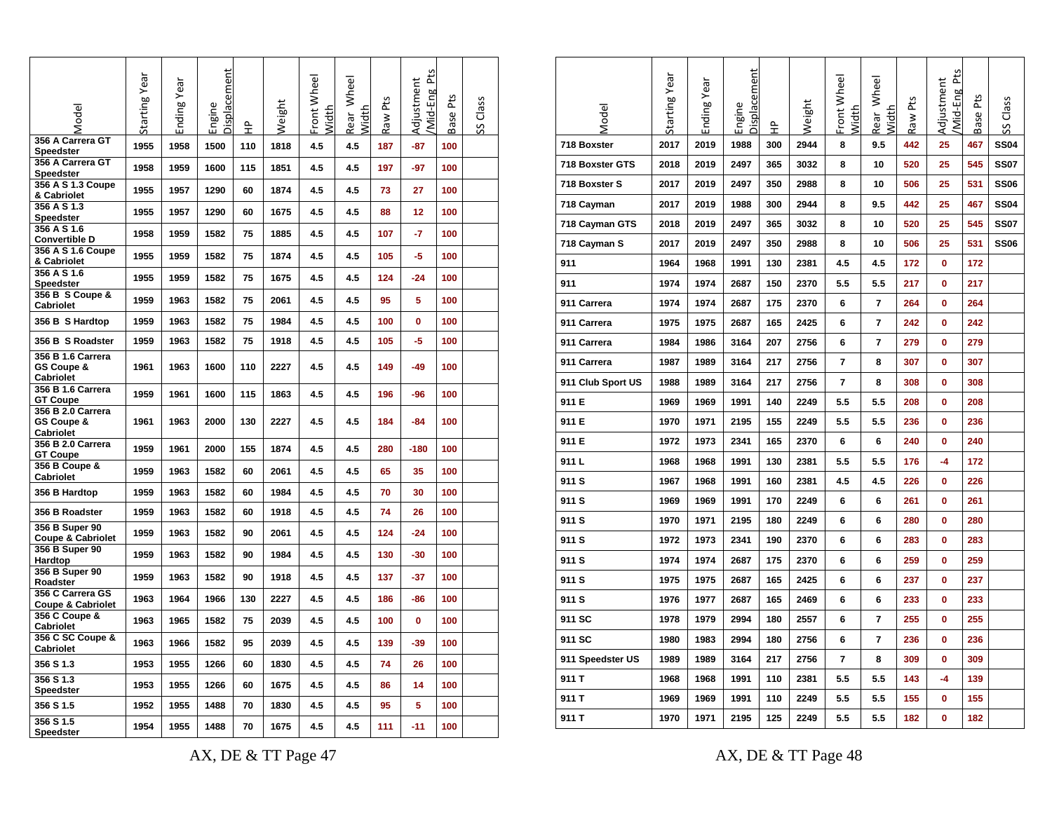| Model | Starting Year | Ending Year | Engine Displacement | HP | Weight | Front Wheel Width | Rear Wheel Width | Raw Pts | Adjustment /Mid-Eng Pts | Base Pts | SS Class |
|---|---|---|---|---|---|---|---|---|---|---|---|
| 356 A Carrera GT Speedster | 1955 | 1958 | 1500 | 110 | 1818 | 4.5 | 4.5 | 187 | -87 | 100 | |
| 356 A Carrera GT Speedster | 1958 | 1959 | 1600 | 115 | 1851 | 4.5 | 4.5 | 197 | -97 | 100 | |
| 356 A S 1.3 Coupe & Cabriolet | 1955 | 1957 | 1290 | 60 | 1874 | 4.5 | 4.5 | 73 | 27 | 100 | |
| 356 A S 1.3 Speedster | 1955 | 1957 | 1290 | 60 | 1675 | 4.5 | 4.5 | 88 | 12 | 100 | |
| 356 A S 1.6 Convertible D | 1958 | 1959 | 1582 | 75 | 1885 | 4.5 | 4.5 | 107 | -7 | 100 | |
| 356 A S 1.6 Coupe & Cabriolet | 1955 | 1959 | 1582 | 75 | 1874 | 4.5 | 4.5 | 105 | -5 | 100 | |
| 356 A S 1.6 Speedster | 1955 | 1959 | 1582 | 75 | 1675 | 4.5 | 4.5 | 124 | -24 | 100 | |
| 356 B S Coupe & Cabriolet | 1959 | 1963 | 1582 | 75 | 2061 | 4.5 | 4.5 | 95 | 5 | 100 | |
| 356 B S Hardtop | 1959 | 1963 | 1582 | 75 | 1984 | 4.5 | 4.5 | 100 | 0 | 100 | |
| 356 B S Roadster | 1959 | 1963 | 1582 | 75 | 1918 | 4.5 | 4.5 | 105 | -5 | 100 | |
| 356 B 1.6 Carrera GS Coupe & Cabriolet | 1961 | 1963 | 1600 | 110 | 2227 | 4.5 | 4.5 | 149 | -49 | 100 | |
| 356 B 1.6 Carrera GT Coupe | 1959 | 1961 | 1600 | 115 | 1863 | 4.5 | 4.5 | 196 | -96 | 100 | |
| 356 B 2.0 Carrera GS Coupe & Cabriolet | 1961 | 1963 | 2000 | 130 | 2227 | 4.5 | 4.5 | 184 | -84 | 100 | |
| 356 B 2.0 Carrera GT Coupe | 1959 | 1961 | 2000 | 155 | 1874 | 4.5 | 4.5 | 280 | -180 | 100 | |
| 356 B Coupe & Cabriolet | 1959 | 1963 | 1582 | 60 | 2061 | 4.5 | 4.5 | 65 | 35 | 100 | |
| 356 B Hardtop | 1959 | 1963 | 1582 | 60 | 1984 | 4.5 | 4.5 | 70 | 30 | 100 | |
| 356 B Roadster | 1959 | 1963 | 1582 | 60 | 1918 | 4.5 | 4.5 | 74 | 26 | 100 | |
| 356 B Super 90 Coupe & Cabriolet | 1959 | 1963 | 1582 | 90 | 2061 | 4.5 | 4.5 | 124 | -24 | 100 | |
| 356 B Super 90 Hardtop | 1959 | 1963 | 1582 | 90 | 1984 | 4.5 | 4.5 | 130 | -30 | 100 | |
| 356 B Super 90 Roadster | 1959 | 1963 | 1582 | 90 | 1918 | 4.5 | 4.5 | 137 | -37 | 100 | |
| 356 C Carrera GS Coupe & Cabriolet | 1963 | 1964 | 1966 | 130 | 2227 | 4.5 | 4.5 | 186 | -86 | 100 | |
| 356 C Coupe & Cabriolet | 1963 | 1965 | 1582 | 75 | 2039 | 4.5 | 4.5 | 100 | 0 | 100 | |
| 356 C SC Coupe & Cabriolet | 1963 | 1966 | 1582 | 95 | 2039 | 4.5 | 4.5 | 139 | -39 | 100 | |
| 356 S 1.3 | 1953 | 1955 | 1266 | 60 | 1830 | 4.5 | 4.5 | 74 | 26 | 100 | |
| 356 S 1.3 Speedster | 1953 | 1955 | 1266 | 60 | 1675 | 4.5 | 4.5 | 86 | 14 | 100 | |
| 356 S 1.5 | 1952 | 1955 | 1488 | 70 | 1830 | 4.5 | 4.5 | 95 | 5 | 100 | |
| 356 S 1.5 Speedster | 1954 | 1955 | 1488 | 70 | 1675 | 4.5 | 4.5 | 111 | -11 | 100 | |

AX, DE & TT Page 47

| Model | Starting Year | Ending Year | Engine Displacement | HP | Weight | Front Wheel Width | Rear Wheel Width | Raw Pts | Adjustment /Mid-Eng Pts | Base Pts | SS Class |
|---|---|---|---|---|---|---|---|---|---|---|---|
| 718 Boxster | 2017 | 2019 | 1988 | 300 | 2944 | 8 | 9.5 | 442 | 25 | 467 | SS04 |
| 718 Boxster GTS | 2018 | 2019 | 2497 | 365 | 3032 | 8 | 10 | 520 | 25 | 545 | SS07 |
| 718 Boxster S | 2017 | 2019 | 2497 | 350 | 2988 | 8 | 10 | 506 | 25 | 531 | SS06 |
| 718 Cayman | 2017 | 2019 | 1988 | 300 | 2944 | 8 | 9.5 | 442 | 25 | 467 | SS04 |
| 718 Cayman GTS | 2018 | 2019 | 2497 | 365 | 3032 | 8 | 10 | 520 | 25 | 545 | SS07 |
| 718 Cayman S | 2017 | 2019 | 2497 | 350 | 2988 | 8 | 10 | 506 | 25 | 531 | SS06 |
| 911 | 1964 | 1968 | 1991 | 130 | 2381 | 4.5 | 4.5 | 172 | 0 | 172 | |
| 911 | 1974 | 1974 | 2687 | 150 | 2370 | 5.5 | 5.5 | 217 | 0 | 217 | |
| 911 Carrera | 1974 | 1974 | 2687 | 175 | 2370 | 6 | 7 | 264 | 0 | 264 | |
| 911 Carrera | 1975 | 1975 | 2687 | 165 | 2425 | 6 | 7 | 242 | 0 | 242 | |
| 911 Carrera | 1984 | 1986 | 3164 | 207 | 2756 | 6 | 7 | 279 | 0 | 279 | |
| 911 Carrera | 1987 | 1989 | 3164 | 217 | 2756 | 7 | 8 | 307 | 0 | 307 | |
| 911 Club Sport US | 1988 | 1989 | 3164 | 217 | 2756 | 7 | 8 | 308 | 0 | 308 | |
| 911 E | 1969 | 1969 | 1991 | 140 | 2249 | 5.5 | 5.5 | 208 | 0 | 208 | |
| 911 E | 1970 | 1971 | 2195 | 155 | 2249 | 5.5 | 5.5 | 236 | 0 | 236 | |
| 911 E | 1972 | 1973 | 2341 | 165 | 2370 | 6 | 6 | 240 | 0 | 240 | |
| 911 L | 1968 | 1968 | 1991 | 130 | 2381 | 5.5 | 5.5 | 176 | -4 | 172 | |
| 911 S | 1967 | 1968 | 1991 | 160 | 2381 | 4.5 | 4.5 | 226 | 0 | 226 | |
| 911 S | 1969 | 1969 | 1991 | 170 | 2249 | 6 | 6 | 261 | 0 | 261 | |
| 911 S | 1970 | 1971 | 2195 | 180 | 2249 | 6 | 6 | 280 | 0 | 280 | |
| 911 S | 1972 | 1973 | 2341 | 190 | 2370 | 6 | 6 | 283 | 0 | 283 | |
| 911 S | 1974 | 1974 | 2687 | 175 | 2370 | 6 | 6 | 259 | 0 | 259 | |
| 911 S | 1975 | 1975 | 2687 | 165 | 2425 | 6 | 6 | 237 | 0 | 237 | |
| 911 S | 1976 | 1977 | 2687 | 165 | 2469 | 6 | 6 | 233 | 0 | 233 | |
| 911 SC | 1978 | 1979 | 2994 | 180 | 2557 | 6 | 7 | 255 | 0 | 255 | |
| 911 SC | 1980 | 1983 | 2994 | 180 | 2756 | 6 | 7 | 236 | 0 | 236 | |
| 911 Speedster US | 1989 | 1989 | 3164 | 217 | 2756 | 7 | 8 | 309 | 0 | 309 | |
| 911 T | 1968 | 1968 | 1991 | 110 | 2381 | 5.5 | 5.5 | 143 | -4 | 139 | |
| 911 T | 1969 | 1969 | 1991 | 110 | 2249 | 5.5 | 5.5 | 155 | 0 | 155 | |
| 911 T | 1970 | 1971 | 2195 | 125 | 2249 | 5.5 | 5.5 | 182 | 0 | 182 | |

AX, DE & TT Page 48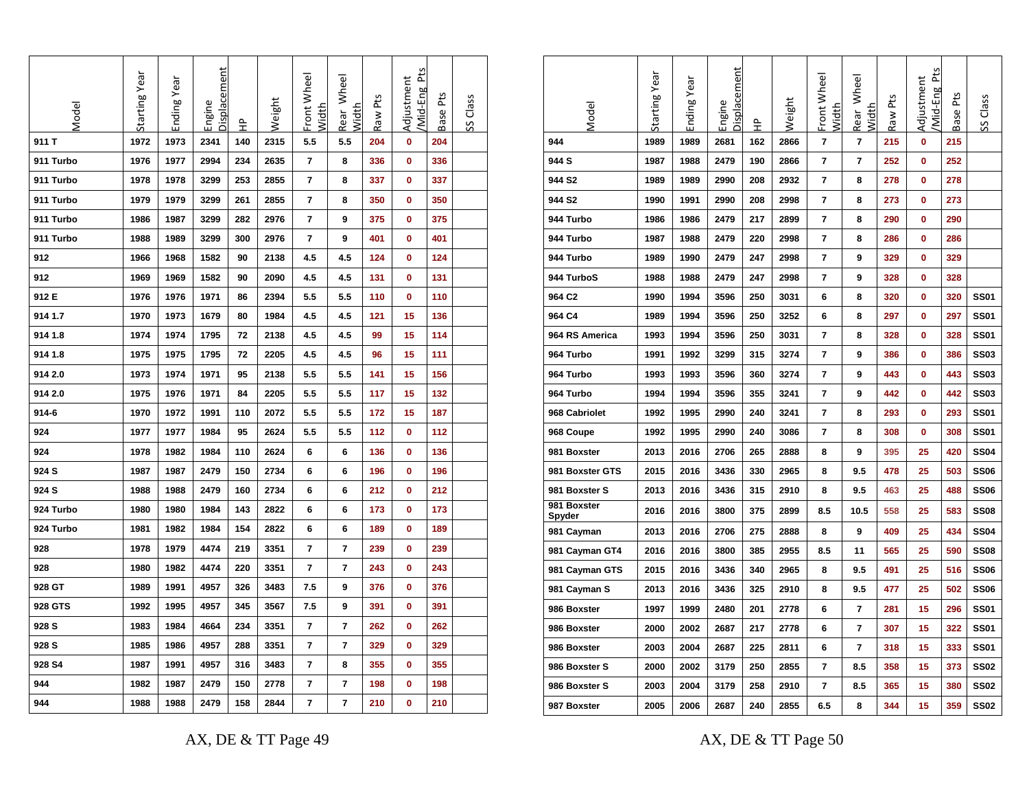| Model | Starting Year | Ending Year | Engine Displacement | HP | Weight | Front Wheel Width | Rear Wheel Width | Raw Pts | Adjustment /Mid-Eng Pts | Base Pts | SS Class |
|---|---|---|---|---|---|---|---|---|---|---|---|
| 911 T | 1972 | 1973 | 2341 | 140 | 2315 | 5.5 | 5.5 | 204 | 0 | 204 | |
| 911 Turbo | 1976 | 1977 | 2994 | 234 | 2635 | 7 | 8 | 336 | 0 | 336 | |
| 911 Turbo | 1978 | 1978 | 3299 | 253 | 2855 | 7 | 8 | 337 | 0 | 337 | |
| 911 Turbo | 1979 | 1979 | 3299 | 261 | 2855 | 7 | 8 | 350 | 0 | 350 | |
| 911 Turbo | 1986 | 1987 | 3299 | 282 | 2976 | 7 | 9 | 375 | 0 | 375 | |
| 911 Turbo | 1988 | 1989 | 3299 | 300 | 2976 | 7 | 9 | 401 | 0 | 401 | |
| 912 | 1966 | 1968 | 1582 | 90 | 2138 | 4.5 | 4.5 | 124 | 0 | 124 | |
| 912 | 1969 | 1969 | 1582 | 90 | 2090 | 4.5 | 4.5 | 131 | 0 | 131 | |
| 912 E | 1976 | 1976 | 1971 | 86 | 2394 | 5.5 | 5.5 | 110 | 0 | 110 | |
| 914 1.7 | 1970 | 1973 | 1679 | 80 | 1984 | 4.5 | 4.5 | 121 | 15 | 136 | |
| 914 1.8 | 1974 | 1974 | 1795 | 72 | 2138 | 4.5 | 4.5 | 99 | 15 | 114 | |
| 914 1.8 | 1975 | 1975 | 1795 | 72 | 2205 | 4.5 | 4.5 | 96 | 15 | 111 | |
| 914 2.0 | 1973 | 1974 | 1971 | 95 | 2138 | 5.5 | 5.5 | 141 | 15 | 156 | |
| 914 2.0 | 1975 | 1976 | 1971 | 84 | 2205 | 5.5 | 5.5 | 117 | 15 | 132 | |
| 914-6 | 1970 | 1972 | 1991 | 110 | 2072 | 5.5 | 5.5 | 172 | 15 | 187 | |
| 924 | 1977 | 1977 | 1984 | 95 | 2624 | 5.5 | 5.5 | 112 | 0 | 112 | |
| 924 | 1978 | 1982 | 1984 | 110 | 2624 | 6 | 6 | 136 | 0 | 136 | |
| 924 S | 1987 | 1987 | 2479 | 150 | 2734 | 6 | 6 | 196 | 0 | 196 | |
| 924 S | 1988 | 1988 | 2479 | 160 | 2734 | 6 | 6 | 212 | 0 | 212 | |
| 924 Turbo | 1980 | 1980 | 1984 | 143 | 2822 | 6 | 6 | 173 | 0 | 173 | |
| 924 Turbo | 1981 | 1982 | 1984 | 154 | 2822 | 6 | 6 | 189 | 0 | 189 | |
| 928 | 1978 | 1979 | 4474 | 219 | 3351 | 7 | 7 | 239 | 0 | 239 | |
| 928 | 1980 | 1982 | 4474 | 220 | 3351 | 7 | 7 | 243 | 0 | 243 | |
| 928 GT | 1989 | 1991 | 4957 | 326 | 3483 | 7.5 | 9 | 376 | 0 | 376 | |
| 928 GTS | 1992 | 1995 | 4957 | 345 | 3567 | 7.5 | 9 | 391 | 0 | 391 | |
| 928 S | 1983 | 1984 | 4664 | 234 | 3351 | 7 | 7 | 262 | 0 | 262 | |
| 928 S | 1985 | 1986 | 4957 | 288 | 3351 | 7 | 7 | 329 | 0 | 329 | |
| 928 S4 | 1987 | 1991 | 4957 | 316 | 3483 | 7 | 8 | 355 | 0 | 355 | |
| 944 | 1982 | 1987 | 2479 | 150 | 2778 | 7 | 7 | 198 | 0 | 198 | |
| 944 | 1988 | 1988 | 2479 | 158 | 2844 | 7 | 7 | 210 | 0 | 210 | |

| Model | Starting Year | Ending Year | Engine Displacement | HP | Weight | Front Wheel Width | Rear Wheel Width | Raw Pts | Adjustment /Mid-Eng Pts | Base Pts | SS Class |
|---|---|---|---|---|---|---|---|---|---|---|---|
| 944 | 1989 | 1989 | 2681 | 162 | 2866 | 7 | 7 | 215 | 0 | 215 | |
| 944 S | 1987 | 1988 | 2479 | 190 | 2866 | 7 | 7 | 252 | 0 | 252 | |
| 944 S2 | 1989 | 1989 | 2990 | 208 | 2932 | 7 | 8 | 278 | 0 | 278 | |
| 944 S2 | 1990 | 1991 | 2990 | 208 | 2998 | 7 | 8 | 273 | 0 | 273 | |
| 944 Turbo | 1986 | 1986 | 2479 | 217 | 2899 | 7 | 8 | 290 | 0 | 290 | |
| 944 Turbo | 1987 | 1988 | 2479 | 220 | 2998 | 7 | 8 | 286 | 0 | 286 | |
| 944 Turbo | 1989 | 1990 | 2479 | 247 | 2998 | 7 | 9 | 329 | 0 | 329 | |
| 944 TurboS | 1988 | 1988 | 2479 | 247 | 2998 | 7 | 9 | 328 | 0 | 328 | |
| 964 C2 | 1990 | 1994 | 3596 | 250 | 3031 | 6 | 8 | 320 | 0 | 320 | SS01 |
| 964 C4 | 1989 | 1994 | 3596 | 250 | 3252 | 6 | 8 | 297 | 0 | 297 | SS01 |
| 964 RS America | 1993 | 1994 | 3596 | 250 | 3031 | 7 | 8 | 328 | 0 | 328 | SS01 |
| 964 Turbo | 1991 | 1992 | 3299 | 315 | 3274 | 7 | 9 | 386 | 0 | 386 | SS03 |
| 964 Turbo | 1993 | 1993 | 3596 | 360 | 3274 | 7 | 9 | 443 | 0 | 443 | SS03 |
| 964 Turbo | 1994 | 1994 | 3596 | 355 | 3241 | 7 | 9 | 442 | 0 | 442 | SS03 |
| 968 Cabriolet | 1992 | 1995 | 2990 | 240 | 3241 | 7 | 8 | 293 | 0 | 293 | SS01 |
| 968 Coupe | 1992 | 1995 | 2990 | 240 | 3086 | 7 | 8 | 308 | 0 | 308 | SS01 |
| 981 Boxster | 2013 | 2016 | 2706 | 265 | 2888 | 8 | 9 | 395 | 25 | 420 | SS04 |
| 981 Boxster GTS | 2015 | 2016 | 3436 | 330 | 2965 | 8 | 9.5 | 478 | 25 | 503 | SS06 |
| 981 Boxster S | 2013 | 2016 | 3436 | 315 | 2910 | 8 | 9.5 | 463 | 25 | 488 | SS06 |
| 981 Boxster Spyder | 2016 | 2016 | 3800 | 375 | 2899 | 8.5 | 10.5 | 558 | 25 | 583 | SS08 |
| 981 Cayman | 2013 | 2016 | 2706 | 275 | 2888 | 8 | 9 | 409 | 25 | 434 | SS04 |
| 981 Cayman GT4 | 2016 | 2016 | 3800 | 385 | 2955 | 8.5 | 11 | 565 | 25 | 590 | SS08 |
| 981 Cayman GTS | 2015 | 2016 | 3436 | 340 | 2965 | 8 | 9.5 | 491 | 25 | 516 | SS06 |
| 981 Cayman S | 2013 | 2016 | 3436 | 325 | 2910 | 8 | 9.5 | 477 | 25 | 502 | SS06 |
| 986 Boxster | 1997 | 1999 | 2480 | 201 | 2778 | 6 | 7 | 281 | 15 | 296 | SS01 |
| 986 Boxster | 2000 | 2002 | 2687 | 217 | 2778 | 6 | 7 | 307 | 15 | 322 | SS01 |
| 986 Boxster | 2003 | 2004 | 2687 | 225 | 2811 | 6 | 7 | 318 | 15 | 333 | SS01 |
| 986 Boxster S | 2000 | 2002 | 3179 | 250 | 2855 | 7 | 8.5 | 358 | 15 | 373 | SS02 |
| 986 Boxster S | 2003 | 2004 | 3179 | 258 | 2910 | 7 | 8.5 | 365 | 15 | 380 | SS02 |
| 987 Boxster | 2005 | 2006 | 2687 | 240 | 2855 | 6.5 | 8 | 344 | 15 | 359 | SS02 |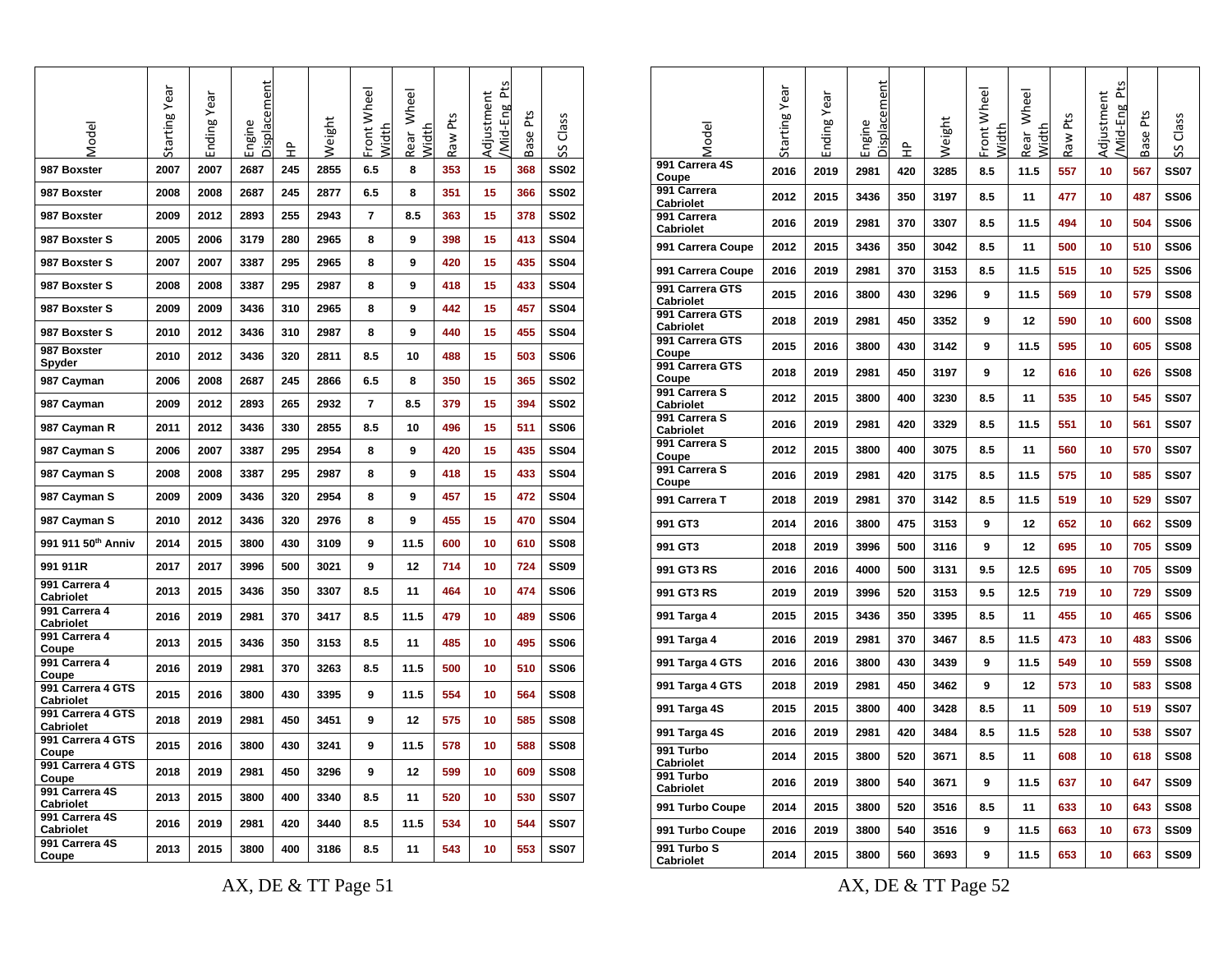| Model | Starting Year | Ending Year | Engine Displacement | HP | Weight | Front Wheel Width | Rear Wheel Width | Raw Pts | Adjustment /Mid-Eng Pts | Base Pts | SS Class |
|---|---|---|---|---|---|---|---|---|---|---|---|
| 987 Boxster | 2007 | 2007 | 2687 | 245 | 2855 | 6.5 | 8 | 353 | 15 | 368 | SS02 |
| 987 Boxster | 2008 | 2008 | 2687 | 245 | 2877 | 6.5 | 8 | 351 | 15 | 366 | SS02 |
| 987 Boxster | 2009 | 2012 | 2893 | 255 | 2943 | 7 | 8.5 | 363 | 15 | 378 | SS02 |
| 987 Boxster S | 2005 | 2006 | 3179 | 280 | 2965 | 8 | 9 | 398 | 15 | 413 | SS04 |
| 987 Boxster S | 2007 | 2007 | 3387 | 295 | 2965 | 8 | 9 | 420 | 15 | 435 | SS04 |
| 987 Boxster S | 2008 | 2008 | 3387 | 295 | 2987 | 8 | 9 | 418 | 15 | 433 | SS04 |
| 987 Boxster S | 2009 | 2009 | 3436 | 310 | 2965 | 8 | 9 | 442 | 15 | 457 | SS04 |
| 987 Boxster S | 2010 | 2012 | 3436 | 310 | 2987 | 8 | 9 | 440 | 15 | 455 | SS04 |
| 987 Boxster Spyder | 2010 | 2012 | 3436 | 320 | 2811 | 8.5 | 10 | 488 | 15 | 503 | SS06 |
| 987 Cayman | 2006 | 2008 | 2687 | 245 | 2866 | 6.5 | 8 | 350 | 15 | 365 | SS02 |
| 987 Cayman | 2009 | 2012 | 2893 | 265 | 2932 | 7 | 8.5 | 379 | 15 | 394 | SS02 |
| 987 Cayman R | 2011 | 2012 | 3436 | 330 | 2855 | 8.5 | 10 | 496 | 15 | 511 | SS06 |
| 987 Cayman S | 2006 | 2007 | 3387 | 295 | 2954 | 8 | 9 | 420 | 15 | 435 | SS04 |
| 987 Cayman S | 2008 | 2008 | 3387 | 295 | 2987 | 8 | 9 | 418 | 15 | 433 | SS04 |
| 987 Cayman S | 2009 | 2009 | 3436 | 320 | 2954 | 8 | 9 | 457 | 15 | 472 | SS04 |
| 987 Cayman S | 2010 | 2012 | 3436 | 320 | 2976 | 8 | 9 | 455 | 15 | 470 | SS04 |
| 991 911 50th Anniv | 2014 | 2015 | 3800 | 430 | 3109 | 9 | 11.5 | 600 | 10 | 610 | SS08 |
| 991 911R | 2017 | 2017 | 3996 | 500 | 3021 | 9 | 12 | 714 | 10 | 724 | SS09 |
| 991 Carrera 4 Cabriolet | 2013 | 2015 | 3436 | 350 | 3307 | 8.5 | 11 | 464 | 10 | 474 | SS06 |
| 991 Carrera 4 Cabriolet | 2016 | 2019 | 2981 | 370 | 3417 | 8.5 | 11.5 | 479 | 10 | 489 | SS06 |
| 991 Carrera 4 Coupe | 2013 | 2015 | 3436 | 350 | 3153 | 8.5 | 11 | 485 | 10 | 495 | SS06 |
| 991 Carrera 4 Coupe | 2016 | 2019 | 2981 | 370 | 3263 | 8.5 | 11.5 | 500 | 10 | 510 | SS06 |
| 991 Carrera 4 GTS Cabriolet | 2015 | 2016 | 3800 | 430 | 3395 | 9 | 11.5 | 554 | 10 | 564 | SS08 |
| 991 Carrera 4 GTS Cabriolet | 2018 | 2019 | 2981 | 450 | 3451 | 9 | 12 | 575 | 10 | 585 | SS08 |
| 991 Carrera 4 GTS Coupe | 2015 | 2016 | 3800 | 430 | 3241 | 9 | 11.5 | 578 | 10 | 588 | SS08 |
| 991 Carrera 4 GTS Coupe | 2018 | 2019 | 2981 | 450 | 3296 | 9 | 12 | 599 | 10 | 609 | SS08 |
| 991 Carrera 4S Cabriolet | 2013 | 2015 | 3800 | 400 | 3340 | 8.5 | 11 | 520 | 10 | 530 | SS07 |
| 991 Carrera 4S Cabriolet | 2016 | 2019 | 2981 | 420 | 3440 | 8.5 | 11.5 | 534 | 10 | 544 | SS07 |
| 991 Carrera 4S Coupe | 2013 | 2015 | 3800 | 400 | 3186 | 8.5 | 11 | 543 | 10 | 553 | SS07 |

AX, DE & TT Page 51

| Model | Starting Year | Ending Year | Engine Displacement | HP | Weight | Front Wheel Width | Rear Wheel Width | Raw Pts | Adjustment /Mid-Eng Pts | Base Pts | SS Class |
|---|---|---|---|---|---|---|---|---|---|---|---|
| 991 Carrera 4S Coupe | 2016 | 2019 | 2981 | 420 | 3285 | 8.5 | 11.5 | 557 | 10 | 567 | SS07 |
| 991 Carrera Cabriolet | 2012 | 2015 | 3436 | 350 | 3197 | 8.5 | 11 | 477 | 10 | 487 | SS06 |
| 991 Carrera Cabriolet | 2016 | 2019 | 2981 | 370 | 3307 | 8.5 | 11.5 | 494 | 10 | 504 | SS06 |
| 991 Carrera Coupe | 2012 | 2015 | 3436 | 350 | 3042 | 8.5 | 11 | 500 | 10 | 510 | SS06 |
| 991 Carrera Coupe | 2016 | 2019 | 2981 | 370 | 3153 | 8.5 | 11.5 | 515 | 10 | 525 | SS06 |
| 991 Carrera GTS Cabriolet | 2015 | 2016 | 3800 | 430 | 3296 | 9 | 11.5 | 569 | 10 | 579 | SS08 |
| 991 Carrera GTS Cabriolet | 2018 | 2019 | 2981 | 450 | 3352 | 9 | 12 | 590 | 10 | 600 | SS08 |
| 991 Carrera GTS Coupe | 2015 | 2016 | 3800 | 430 | 3142 | 9 | 11.5 | 595 | 10 | 605 | SS08 |
| 991 Carrera GTS Coupe | 2018 | 2019 | 2981 | 450 | 3197 | 9 | 12 | 616 | 10 | 626 | SS08 |
| 991 Carrera S Cabriolet | 2012 | 2015 | 3800 | 400 | 3230 | 8.5 | 11 | 535 | 10 | 545 | SS07 |
| 991 Carrera S Cabriolet | 2016 | 2019 | 2981 | 420 | 3329 | 8.5 | 11.5 | 551 | 10 | 561 | SS07 |
| 991 Carrera S Coupe | 2012 | 2015 | 3800 | 400 | 3075 | 8.5 | 11 | 560 | 10 | 570 | SS07 |
| 991 Carrera S Coupe | 2016 | 2019 | 2981 | 420 | 3175 | 8.5 | 11.5 | 575 | 10 | 585 | SS07 |
| 991 Carrera T | 2018 | 2019 | 2981 | 370 | 3142 | 8.5 | 11.5 | 519 | 10 | 529 | SS07 |
| 991 GT3 | 2014 | 2016 | 3800 | 475 | 3153 | 9 | 12 | 652 | 10 | 662 | SS09 |
| 991 GT3 | 2018 | 2019 | 3996 | 500 | 3116 | 9 | 12 | 695 | 10 | 705 | SS09 |
| 991 GT3 RS | 2016 | 2016 | 4000 | 500 | 3131 | 9.5 | 12.5 | 695 | 10 | 705 | SS09 |
| 991 GT3 RS | 2019 | 2019 | 3996 | 520 | 3153 | 9.5 | 12.5 | 719 | 10 | 729 | SS09 |
| 991 Targa 4 | 2015 | 2015 | 3436 | 350 | 3395 | 8.5 | 11 | 455 | 10 | 465 | SS06 |
| 991 Targa 4 | 2016 | 2019 | 2981 | 370 | 3467 | 8.5 | 11.5 | 473 | 10 | 483 | SS06 |
| 991 Targa 4 GTS | 2016 | 2016 | 3800 | 430 | 3439 | 9 | 11.5 | 549 | 10 | 559 | SS08 |
| 991 Targa 4 GTS | 2018 | 2019 | 2981 | 450 | 3462 | 9 | 12 | 573 | 10 | 583 | SS08 |
| 991 Targa 4S | 2015 | 2015 | 3800 | 400 | 3428 | 8.5 | 11 | 509 | 10 | 519 | SS07 |
| 991 Targa 4S | 2016 | 2019 | 2981 | 420 | 3484 | 8.5 | 11.5 | 528 | 10 | 538 | SS07 |
| 991 Turbo Cabriolet | 2014 | 2015 | 3800 | 520 | 3671 | 8.5 | 11 | 608 | 10 | 618 | SS08 |
| 991 Turbo Cabriolet | 2016 | 2019 | 3800 | 540 | 3671 | 9 | 11.5 | 637 | 10 | 647 | SS09 |
| 991 Turbo Coupe | 2014 | 2015 | 3800 | 520 | 3516 | 8.5 | 11 | 633 | 10 | 643 | SS08 |
| 991 Turbo Coupe | 2016 | 2019 | 3800 | 540 | 3516 | 9 | 11.5 | 663 | 10 | 673 | SS09 |
| 991 Turbo S Cabriolet | 2014 | 2015 | 3800 | 560 | 3693 | 9 | 11.5 | 653 | 10 | 663 | SS09 |

AX, DE & TT Page 52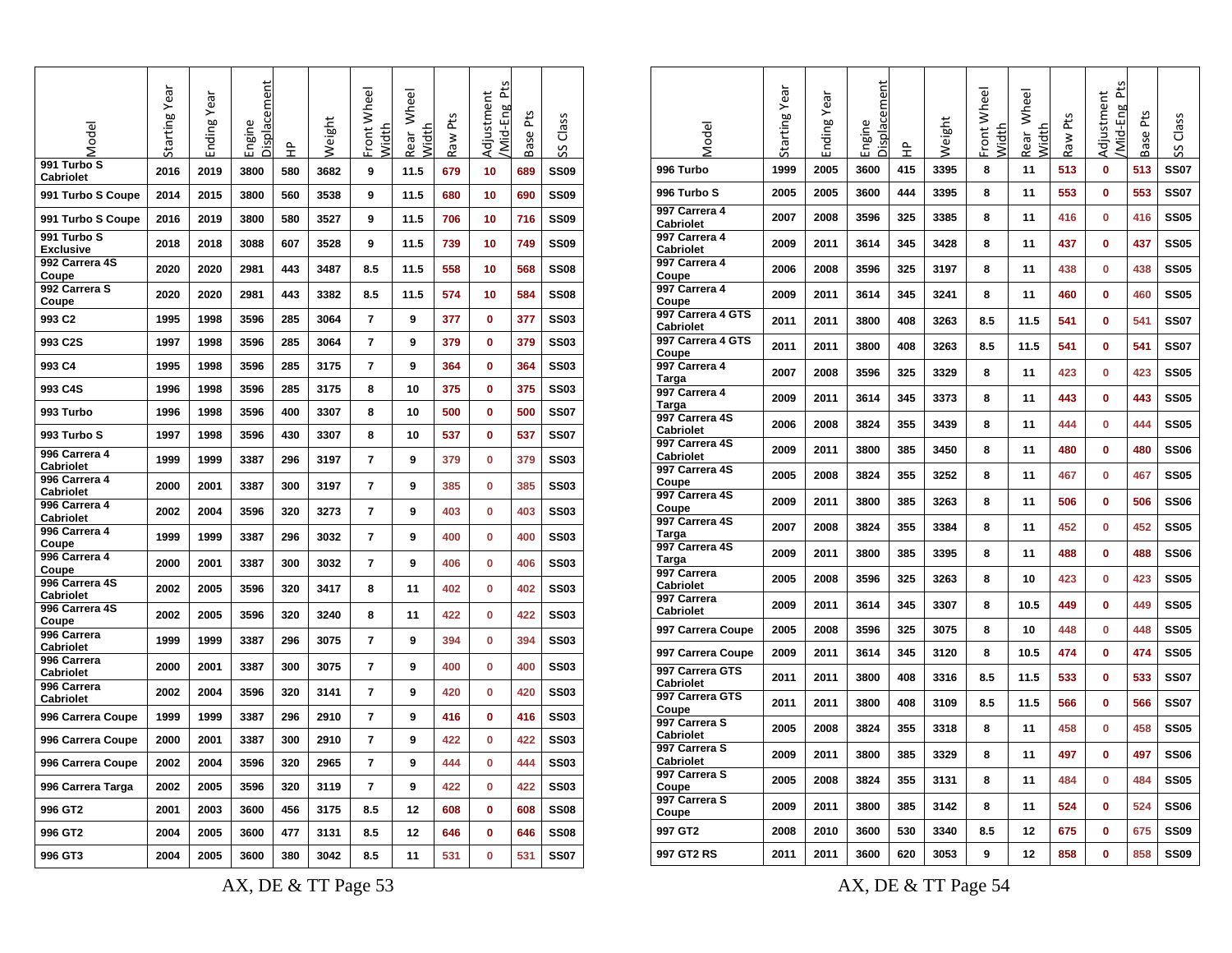| Model | Starting Year | Ending Year | Engine Displacement | HP | Weight | Front Wheel Width | Rear Wheel Width | Raw Pts | Adjustment /Mid-Eng Pts | Base Pts | SS Class |
|---|---|---|---|---|---|---|---|---|---|---|---|
| 991 Turbo S Cabriolet | 2016 | 2019 | 3800 | 580 | 3682 | 9 | 11.5 | 679 | 10 | 689 | SS09 |
| 991 Turbo S Coupe | 2014 | 2015 | 3800 | 560 | 3538 | 9 | 11.5 | 680 | 10 | 690 | SS09 |
| 991 Turbo S Coupe | 2016 | 2019 | 3800 | 580 | 3527 | 9 | 11.5 | 706 | 10 | 716 | SS09 |
| 991 Turbo S Exclusive | 2018 | 2018 | 3088 | 607 | 3528 | 9 | 11.5 | 739 | 10 | 749 | SS09 |
| 992 Carrera 4S Coupe | 2020 | 2020 | 2981 | 443 | 3487 | 8.5 | 11.5 | 558 | 10 | 568 | SS08 |
| 992 Carrera S Coupe | 2020 | 2020 | 2981 | 443 | 3382 | 8.5 | 11.5 | 574 | 10 | 584 | SS08 |
| 993 C2 | 1995 | 1998 | 3596 | 285 | 3064 | 7 | 9 | 377 | 0 | 377 | SS03 |
| 993 C2S | 1997 | 1998 | 3596 | 285 | 3064 | 7 | 9 | 379 | 0 | 379 | SS03 |
| 993 C4 | 1995 | 1998 | 3596 | 285 | 3175 | 7 | 9 | 364 | 0 | 364 | SS03 |
| 993 C4S | 1996 | 1998 | 3596 | 285 | 3175 | 8 | 10 | 375 | 0 | 375 | SS03 |
| 993 Turbo | 1996 | 1998 | 3596 | 400 | 3307 | 8 | 10 | 500 | 0 | 500 | SS07 |
| 993 Turbo S | 1997 | 1998 | 3596 | 430 | 3307 | 8 | 10 | 537 | 0 | 537 | SS07 |
| 996 Carrera 4 Cabriolet | 1999 | 1999 | 3387 | 296 | 3197 | 7 | 9 | 379 | 0 | 379 | SS03 |
| 996 Carrera 4 Cabriolet | 2000 | 2001 | 3387 | 300 | 3197 | 7 | 9 | 385 | 0 | 385 | SS03 |
| 996 Carrera 4 Cabriolet | 2002 | 2004 | 3596 | 320 | 3273 | 7 | 9 | 403 | 0 | 403 | SS03 |
| 996 Carrera 4 Coupe | 1999 | 1999 | 3387 | 296 | 3032 | 7 | 9 | 400 | 0 | 400 | SS03 |
| 996 Carrera 4 Coupe | 2000 | 2001 | 3387 | 300 | 3032 | 7 | 9 | 406 | 0 | 406 | SS03 |
| 996 Carrera 4S Cabriolet | 2002 | 2005 | 3596 | 320 | 3417 | 8 | 11 | 402 | 0 | 402 | SS03 |
| 996 Carrera 4S Coupe | 2002 | 2005 | 3596 | 320 | 3240 | 8 | 11 | 422 | 0 | 422 | SS03 |
| 996 Carrera Cabriolet | 1999 | 1999 | 3387 | 296 | 3075 | 7 | 9 | 394 | 0 | 394 | SS03 |
| 996 Carrera Cabriolet | 2000 | 2001 | 3387 | 300 | 3075 | 7 | 9 | 400 | 0 | 400 | SS03 |
| 996 Carrera Cabriolet | 2002 | 2004 | 3596 | 320 | 3141 | 7 | 9 | 420 | 0 | 420 | SS03 |
| 996 Carrera Coupe | 1999 | 1999 | 3387 | 296 | 2910 | 7 | 9 | 416 | 0 | 416 | SS03 |
| 996 Carrera Coupe | 2000 | 2001 | 3387 | 300 | 2910 | 7 | 9 | 422 | 0 | 422 | SS03 |
| 996 Carrera Coupe | 2002 | 2004 | 3596 | 320 | 2965 | 7 | 9 | 444 | 0 | 444 | SS03 |
| 996 Carrera Targa | 2002 | 2005 | 3596 | 320 | 3119 | 7 | 9 | 422 | 0 | 422 | SS03 |
| 996 GT2 | 2001 | 2003 | 3600 | 456 | 3175 | 8.5 | 12 | 608 | 0 | 608 | SS08 |
| 996 GT2 | 2004 | 2005 | 3600 | 477 | 3131 | 8.5 | 12 | 646 | 0 | 646 | SS08 |
| 996 GT3 | 2004 | 2005 | 3600 | 380 | 3042 | 8.5 | 11 | 531 | 0 | 531 | SS07 |

AX, DE & TT Page 53

| Model | Starting Year | Ending Year | Engine Displacement | HP | Weight | Front Wheel Width | Rear Wheel Width | Raw Pts | Adjustment /Mid-Eng Pts | Base Pts | SS Class |
|---|---|---|---|---|---|---|---|---|---|---|---|
| 996 Turbo | 1999 | 2005 | 3600 | 415 | 3395 | 8 | 11 | 513 | 0 | 513 | SS07 |
| 996 Turbo S | 2005 | 2005 | 3600 | 444 | 3395 | 8 | 11 | 553 | 0 | 553 | SS07 |
| 997 Carrera 4 Cabriolet | 2007 | 2008 | 3596 | 325 | 3385 | 8 | 11 | 416 | 0 | 416 | SS05 |
| 997 Carrera 4 Cabriolet | 2009 | 2011 | 3614 | 345 | 3428 | 8 | 11 | 437 | 0 | 437 | SS05 |
| 997 Carrera 4 Coupe | 2006 | 2008 | 3596 | 325 | 3197 | 8 | 11 | 438 | 0 | 438 | SS05 |
| 997 Carrera 4 Coupe | 2009 | 2011 | 3614 | 345 | 3241 | 8 | 11 | 460 | 0 | 460 | SS05 |
| 997 Carrera 4 GTS Cabriolet | 2011 | 2011 | 3800 | 408 | 3263 | 8.5 | 11.5 | 541 | 0 | 541 | SS07 |
| 997 Carrera 4 GTS Coupe | 2011 | 2011 | 3800 | 408 | 3263 | 8.5 | 11.5 | 541 | 0 | 541 | SS07 |
| 997 Carrera 4 Targa | 2007 | 2008 | 3596 | 325 | 3329 | 8 | 11 | 423 | 0 | 423 | SS05 |
| 997 Carrera 4 Targa | 2009 | 2011 | 3614 | 345 | 3373 | 8 | 11 | 443 | 0 | 443 | SS05 |
| 997 Carrera 4S Cabriolet | 2006 | 2008 | 3824 | 355 | 3439 | 8 | 11 | 444 | 0 | 444 | SS05 |
| 997 Carrera 4S Cabriolet | 2009 | 2011 | 3800 | 385 | 3450 | 8 | 11 | 480 | 0 | 480 | SS06 |
| 997 Carrera 4S Coupe | 2005 | 2008 | 3824 | 355 | 3252 | 8 | 11 | 467 | 0 | 467 | SS05 |
| 997 Carrera 4S Coupe | 2009 | 2011 | 3800 | 385 | 3263 | 8 | 11 | 506 | 0 | 506 | SS06 |
| 997 Carrera 4S Targa | 2007 | 2008 | 3824 | 355 | 3384 | 8 | 11 | 452 | 0 | 452 | SS05 |
| 997 Carrera 4S Targa | 2009 | 2011 | 3800 | 385 | 3395 | 8 | 11 | 488 | 0 | 488 | SS06 |
| 997 Carrera Cabriolet | 2005 | 2008 | 3596 | 325 | 3263 | 8 | 10 | 423 | 0 | 423 | SS05 |
| 997 Carrera Cabriolet | 2009 | 2011 | 3614 | 345 | 3307 | 8 | 10.5 | 449 | 0 | 449 | SS05 |
| 997 Carrera Coupe | 2005 | 2008 | 3596 | 325 | 3075 | 8 | 10 | 448 | 0 | 448 | SS05 |
| 997 Carrera Coupe | 2009 | 2011 | 3614 | 345 | 3120 | 8 | 10.5 | 474 | 0 | 474 | SS05 |
| 997 Carrera GTS Cabriolet | 2011 | 2011 | 3800 | 408 | 3316 | 8.5 | 11.5 | 533 | 0 | 533 | SS07 |
| 997 Carrera GTS Coupe | 2011 | 2011 | 3800 | 408 | 3109 | 8.5 | 11.5 | 566 | 0 | 566 | SS07 |
| 997 Carrera S Cabriolet | 2005 | 2008 | 3824 | 355 | 3318 | 8 | 11 | 458 | 0 | 458 | SS05 |
| 997 Carrera S Cabriolet | 2009 | 2011 | 3800 | 385 | 3329 | 8 | 11 | 497 | 0 | 497 | SS06 |
| 997 Carrera S Coupe | 2005 | 2008 | 3824 | 355 | 3131 | 8 | 11 | 484 | 0 | 484 | SS05 |
| 997 Carrera S Coupe | 2009 | 2011 | 3800 | 385 | 3142 | 8 | 11 | 524 | 0 | 524 | SS06 |
| 997 GT2 | 2008 | 2010 | 3600 | 530 | 3340 | 8.5 | 12 | 675 | 0 | 675 | SS09 |
| 997 GT2 RS | 2011 | 2011 | 3600 | 620 | 3053 | 9 | 12 | 858 | 0 | 858 | SS09 |

AX, DE & TT Page 54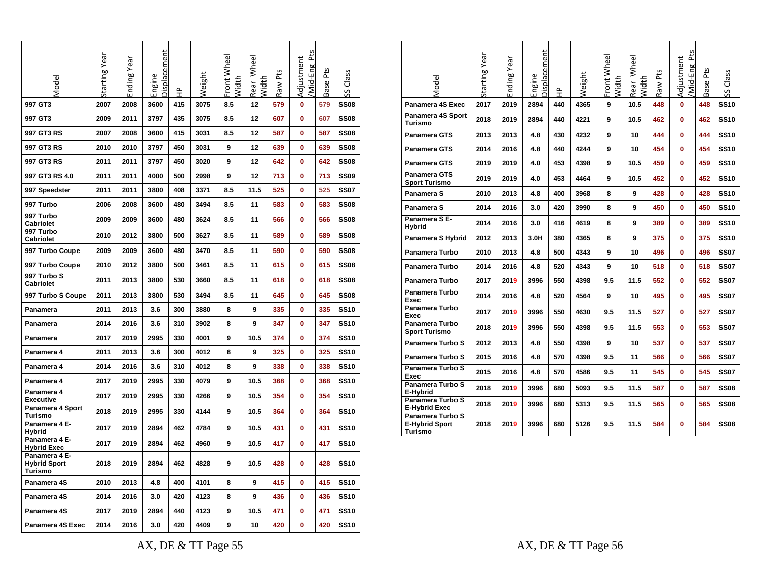| Model | Starting Year | Ending Year | Engine Displacement | HP | Weight | Front Wheel Width | Rear Wheel Width | Raw Pts | Adjustment /Mid-Eng Pts | Base Pts | SS Class |
|---|---|---|---|---|---|---|---|---|---|---|---|
| 997 GT3 | 2007 | 2008 | 3600 | 415 | 3075 | 8.5 | 12 | 579 | 0 | 579 | SS08 |
| 997 GT3 | 2009 | 2011 | 3797 | 435 | 3075 | 8.5 | 12 | 607 | 0 | 607 | SS08 |
| 997 GT3 RS | 2007 | 2008 | 3600 | 415 | 3031 | 8.5 | 12 | 587 | 0 | 587 | SS08 |
| 997 GT3 RS | 2010 | 2010 | 3797 | 450 | 3031 | 9 | 12 | 639 | 0 | 639 | SS08 |
| 997 GT3 RS | 2011 | 2011 | 3797 | 450 | 3020 | 9 | 12 | 642 | 0 | 642 | SS08 |
| 997 GT3 RS 4.0 | 2011 | 2011 | 4000 | 500 | 2998 | 9 | 12 | 713 | 0 | 713 | SS09 |
| 997 Speedster | 2011 | 2011 | 3800 | 408 | 3371 | 8.5 | 11.5 | 525 | 0 | 525 | SS07 |
| 997 Turbo | 2006 | 2008 | 3600 | 480 | 3494 | 8.5 | 11 | 583 | 0 | 583 | SS08 |
| 997 Turbo Cabriolet | 2009 | 2009 | 3600 | 480 | 3624 | 8.5 | 11 | 566 | 0 | 566 | SS08 |
| 997 Turbo Cabriolet | 2010 | 2012 | 3800 | 500 | 3627 | 8.5 | 11 | 589 | 0 | 589 | SS08 |
| 997 Turbo Coupe | 2009 | 2009 | 3600 | 480 | 3470 | 8.5 | 11 | 590 | 0 | 590 | SS08 |
| 997 Turbo Coupe | 2010 | 2012 | 3800 | 500 | 3461 | 8.5 | 11 | 615 | 0 | 615 | SS08 |
| 997 Turbo S Cabriolet | 2011 | 2013 | 3800 | 530 | 3660 | 8.5 | 11 | 618 | 0 | 618 | SS08 |
| 997 Turbo S Coupe | 2011 | 2013 | 3800 | 530 | 3494 | 8.5 | 11 | 645 | 0 | 645 | SS08 |
| Panamera | 2011 | 2013 | 3.6 | 300 | 3880 | 8 | 9 | 335 | 0 | 335 | SS10 |
| Panamera | 2014 | 2016 | 3.6 | 310 | 3902 | 8 | 9 | 347 | 0 | 347 | SS10 |
| Panamera | 2017 | 2019 | 2995 | 330 | 4001 | 9 | 10.5 | 374 | 0 | 374 | SS10 |
| Panamera 4 | 2011 | 2013 | 3.6 | 300 | 4012 | 8 | 9 | 325 | 0 | 325 | SS10 |
| Panamera 4 | 2014 | 2016 | 3.6 | 310 | 4012 | 8 | 9 | 338 | 0 | 338 | SS10 |
| Panamera 4 | 2017 | 2019 | 2995 | 330 | 4079 | 9 | 10.5 | 368 | 0 | 368 | SS10 |
| Panamera 4 Executive | 2017 | 2019 | 2995 | 330 | 4266 | 9 | 10.5 | 354 | 0 | 354 | SS10 |
| Panamera 4 Sport Turismo | 2018 | 2019 | 2995 | 330 | 4144 | 9 | 10.5 | 364 | 0 | 364 | SS10 |
| Panamera 4 E-Hybrid | 2017 | 2019 | 2894 | 462 | 4784 | 9 | 10.5 | 431 | 0 | 431 | SS10 |
| Panamera 4 E-Hybrid Exec | 2017 | 2019 | 2894 | 462 | 4960 | 9 | 10.5 | 417 | 0 | 417 | SS10 |
| Panamera 4 E-Hybrid Sport Turismo | 2018 | 2019 | 2894 | 462 | 4828 | 9 | 10.5 | 428 | 0 | 428 | SS10 |
| Panamera 4S | 2010 | 2013 | 4.8 | 400 | 4101 | 8 | 9 | 415 | 0 | 415 | SS10 |
| Panamera 4S | 2014 | 2016 | 3.0 | 420 | 4123 | 8 | 9 | 436 | 0 | 436 | SS10 |
| Panamera 4S | 2017 | 2019 | 2894 | 440 | 4123 | 9 | 10.5 | 471 | 0 | 471 | SS10 |
| Panamera 4S Exec | 2014 | 2016 | 3.0 | 420 | 4409 | 9 | 10 | 420 | 0 | 420 | SS10 |
| Panamera 4S Exec | 2017 | 2019 | 2894 | 440 | 4365 | 9 | 10.5 | 448 | 0 | 448 | SS10 |
| Panamera 4S Sport Turismo | 2018 | 2019 | 2894 | 440 | 4221 | 9 | 10.5 | 462 | 0 | 462 | SS10 |
| Panamera GTS | 2013 | 2013 | 4.8 | 430 | 4232 | 9 | 10 | 444 | 0 | 444 | SS10 |
| Panamera GTS | 2014 | 2016 | 4.8 | 440 | 4244 | 9 | 10 | 454 | 0 | 454 | SS10 |
| Panamera GTS | 2019 | 2019 | 4.0 | 453 | 4398 | 9 | 10.5 | 459 | 0 | 459 | SS10 |
| Panamera GTS Sport Turismo | 2019 | 2019 | 4.0 | 453 | 4464 | 9 | 10.5 | 452 | 0 | 452 | SS10 |
| Panamera S | 2010 | 2013 | 4.8 | 400 | 3968 | 8 | 9 | 428 | 0 | 428 | SS10 |
| Panamera S | 2014 | 2016 | 3.0 | 420 | 3990 | 8 | 9 | 450 | 0 | 450 | SS10 |
| Panamera S E-Hybrid | 2014 | 2016 | 3.0 | 416 | 4619 | 8 | 9 | 389 | 0 | 389 | SS10 |
| Panamera S Hybrid | 2012 | 2013 | 3.0H | 380 | 4365 | 8 | 9 | 375 | 0 | 375 | SS10 |
| Panamera Turbo | 2010 | 2013 | 4.8 | 500 | 4343 | 9 | 10 | 496 | 0 | 496 | SS07 |
| Panamera Turbo | 2014 | 2016 | 4.8 | 520 | 4343 | 9 | 10 | 518 | 0 | 518 | SS07 |
| Panamera Turbo | 2017 | 2019 | 3996 | 550 | 4398 | 9.5 | 11.5 | 552 | 0 | 552 | SS07 |
| Panamera Turbo Exec | 2014 | 2016 | 4.8 | 520 | 4564 | 9 | 10 | 495 | 0 | 495 | SS07 |
| Panamera Turbo Exec | 2017 | 2019 | 3996 | 550 | 4630 | 9.5 | 11.5 | 527 | 0 | 527 | SS07 |
| Panamera Turbo Sport Turismo | 2018 | 2019 | 3996 | 550 | 4398 | 9.5 | 11.5 | 553 | 0 | 553 | SS07 |
| Panamera Turbo S | 2012 | 2013 | 4.8 | 550 | 4398 | 9 | 10 | 537 | 0 | 537 | SS07 |
| Panamera Turbo S | 2015 | 2016 | 4.8 | 570 | 4398 | 9.5 | 11 | 566 | 0 | 566 | SS07 |
| Panamera Turbo S Exec | 2015 | 2016 | 4.8 | 570 | 4586 | 9.5 | 11 | 545 | 0 | 545 | SS07 |
| Panamera Turbo S E-Hybrid | 2018 | 2019 | 3996 | 680 | 5093 | 9.5 | 11.5 | 587 | 0 | 587 | SS08 |
| Panamera Turbo S E-Hybrid Exec | 2018 | 2019 | 3996 | 680 | 5313 | 9.5 | 11.5 | 565 | 0 | 565 | SS08 |
| Panamera Turbo S E-Hybrid Sport Turismo | 2018 | 2019 | 3996 | 680 | 5126 | 9.5 | 11.5 | 584 | 0 | 584 | SS08 |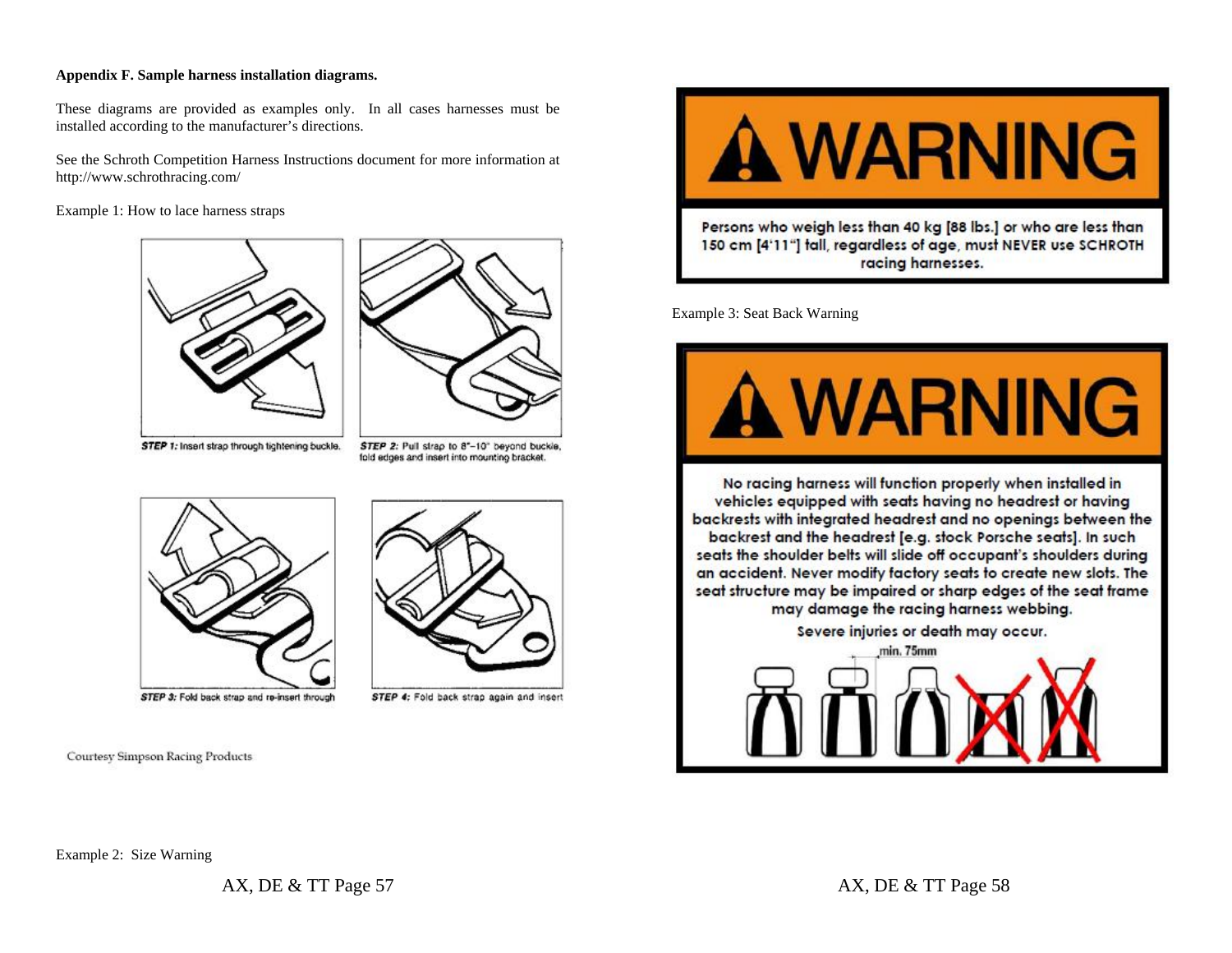**Appendix F. Sample harness installation diagrams.**

These diagrams are provided as examples only. In all cases harnesses must be installed according to the manufacturer's directions.

See the Schroth Competition Harness Instructions document for more information at http://www.schrothracing.com/

Example 1: How to lace harness straps

***STEP 1:*** Insert strap through tightening buckle.

***STEP 2:*** Pull strap to 8"–10" beyond buckle, fold edges and insert into mounting bracket.

***STEP 3:*** Fold back strap and re-insert through

***STEP 4:*** Fold back strap again and insert

Courtesy Simpson Racing Products

Example 2: Size Warning

**WARNING**

Persons who weigh less than 40 kg [88 lbs.] or who are less than 150 cm [4'11"] tall, regardless of age, must NEVER use SCHROTH racing harnesses.

Example 3: Seat Back Warning

**WARNING**

No racing harness will function properly when installed in vehicles equipped with seats having no headrest or having backrests with integrated headrest and no openings between the backrest and the headrest [e.g. stock Porsche seats]. In such seats the shoulder belts will slide off occupant's shoulders during an accident. Never modify factory seats to create new slots. The seat structure may be impaired or sharp edges of the seat frame may damage the racing harness webbing.

Severe injuries or death may occur.

min. 75mm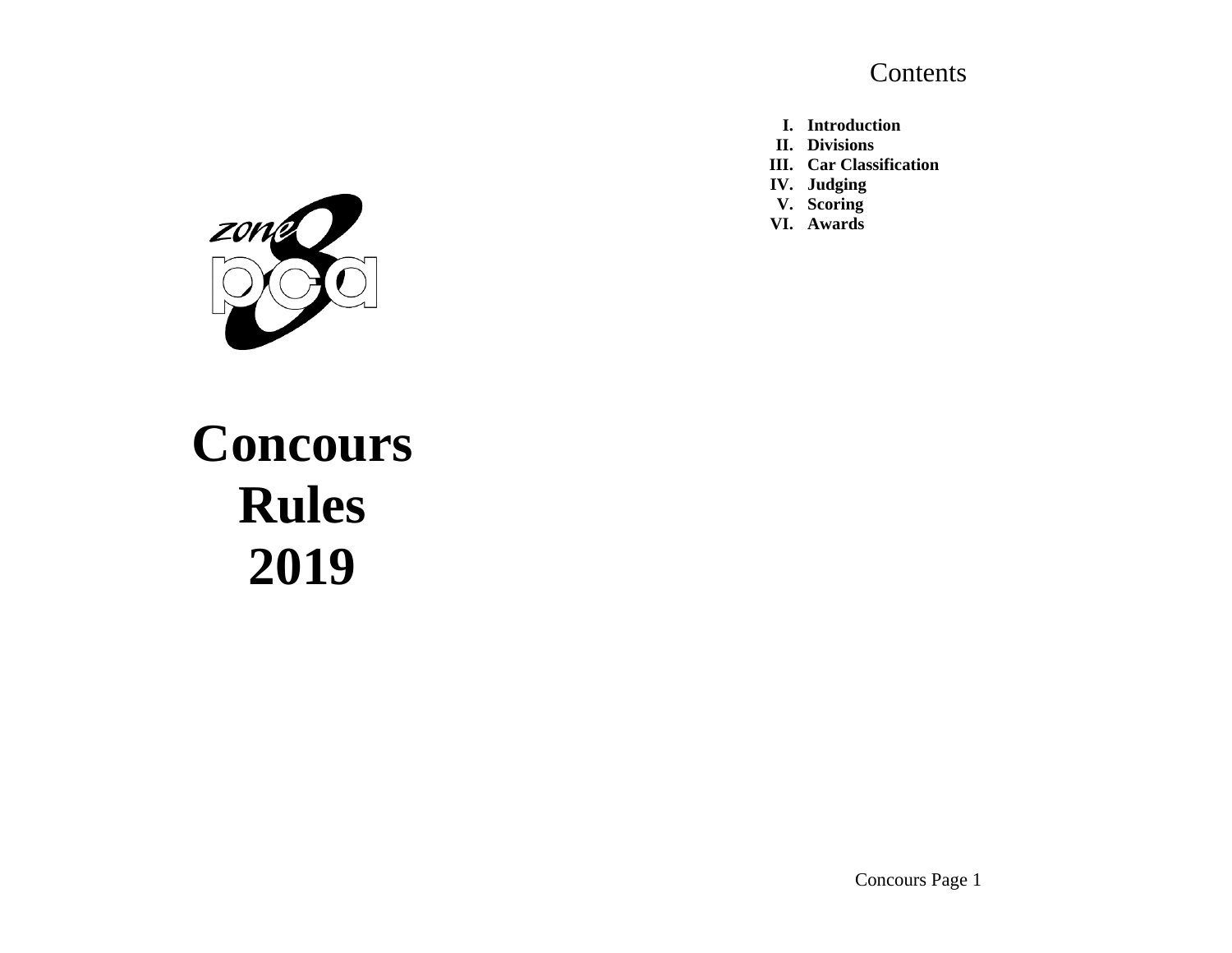# Concours Rules 2019

## Contents

I. **Introduction**
II. **Divisions**
III. **Car Classification**
IV. **Judging**
V. **Scoring**
VI. **Awards**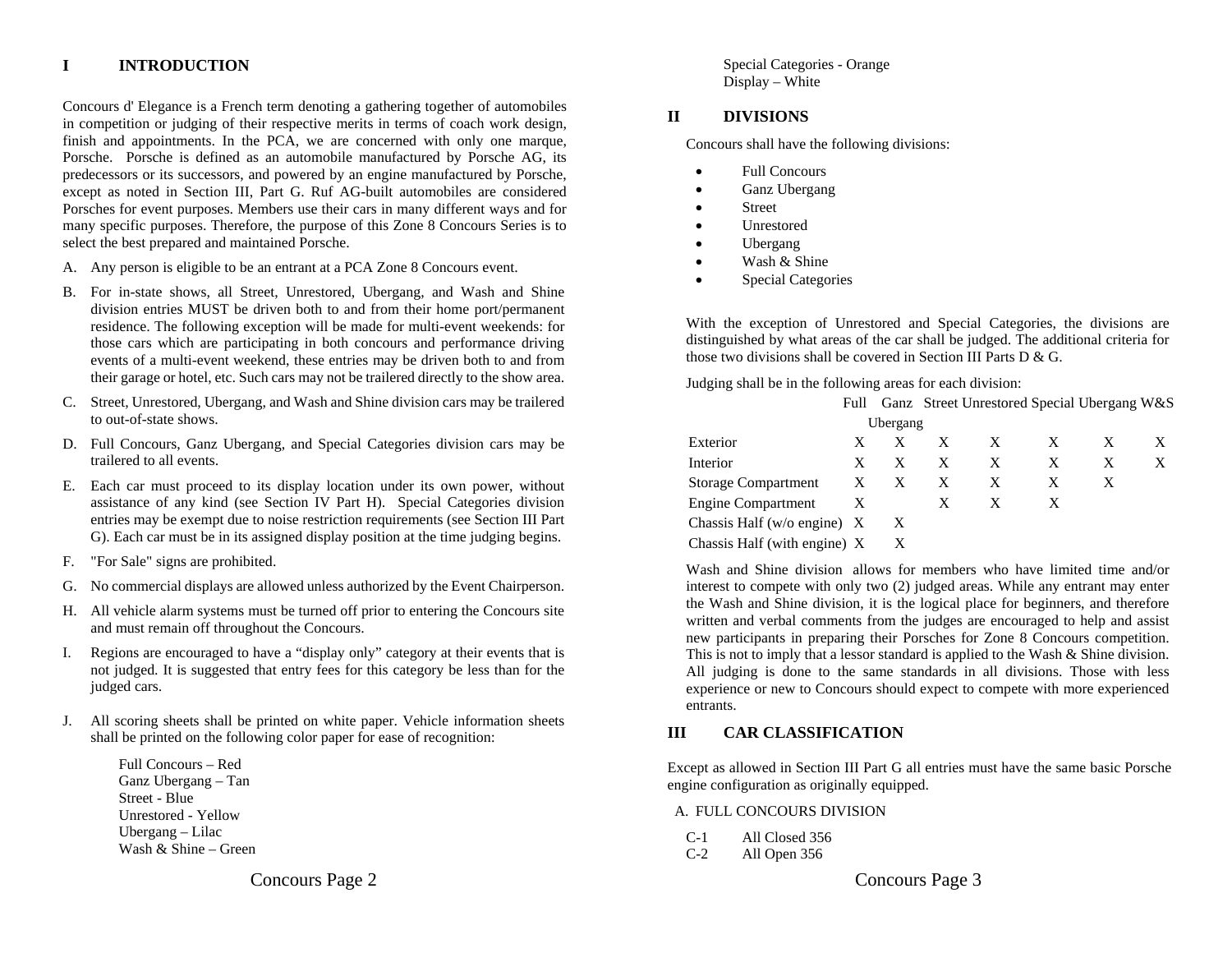# I INTRODUCTION

Concours d' Elegance is a French term denoting a gathering together of automobiles in competition or judging of their respective merits in terms of coach work design, finish and appointments. In the PCA, we are concerned with only one marque, Porsche. Porsche is defined as an automobile manufactured by Porsche AG, its predecessors or its successors, and powered by an engine manufactured by Porsche, except as noted in Section III, Part G. Ruf AG-built automobiles are considered Porsches for event purposes. Members use their cars in many different ways and for many specific purposes. Therefore, the purpose of this Zone 8 Concours Series is to select the best prepared and maintained Porsche.

A. Any person is eligible to be an entrant at a PCA Zone 8 Concours event.

B. For in-state shows, all Street, Unrestored, Ubergang, and Wash and Shine division entries MUST be driven both to and from their home port/permanent residence. The following exception will be made for multi-event weekends: for those cars which are participating in both concours and performance driving events of a multi-event weekend, these entries may be driven both to and from their garage or hotel, etc. Such cars may not be trailered directly to the show area.

C. Street, Unrestored, Ubergang, and Wash and Shine division cars may be trailered to out-of-state shows.

D. Full Concours, Ganz Ubergang, and Special Categories division cars may be trailered to all events.

E. Each car must proceed to its display location under its own power, without assistance of any kind (see Section IV Part H). Special Categories division entries may be exempt due to noise restriction requirements (see Section III Part G). Each car must be in its assigned display position at the time judging begins.

F. "For Sale" signs are prohibited.

G. No commercial displays are allowed unless authorized by the Event Chairperson.

H. All vehicle alarm systems must be turned off prior to entering the Concours site and must remain off throughout the Concours.

I. Regions are encouraged to have a "display only" category at their events that is not judged. It is suggested that entry fees for this category be less than for the judged cars.

J. All scoring sheets shall be printed on white paper. Vehicle information sheets shall be printed on the following color paper for ease of recognition:

Full Concours – Red
Ganz Ubergang – Tan
Street - Blue
Unrestored - Yellow
Ubergang – Lilac
Wash & Shine – Green
Special Categories - Orange
Display – White

# II DIVISIONS

Concours shall have the following divisions:

- Full Concours
- Ganz Ubergang
- Street
- Unrestored
- Ubergang
- Wash & Shine
- Special Categories

With the exception of Unrestored and Special Categories, the divisions are distinguished by what areas of the car shall be judged. The additional criteria for those two divisions shall be covered in Section III Parts D & G.

Judging shall be in the following areas for each division:

| | Full | Ganz Ubergang | Street | Unrestored | Special | Ubergang | W&S |
|---|---|---|---|---|---|---|---|
| Exterior | X | X | X | X | X | X | X |
| Interior | X | X | X | X | X | X | X |
| Storage Compartment | X | X | X | X | X | X | |
| Engine Compartment | X | | X | X | X | | |
| Chassis Half (w/o engine) | X | X | | | | | |
| Chassis Half (with engine) | X | X | | | | | |

Wash and Shine division allows for members who have limited time and/or interest to compete with only two (2) judged areas. While any entrant may enter the Wash and Shine division, it is the logical place for beginners, and therefore written and verbal comments from the judges are encouraged to help and assist new participants in preparing their Porsches for Zone 8 Concours competition. This is not to imply that a lessor standard is applied to the Wash & Shine division. All judging is done to the same standards in all divisions. Those with less experience or new to Concours should expect to compete with more experienced entrants.

# III CAR CLASSIFICATION

Except as allowed in Section III Part G all entries must have the same basic Porsche engine configuration as originally equipped.

A. FULL CONCOURS DIVISION

C-1 All Closed 356
C-2 All Open 356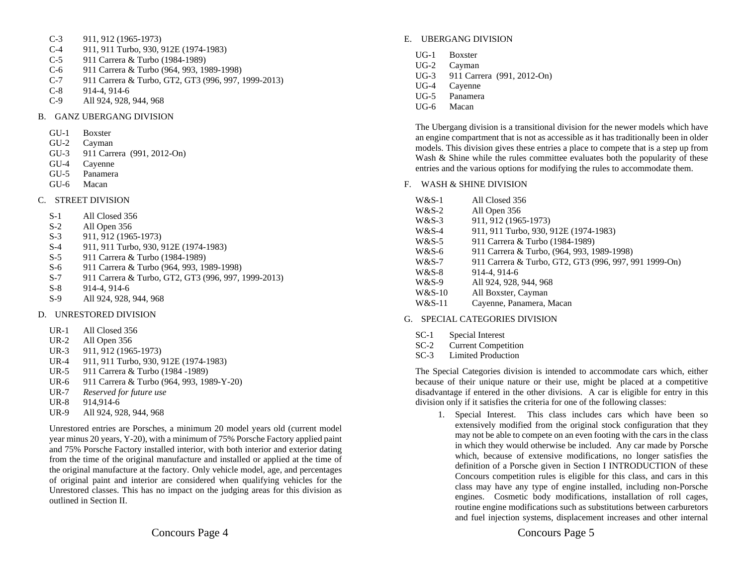| | |
|---|---|
| C-3 | 911, 912 (1965-1973) |
| C-4 | 911, 911 Turbo, 930, 912E (1974-1983) |
| C-5 | 911 Carrera & Turbo (1984-1989) |
| C-6 | 911 Carrera & Turbo (964, 993, 1989-1998) |
| C-7 | 911 Carrera & Turbo, GT2, GT3 (996, 997, 1999-2013) |
| C-8 | 914-4, 914-6 |
| C-9 | All 924, 928, 944, 968 |

B. GANZ UBERGANG DIVISION

| | |
|---|---|
| GU-1 | Boxster |
| GU-2 | Cayman |
| GU-3 | 911 Carrera (991, 2012-On) |
| GU-4 | Cayenne |
| GU-5 | Panamera |
| GU-6 | Macan |

C. STREET DIVISION

| | |
|---|---|
| S-1 | All Closed 356 |
| S-2 | All Open 356 |
| S-3 | 911, 912 (1965-1973) |
| S-4 | 911, 911 Turbo, 930, 912E (1974-1983) |
| S-5 | 911 Carrera & Turbo (1984-1989) |
| S-6 | 911 Carrera & Turbo (964, 993, 1989-1998) |
| S-7 | 911 Carrera & Turbo, GT2, GT3 (996, 997, 1999-2013) |
| S-8 | 914-4, 914-6 |
| S-9 | All 924, 928, 944, 968 |

D. UNRESTORED DIVISION

| | |
|---|---|
| UR-1 | All Closed 356 |
| UR-2 | All Open 356 |
| UR-3 | 911, 912 (1965-1973) |
| UR-4 | 911, 911 Turbo, 930, 912E (1974-1983) |
| UR-5 | 911 Carrera & Turbo (1984 -1989) |
| UR-6 | 911 Carrera & Turbo (964, 993, 1989-Y-20) |
| UR-7 | *Reserved for future use* |
| UR-8 | 914,914-6 |
| UR-9 | All 924, 928, 944, 968 |

Unrestored entries are Porsches, a minimum 20 model years old (current model year minus 20 years, Y-20), with a minimum of 75% Porsche Factory applied paint and 75% Porsche Factory installed interior, with both interior and exterior dating from the time of the original manufacture and installed or applied at the time of the original manufacture at the factory. Only vehicle model, age, and percentages of original paint and interior are considered when qualifying vehicles for the Unrestored classes. This has no impact on the judging areas for this division as outlined in Section II.

E. UBERGANG DIVISION

| | |
|---|---|
| UG-1 | Boxster |
| UG-2 | Cayman |
| UG-3 | 911 Carrera (991, 2012-On) |
| UG-4 | Cayenne |
| UG-5 | Panamera |
| UG-6 | Macan |

The Ubergang division is a transitional division for the newer models which have an engine compartment that is not as accessible as it has traditionally been in older models. This division gives these entries a place to compete that is a step up from Wash & Shine while the rules committee evaluates both the popularity of these entries and the various options for modifying the rules to accommodate them.

F. WASH & SHINE DIVISION

| | |
|---|---|
| W&S-1 | All Closed 356 |
| W&S-2 | All Open 356 |
| W&S-3 | 911, 912 (1965-1973) |
| W&S-4 | 911, 911 Turbo, 930, 912E (1974-1983) |
| W&S-5 | 911 Carrera & Turbo (1984-1989) |
| W&S-6 | 911 Carrera & Turbo, (964, 993, 1989-1998) |
| W&S-7 | 911 Carrera & Turbo, GT2, GT3 (996, 997, 991 1999-On) |
| W&S-8 | 914-4, 914-6 |
| W&S-9 | All 924, 928, 944, 968 |
| W&S-10 | All Boxster, Cayman |
| W&S-11 | Cayenne, Panamera, Macan |

G. SPECIAL CATEGORIES DIVISION

| | |
|---|---|
| SC-1 | Special Interest |
| SC-2 | Current Competition |
| SC-3 | Limited Production |

The Special Categories division is intended to accommodate cars which, either because of their unique nature or their use, might be placed at a competitive disadvantage if entered in the other divisions. A car is eligible for entry in this division only if it satisfies the criteria for one of the following classes:

1. Special Interest. This class includes cars which have been so extensively modified from the original stock configuration that they may not be able to compete on an even footing with the cars in the class in which they would otherwise be included. Any car made by Porsche which, because of extensive modifications, no longer satisfies the definition of a Porsche given in Section I INTRODUCTION of these Concours competition rules is eligible for this class, and cars in this class may have any type of engine installed, including non-Porsche engines. Cosmetic body modifications, installation of roll cages, routine engine modifications such as substitutions between carburetors and fuel injection systems, displacement increases and other internal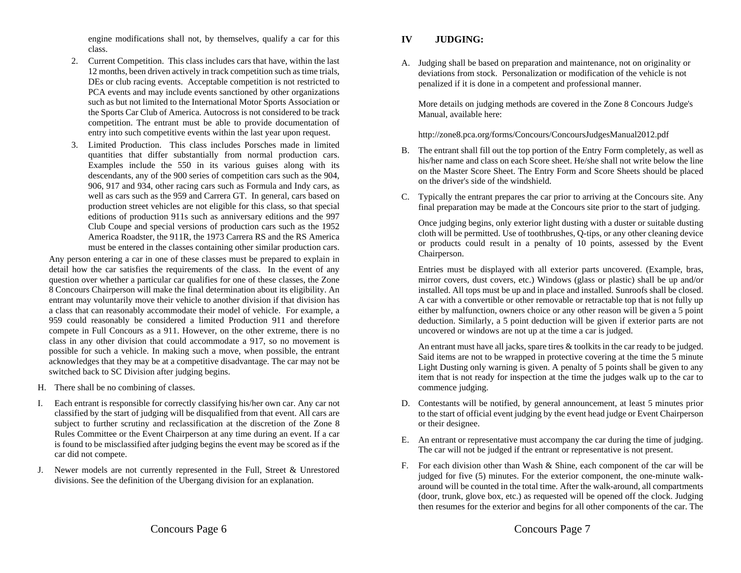engine modifications shall not, by themselves, qualify a car for this class.

2. Current Competition. This class includes cars that have, within the last 12 months, been driven actively in track competition such as time trials, DEs or club racing events. Acceptable competition is not restricted to PCA events and may include events sanctioned by other organizations such as but not limited to the International Motor Sports Association or the Sports Car Club of America. Autocross is not considered to be track competition. The entrant must be able to provide documentation of entry into such competitive events within the last year upon request.

3. Limited Production. This class includes Porsches made in limited quantities that differ substantially from normal production cars. Examples include the 550 in its various guises along with its descendants, any of the 900 series of competition cars such as the 904, 906, 917 and 934, other racing cars such as Formula and Indy cars, as well as cars such as the 959 and Carrera GT. In general, cars based on production street vehicles are not eligible for this class, so that special editions of production 911s such as anniversary editions and the 997 Club Coupe and special versions of production cars such as the 1952 America Roadster, the 911R, the 1973 Carrera RS and the RS America must be entered in the classes containing other similar production cars.

Any person entering a car in one of these classes must be prepared to explain in detail how the car satisfies the requirements of the class. In the event of any question over whether a particular car qualifies for one of these classes, the Zone 8 Concours Chairperson will make the final determination about its eligibility. An entrant may voluntarily move their vehicle to another division if that division has a class that can reasonably accommodate their model of vehicle. For example, a 959 could reasonably be considered a limited Production 911 and therefore compete in Full Concours as a 911. However, on the other extreme, there is no class in any other division that could accommodate a 917, so no movement is possible for such a vehicle. In making such a move, when possible, the entrant acknowledges that they may be at a competitive disadvantage. The car may not be switched back to SC Division after judging begins.

H. There shall be no combining of classes.

I. Each entrant is responsible for correctly classifying his/her own car. Any car not classified by the start of judging will be disqualified from that event. All cars are subject to further scrutiny and reclassification at the discretion of the Zone 8 Rules Committee or the Event Chairperson at any time during an event. If a car is found to be misclassified after judging begins the event may be scored as if the car did not compete.

J. Newer models are not currently represented in the Full, Street & Unrestored divisions. See the definition of the Ubergang division for an explanation.

## IV JUDGING:

A. Judging shall be based on preparation and maintenance, not on originality or deviations from stock. Personalization or modification of the vehicle is not penalized if it is done in a competent and professional manner.

More details on judging methods are covered in the Zone 8 Concours Judge's Manual, available here:

http://zone8.pca.org/forms/Concours/ConcoursJudgesManual2012.pdf

B. The entrant shall fill out the top portion of the Entry Form completely, as well as his/her name and class on each Score sheet. He/she shall not write below the line on the Master Score Sheet. The Entry Form and Score Sheets should be placed on the driver's side of the windshield.

C. Typically the entrant prepares the car prior to arriving at the Concours site. Any final preparation may be made at the Concours site prior to the start of judging.

Once judging begins, only exterior light dusting with a duster or suitable dusting cloth will be permitted. Use of toothbrushes, Q-tips, or any other cleaning device or products could result in a penalty of 10 points, assessed by the Event Chairperson.

Entries must be displayed with all exterior parts uncovered. (Example, bras, mirror covers, dust covers, etc.) Windows (glass or plastic) shall be up and/or installed. All tops must be up and in place and installed. Sunroofs shall be closed. A car with a convertible or other removable or retractable top that is not fully up either by malfunction, owners choice or any other reason will be given a 5 point deduction. Similarly, a 5 point deduction will be given if exterior parts are not uncovered or windows are not up at the time a car is judged.

An entrant must have all jacks, spare tires & toolkits in the car ready to be judged. Said items are not to be wrapped in protective covering at the time the 5 minute Light Dusting only warning is given. A penalty of 5 points shall be given to any item that is not ready for inspection at the time the judges walk up to the car to commence judging.

D. Contestants will be notified, by general announcement, at least 5 minutes prior to the start of official event judging by the event head judge or Event Chairperson or their designee.

E. An entrant or representative must accompany the car during the time of judging. The car will not be judged if the entrant or representative is not present.

F. For each division other than Wash & Shine, each component of the car will be judged for five (5) minutes. For the exterior component, the one-minute walk-around will be counted in the total time. After the walk-around, all compartments (door, trunk, glove box, etc.) as requested will be opened off the clock. Judging then resumes for the exterior and begins for all other components of the car. The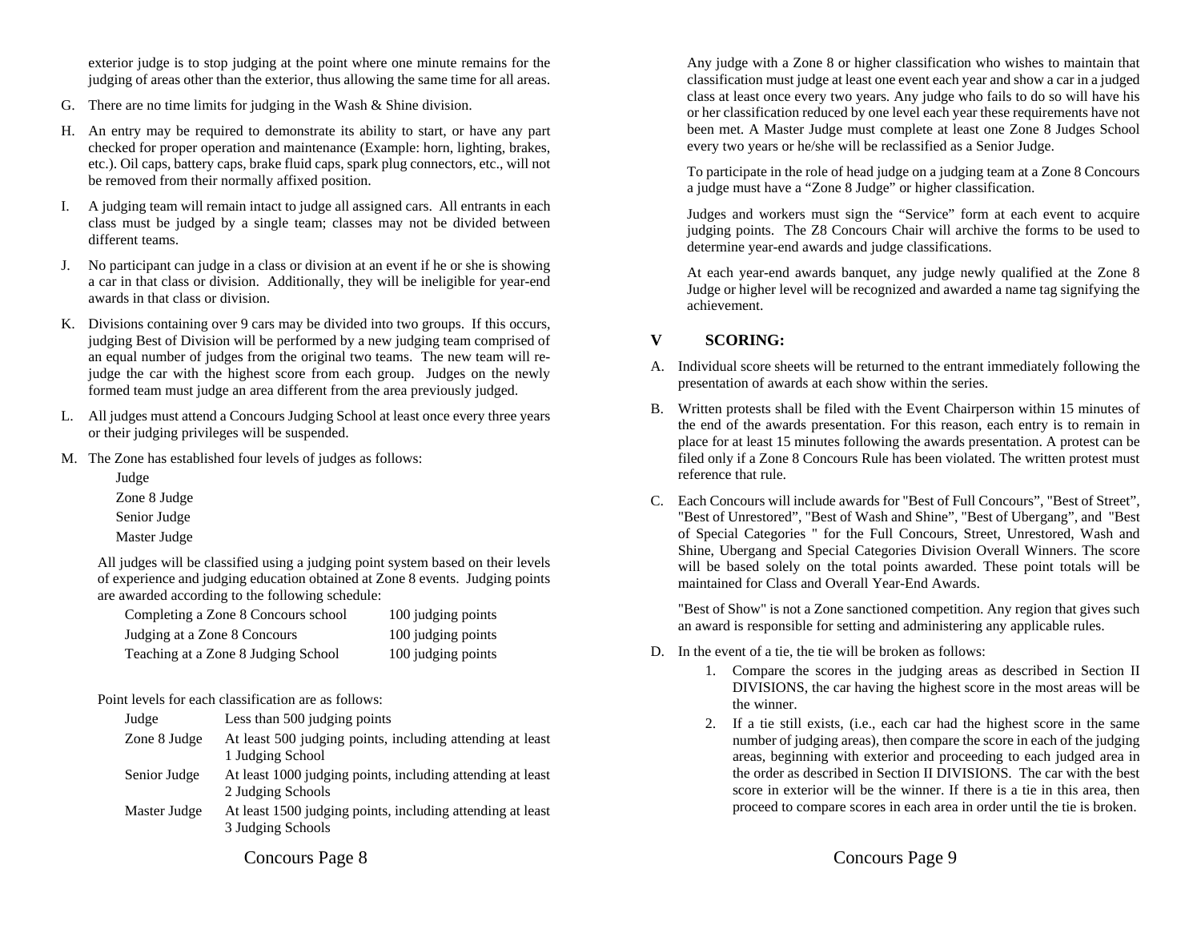exterior judge is to stop judging at the point where one minute remains for the judging of areas other than the exterior, thus allowing the same time for all areas.

G. There are no time limits for judging in the Wash & Shine division.

H. An entry may be required to demonstrate its ability to start, or have any part checked for proper operation and maintenance (Example: horn, lighting, brakes, etc.). Oil caps, battery caps, brake fluid caps, spark plug connectors, etc., will not be removed from their normally affixed position.

I. A judging team will remain intact to judge all assigned cars. All entrants in each class must be judged by a single team; classes may not be divided between different teams.

J. No participant can judge in a class or division at an event if he or she is showing a car in that class or division. Additionally, they will be ineligible for year-end awards in that class or division.

K. Divisions containing over 9 cars may be divided into two groups. If this occurs, judging Best of Division will be performed by a new judging team comprised of an equal number of judges from the original two teams. The new team will re-judge the car with the highest score from each group. Judges on the newly formed team must judge an area different from the area previously judged.

L. All judges must attend a Concours Judging School at least once every three years or their judging privileges will be suspended.

M. The Zone has established four levels of judges as follows:

   Judge
   Zone 8 Judge
   Senior Judge
   Master Judge

   All judges will be classified using a judging point system based on their levels of experience and judging education obtained at Zone 8 events. Judging points are awarded according to the following schedule:

| | |
|---|---|
| Completing a Zone 8 Concours school | 100 judging points |
| Judging at a Zone 8 Concours | 100 judging points |
| Teaching at a Zone 8 Judging School | 100 judging points |

   Point levels for each classification are as follows:

| | |
|---|---|
| Judge | Less than 500 judging points |
| Zone 8 Judge | At least 500 judging points, including attending at least 1 Judging School |
| Senior Judge | At least 1000 judging points, including attending at least 2 Judging Schools |
| Master Judge | At least 1500 judging points, including attending at least 3 Judging Schools |

   Any judge with a Zone 8 or higher classification who wishes to maintain that classification must judge at least one event each year and show a car in a judged class at least once every two years. Any judge who fails to do so will have his or her classification reduced by one level each year these requirements have not been met. A Master Judge must complete at least one Zone 8 Judges School every two years or he/she will be reclassified as a Senior Judge.

   To participate in the role of head judge on a judging team at a Zone 8 Concours a judge must have a "Zone 8 Judge" or higher classification.

   Judges and workers must sign the "Service" form at each event to acquire judging points. The Z8 Concours Chair will archive the forms to be used to determine year-end awards and judge classifications.

   At each year-end awards banquet, any judge newly qualified at the Zone 8 Judge or higher level will be recognized and awarded a name tag signifying the achievement.

## V SCORING:

A. Individual score sheets will be returned to the entrant immediately following the presentation of awards at each show within the series.

B. Written protests shall be filed with the Event Chairperson within 15 minutes of the end of the awards presentation. For this reason, each entry is to remain in place for at least 15 minutes following the awards presentation. A protest can be filed only if a Zone 8 Concours Rule has been violated. The written protest must reference that rule.

C. Each Concours will include awards for "Best of Full Concours", "Best of Street", "Best of Unrestored", "Best of Wash and Shine", "Best of Ubergang", and "Best of Special Categories " for the Full Concours, Street, Unrestored, Wash and Shine, Ubergang and Special Categories Division Overall Winners. The score will be based solely on the total points awarded. These point totals will be maintained for Class and Overall Year-End Awards.

   "Best of Show" is not a Zone sanctioned competition. Any region that gives such an award is responsible for setting and administering any applicable rules.

D. In the event of a tie, the tie will be broken as follows:

   1. Compare the scores in the judging areas as described in Section II DIVISIONS, the car having the highest score in the most areas will be the winner.
   2. If a tie still exists, (i.e., each car had the highest score in the same number of judging areas), then compare the score in each of the judging areas, beginning with exterior and proceeding to each judged area in the order as described in Section II DIVISIONS. The car with the best score in exterior will be the winner. If there is a tie in this area, then proceed to compare scores in each area in order until the tie is broken.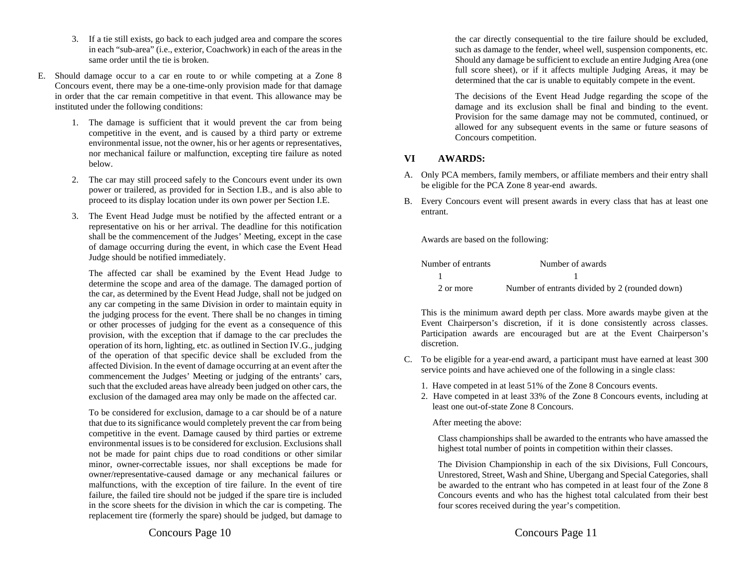3. If a tie still exists, go back to each judged area and compare the scores in each "sub-area" (i.e., exterior, Coachwork) in each of the areas in the same order until the tie is broken.

E. Should damage occur to a car en route to or while competing at a Zone 8 Concours event, there may be a one-time-only provision made for that damage in order that the car remain competitive in that event. This allowance may be instituted under the following conditions:

1. The damage is sufficient that it would prevent the car from being competitive in the event, and is caused by a third party or extreme environmental issue, not the owner, his or her agents or representatives, nor mechanical failure or malfunction, excepting tire failure as noted below.

2. The car may still proceed safely to the Concours event under its own power or trailered, as provided for in Section I.B., and is also able to proceed to its display location under its own power per Section I.E.

3. The Event Head Judge must be notified by the affected entrant or a representative on his or her arrival. The deadline for this notification shall be the commencement of the Judges' Meeting, except in the case of damage occurring during the event, in which case the Event Head Judge should be notified immediately.

The affected car shall be examined by the Event Head Judge to determine the scope and area of the damage. The damaged portion of the car, as determined by the Event Head Judge, shall not be judged on any car competing in the same Division in order to maintain equity in the judging process for the event. There shall be no changes in timing or other processes of judging for the event as a consequence of this provision, with the exception that if damage to the car precludes the operation of its horn, lighting, etc. as outlined in Section IV.G., judging of the operation of that specific device shall be excluded from the affected Division. In the event of damage occurring at an event after the commencement the Judges' Meeting or judging of the entrants' cars, such that the excluded areas have already been judged on other cars, the exclusion of the damaged area may only be made on the affected car.

To be considered for exclusion, damage to a car should be of a nature that due to its significance would completely prevent the car from being competitive in the event. Damage caused by third parties or extreme environmental issues is to be considered for exclusion. Exclusions shall not be made for paint chips due to road conditions or other similar minor, owner-correctable issues, nor shall exceptions be made for owner/representative-caused damage or any mechanical failures or malfunctions, with the exception of tire failure. In the event of tire failure, the failed tire should not be judged if the spare tire is included in the score sheets for the division in which the car is competing. The replacement tire (formerly the spare) should be judged, but damage to the car directly consequential to the tire failure should be excluded, such as damage to the fender, wheel well, suspension components, etc. Should any damage be sufficient to exclude an entire Judging Area (one full score sheet), or if it affects multiple Judging Areas, it may be determined that the car is unable to equitably compete in the event.

The decisions of the Event Head Judge regarding the scope of the damage and its exclusion shall be final and binding to the event. Provision for the same damage may not be commuted, continued, or allowed for any subsequent events in the same or future seasons of Concours competition.

## VI AWARDS:

A. Only PCA members, family members, or affiliate members and their entry shall be eligible for the PCA Zone 8 year-end awards.

B. Every Concours event will present awards in every class that has at least one entrant.

Awards are based on the following:

| Number of entrants | Number of awards |
|---|---|
| 1 | 1 |
| 2 or more | Number of entrants divided by 2 (rounded down) |

This is the minimum award depth per class. More awards maybe given at the Event Chairperson's discretion, if it is done consistently across classes. Participation awards are encouraged but are at the Event Chairperson's discretion.

C. To be eligible for a year-end award, a participant must have earned at least 300 service points and have achieved one of the following in a single class:

1. Have competed in at least 51% of the Zone 8 Concours events.
2. Have competed in at least 33% of the Zone 8 Concours events, including at least one out-of-state Zone 8 Concours.

After meeting the above:

Class championships shall be awarded to the entrants who have amassed the highest total number of points in competition within their classes.

The Division Championship in each of the six Divisions, Full Concours, Unrestored, Street, Wash and Shine, Ubergang and Special Categories, shall be awarded to the entrant who has competed in at least four of the Zone 8 Concours events and who has the highest total calculated from their best four scores received during the year's competition.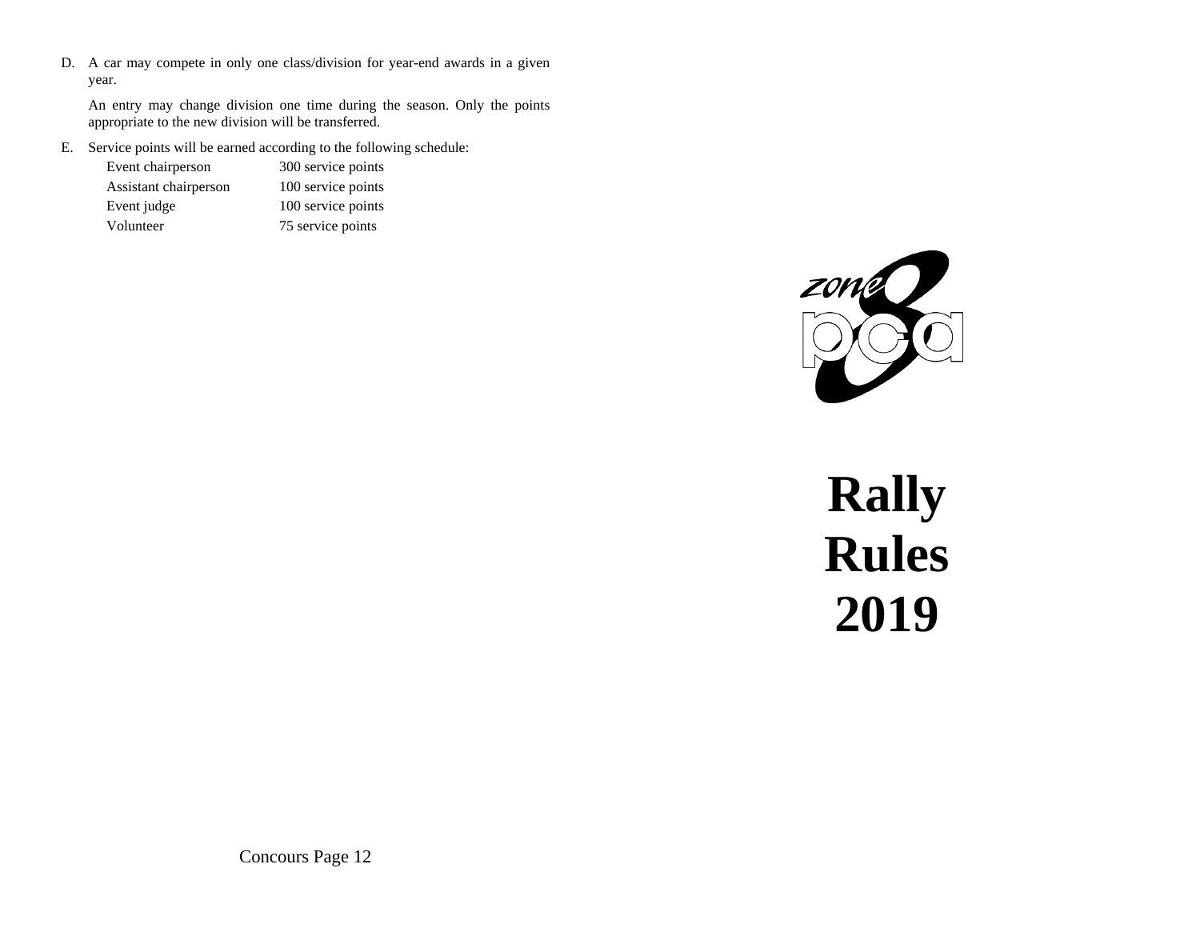D. A car may compete in only one class/division for year-end awards in a given year.

   An entry may change division one time during the season. Only the points appropriate to the new division will be transferred.

E. Service points will be earned according to the following schedule:

| | |
|---|---|
| Event chairperson | 300 service points |
| Assistant chairperson | 100 service points |
| Event judge | 100 service points |
| Volunteer | 75 service points |

zone 8 pca

# Rally Rules 2019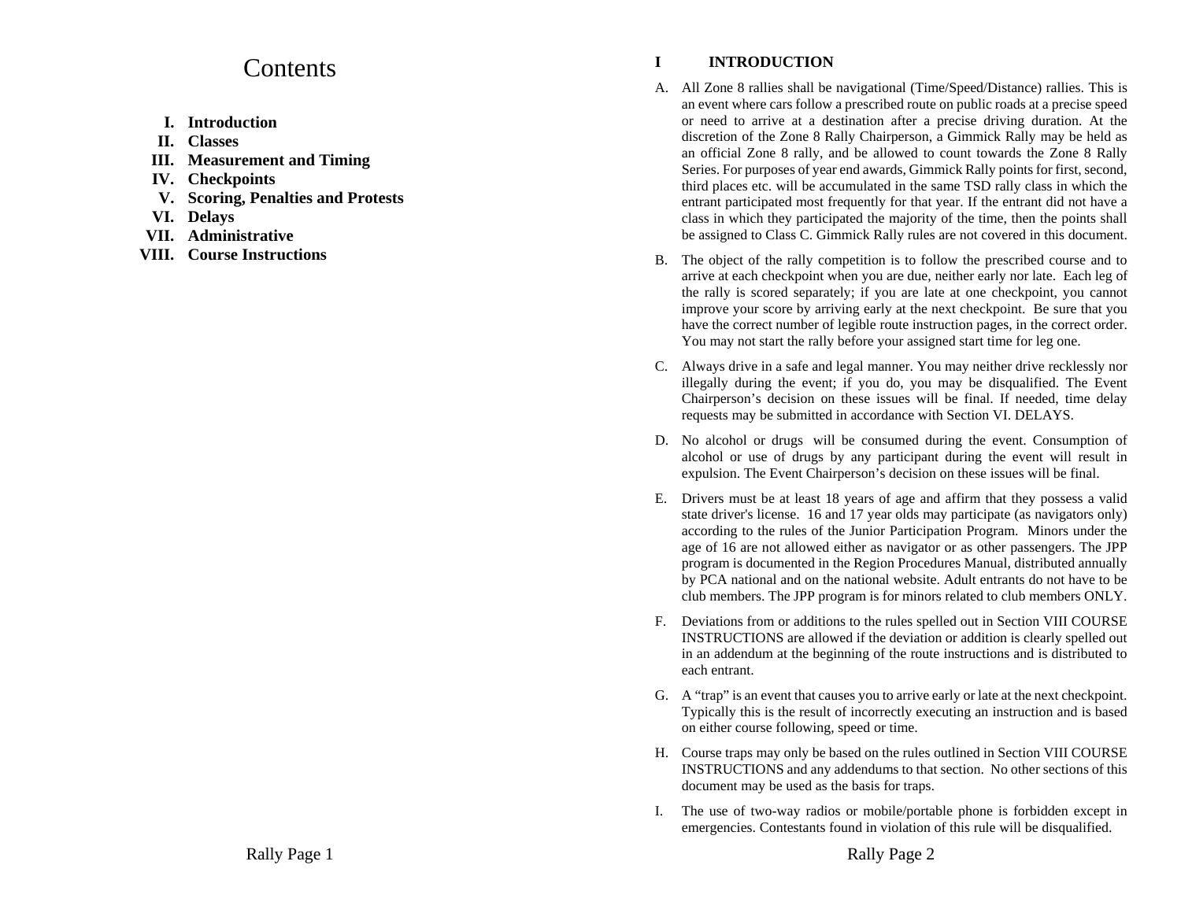# Contents

I. **Introduction**
II. **Classes**
III. **Measurement and Timing**
IV. **Checkpoints**
V. **Scoring, Penalties and Protests**
VI. **Delays**
VII. **Administrative**
VIII. **Course Instructions**

## I INTRODUCTION

A. All Zone 8 rallies shall be navigational (Time/Speed/Distance) rallies. This is an event where cars follow a prescribed route on public roads at a precise speed or need to arrive at a destination after a precise driving duration. At the discretion of the Zone 8 Rally Chairperson, a Gimmick Rally may be held as an official Zone 8 rally, and be allowed to count towards the Zone 8 Rally Series. For purposes of year end awards, Gimmick Rally points for first, second, third places etc. will be accumulated in the same TSD rally class in which the entrant participated most frequently for that year. If the entrant did not have a class in which they participated the majority of the time, then the points shall be assigned to Class C. Gimmick Rally rules are not covered in this document.

B. The object of the rally competition is to follow the prescribed course and to arrive at each checkpoint when you are due, neither early nor late. Each leg of the rally is scored separately; if you are late at one checkpoint, you cannot improve your score by arriving early at the next checkpoint. Be sure that you have the correct number of legible route instruction pages, in the correct order. You may not start the rally before your assigned start time for leg one.

C. Always drive in a safe and legal manner. You may neither drive recklessly nor illegally during the event; if you do, you may be disqualified. The Event Chairperson's decision on these issues will be final. If needed, time delay requests may be submitted in accordance with Section VI. DELAYS.

D. No alcohol or drugs will be consumed during the event. Consumption of alcohol or use of drugs by any participant during the event will result in expulsion. The Event Chairperson's decision on these issues will be final.

E. Drivers must be at least 18 years of age and affirm that they possess a valid state driver's license. 16 and 17 year olds may participate (as navigators only) according to the rules of the Junior Participation Program. Minors under the age of 16 are not allowed either as navigator or as other passengers. The JPP program is documented in the Region Procedures Manual, distributed annually by PCA national and on the national website. Adult entrants do not have to be club members. The JPP program is for minors related to club members ONLY.

F. Deviations from or additions to the rules spelled out in Section VIII COURSE INSTRUCTIONS are allowed if the deviation or addition is clearly spelled out in an addendum at the beginning of the route instructions and is distributed to each entrant.

G. A "trap" is an event that causes you to arrive early or late at the next checkpoint. Typically this is the result of incorrectly executing an instruction and is based on either course following, speed or time.

H. Course traps may only be based on the rules outlined in Section VIII COURSE INSTRUCTIONS and any addendums to that section. No other sections of this document may be used as the basis for traps.

I. The use of two-way radios or mobile/portable phone is forbidden except in emergencies. Contestants found in violation of this rule will be disqualified.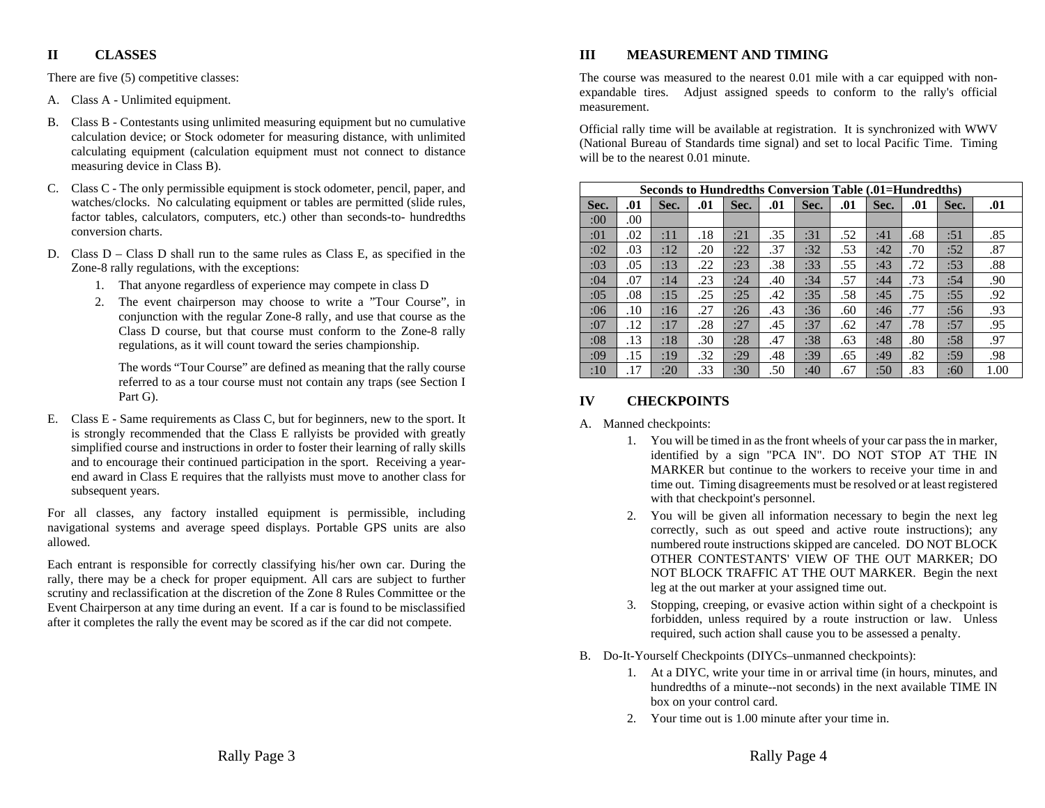## II CLASSES

There are five (5) competitive classes:

A. Class A - Unlimited equipment.

B. Class B - Contestants using unlimited measuring equipment but no cumulative calculation device; or Stock odometer for measuring distance, with unlimited calculating equipment (calculation equipment must not connect to distance measuring device in Class B).

C. Class C - The only permissible equipment is stock odometer, pencil, paper, and watches/clocks. No calculating equipment or tables are permitted (slide rules, factor tables, calculators, computers, etc.) other than seconds-to- hundredths conversion charts.

D. Class D – Class D shall run to the same rules as Class E, as specified in the Zone-8 rally regulations, with the exceptions:

   1. That anyone regardless of experience may compete in class D
   2. The event chairperson may choose to write a "Tour Course", in conjunction with the regular Zone-8 rally, and use that course as the Class D course, but that course must conform to the Zone-8 rally regulations, as it will count toward the series championship.

      The words "Tour Course" are defined as meaning that the rally course referred to as a tour course must not contain any traps (see Section I Part G).

E. Class E - Same requirements as Class C, but for beginners, new to the sport. It is strongly recommended that the Class E rallyists be provided with greatly simplified course and instructions in order to foster their learning of rally skills and to encourage their continued participation in the sport. Receiving a year-end award in Class E requires that the rallyists must move to another class for subsequent years.

For all classes, any factory installed equipment is permissible, including navigational systems and average speed displays. Portable GPS units are also allowed.

Each entrant is responsible for correctly classifying his/her own car. During the rally, there may be a check for proper equipment. All cars are subject to further scrutiny and reclassification at the discretion of the Zone 8 Rules Committee or the Event Chairperson at any time during an event. If a car is found to be misclassified after it completes the rally the event may be scored as if the car did not compete.

## III MEASUREMENT AND TIMING

The course was measured to the nearest 0.01 mile with a car equipped with non-expandable tires. Adjust assigned speeds to conform to the rally's official measurement.

Official rally time will be available at registration. It is synchronized with WWV (National Bureau of Standards time signal) and set to local Pacific Time. Timing will be to the nearest 0.01 minute.

**Seconds to Hundredths Conversion Table (.01=Hundredths)**

| Sec. | .01 | Sec. | .01 | Sec. | .01 | Sec. | .01 | Sec. | .01 | Sec. | .01 |
|---|---|---|---|---|---|---|---|---|---|---|---|
| :00 | .00 | | | | | | | | | | |
| :01 | .02 | :11 | .18 | :21 | .35 | :31 | .52 | :41 | .68 | :51 | .85 |
| :02 | .03 | :12 | .20 | :22 | .37 | :32 | .53 | :42 | .70 | :52 | .87 |
| :03 | .05 | :13 | .22 | :23 | .38 | :33 | .55 | :43 | .72 | :53 | .88 |
| :04 | .07 | :14 | .23 | :24 | .40 | :34 | .57 | :44 | .73 | :54 | .90 |
| :05 | .08 | :15 | .25 | :25 | .42 | :35 | .58 | :45 | .75 | :55 | .92 |
| :06 | .10 | :16 | .27 | :26 | .43 | :36 | .60 | :46 | .77 | :56 | .93 |
| :07 | .12 | :17 | .28 | :27 | .45 | :37 | .62 | :47 | .78 | :57 | .95 |
| :08 | .13 | :18 | .30 | :28 | .47 | :38 | .63 | :48 | .80 | :58 | .97 |
| :09 | .15 | :19 | .32 | :29 | .48 | :39 | .65 | :49 | .82 | :59 | .98 |
| :10 | .17 | :20 | .33 | :30 | .50 | :40 | .67 | :50 | .83 | :60 | 1.00 |

## IV CHECKPOINTS

A. Manned checkpoints:

   1. You will be timed in as the front wheels of your car pass the in marker, identified by a sign "PCA IN". DO NOT STOP AT THE IN MARKER but continue to the workers to receive your time in and time out. Timing disagreements must be resolved or at least registered with that checkpoint's personnel.
   2. You will be given all information necessary to begin the next leg correctly, such as out speed and active route instructions); any numbered route instructions skipped are canceled. DO NOT BLOCK OTHER CONTESTANTS' VIEW OF THE OUT MARKER; DO NOT BLOCK TRAFFIC AT THE OUT MARKER. Begin the next leg at the out marker at your assigned time out.
   3. Stopping, creeping, or evasive action within sight of a checkpoint is forbidden, unless required by a route instruction or law. Unless required, such action shall cause you to be assessed a penalty.

B. Do-It-Yourself Checkpoints (DIYCs–unmanned checkpoints):

   1. At a DIYC, write your time in or arrival time (in hours, minutes, and hundredths of a minute--not seconds) in the next available TIME IN box on your control card.
   2. Your time out is 1.00 minute after your time in.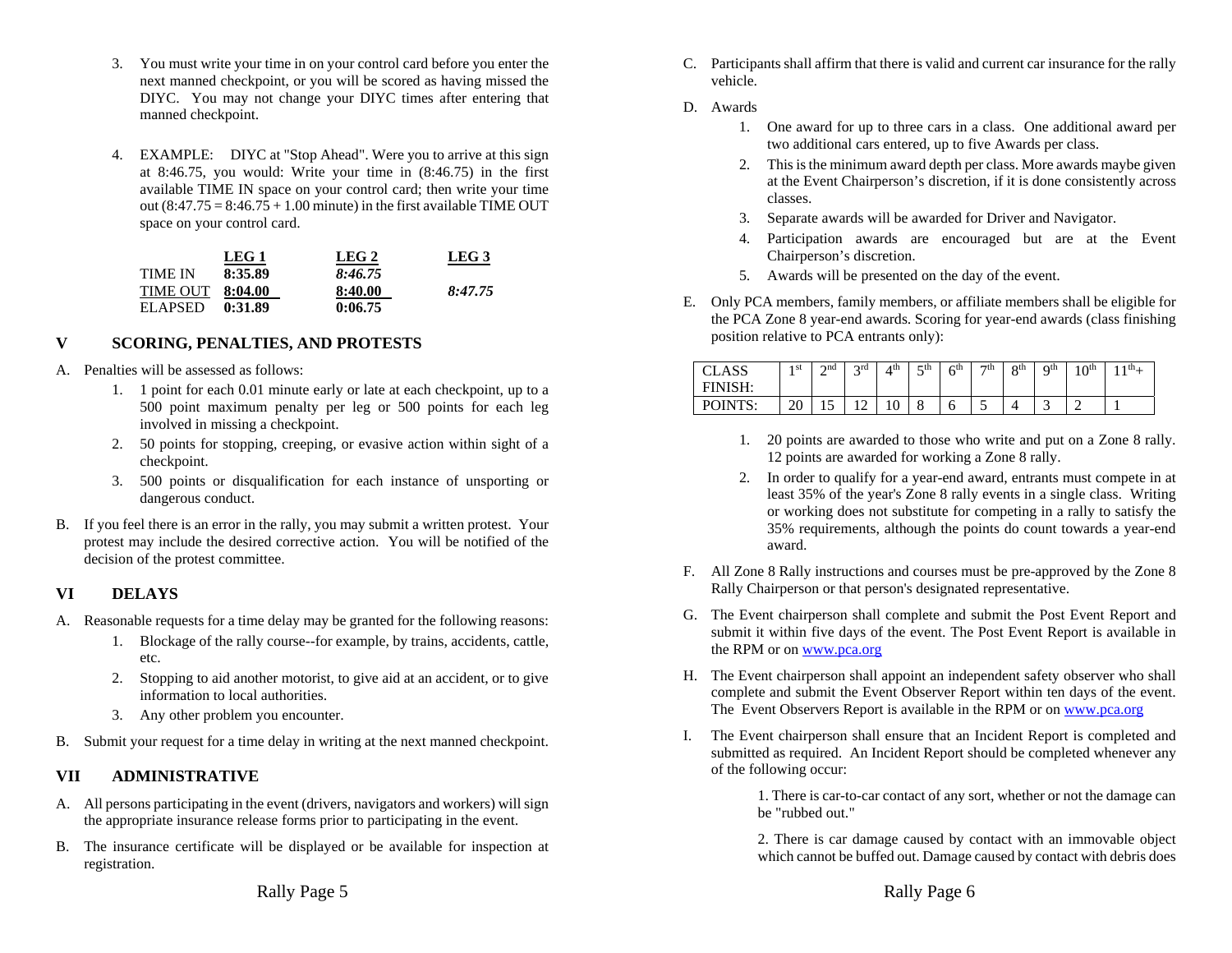3. You must write your time in on your control card before you enter the next manned checkpoint, or you will be scored as having missed the DIYC. You may not change your DIYC times after entering that manned checkpoint.

4. EXAMPLE: DIYC at "Stop Ahead". Were you to arrive at this sign at 8:46.75, you would: Write your time in (8:46.75) in the first available TIME IN space on your control card; then write your time out (8:47.75 = 8:46.75 + 1.00 minute) in the first available TIME OUT space on your control card.

| | LEG 1 | LEG 2 | LEG 3 |
|---|---|---|---|
| TIME IN | **8:35.89** | *8:46.75* | |
| TIME OUT | **8:04.00** | **8:40.00** | *8:47.75* |
| ELAPSED | **0:31.89** | **0:06.75** | |

## V SCORING, PENALTIES, AND PROTESTS

A. Penalties will be assessed as follows:

1. 1 point for each 0.01 minute early or late at each checkpoint, up to a 500 point maximum penalty per leg or 500 points for each leg involved in missing a checkpoint.
2. 50 points for stopping, creeping, or evasive action within sight of a checkpoint.
3. 500 points or disqualification for each instance of unsporting or dangerous conduct.

B. If you feel there is an error in the rally, you may submit a written protest. Your protest may include the desired corrective action. You will be notified of the decision of the protest committee.

## VI DELAYS

A. Reasonable requests for a time delay may be granted for the following reasons:

1. Blockage of the rally course--for example, by trains, accidents, cattle, etc.
2. Stopping to aid another motorist, to give aid at an accident, or to give information to local authorities.
3. Any other problem you encounter.

B. Submit your request for a time delay in writing at the next manned checkpoint.

## VII ADMINISTRATIVE

A. All persons participating in the event (drivers, navigators and workers) will sign the appropriate insurance release forms prior to participating in the event.

B. The insurance certificate will be displayed or be available for inspection at registration.

C. Participants shall affirm that there is valid and current car insurance for the rally vehicle.

D. Awards

1. One award for up to three cars in a class. One additional award per two additional cars entered, up to five Awards per class.
2. This is the minimum award depth per class. More awards maybe given at the Event Chairperson's discretion, if it is done consistently across classes.
3. Separate awards will be awarded for Driver and Navigator.
4. Participation awards are encouraged but are at the Event Chairperson's discretion.
5. Awards will be presented on the day of the event.

E. Only PCA members, family members, or affiliate members shall be eligible for the PCA Zone 8 year-end awards. Scoring for year-end awards (class finishing position relative to PCA entrants only):

| CLASS FINISH: | 1st | 2nd | 3rd | 4th | 5th | 6th | 7th | 8th | 9th | 10th | 11th+ |
|---|---|---|---|---|---|---|---|---|---|---|---|
| POINTS: | 20 | 15 | 12 | 10 | 8 | 6 | 5 | 4 | 3 | 2 | 1 |

1. 20 points are awarded to those who write and put on a Zone 8 rally. 12 points are awarded for working a Zone 8 rally.
2. In order to qualify for a year-end award, entrants must compete in at least 35% of the year's Zone 8 rally events in a single class. Writing or working does not substitute for competing in a rally to satisfy the 35% requirements, although the points do count towards a year-end award.

F. All Zone 8 Rally instructions and courses must be pre-approved by the Zone 8 Rally Chairperson or that person's designated representative.

G. The Event chairperson shall complete and submit the Post Event Report and submit it within five days of the event. The Post Event Report is available in the RPM or on www.pca.org

H. The Event chairperson shall appoint an independent safety observer who shall complete and submit the Event Observer Report within ten days of the event. The Event Observers Report is available in the RPM or on www.pca.org

I. The Event chairperson shall ensure that an Incident Report is completed and submitted as required. An Incident Report should be completed whenever any of the following occur:

1. There is car-to-car contact of any sort, whether or not the damage can be "rubbed out."

2. There is car damage caused by contact with an immovable object which cannot be buffed out. Damage caused by contact with debris does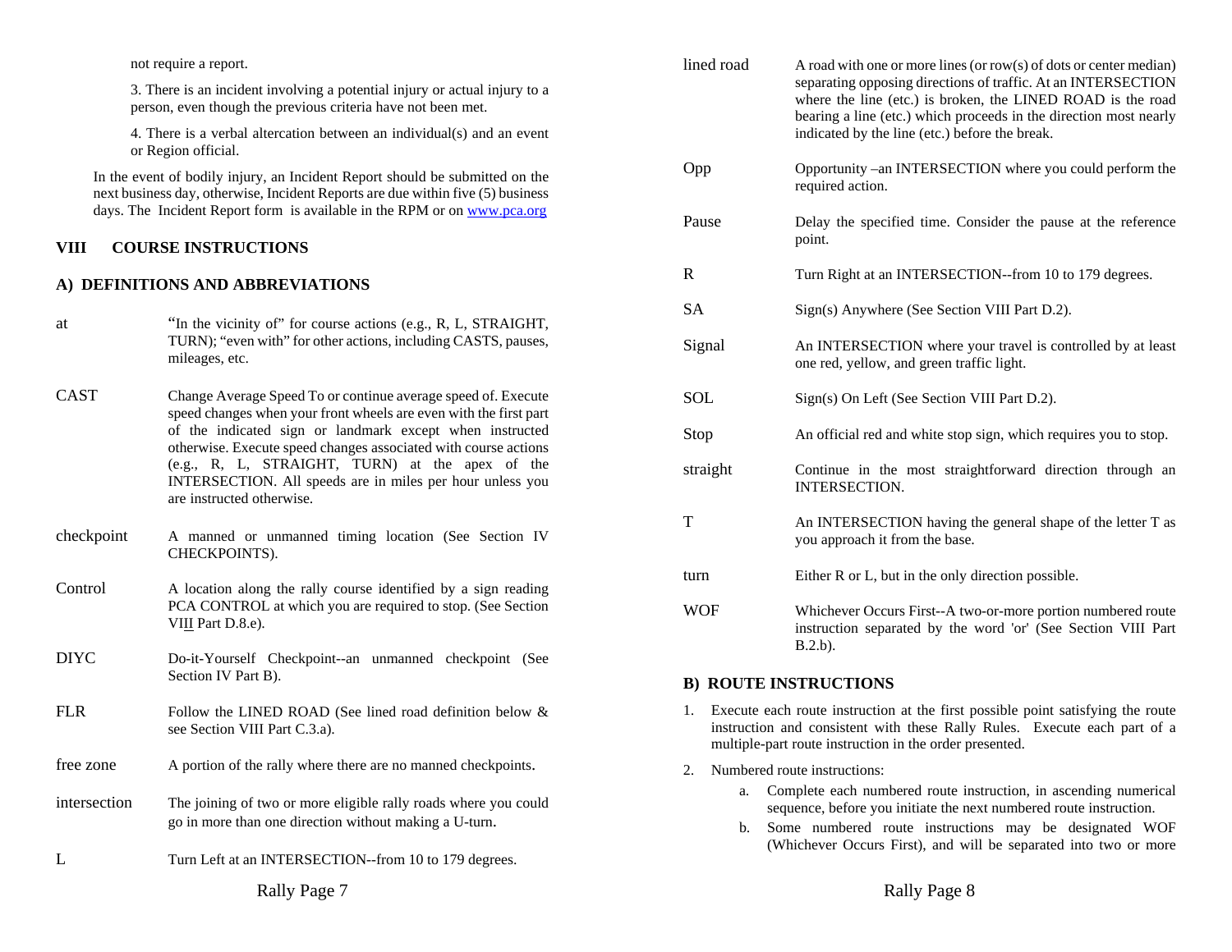not require a report.

3. There is an incident involving a potential injury or actual injury to a person, even though the previous criteria have not been met.

4. There is a verbal altercation between an individual(s) and an event or Region official.

In the event of bodily injury, an Incident Report should be submitted on the next business day, otherwise, Incident Reports are due within five (5) business days. The Incident Report form is available in the RPM or on www.pca.org

## VIII COURSE INSTRUCTIONS

### A) DEFINITIONS AND ABBREVIATIONS

| | |
|---|---|
| at | "In the vicinity of" for course actions (e.g., R, L, STRAIGHT, TURN); "even with" for other actions, including CASTS, pauses, mileages, etc. |
| CAST | Change Average Speed To or continue average speed of. Execute speed changes when your front wheels are even with the first part of the indicated sign or landmark except when instructed otherwise. Execute speed changes associated with course actions (e.g., R, L, STRAIGHT, TURN) at the apex of the INTERSECTION. All speeds are in miles per hour unless you are instructed otherwise. |
| checkpoint | A manned or unmanned timing location (See Section IV CHECKPOINTS). |
| Control | A location along the rally course identified by a sign reading PCA CONTROL at which you are required to stop. (See Section VIII Part D.8.e). |
| DIYC | Do-it-Yourself Checkpoint--an unmanned checkpoint (See Section IV Part B). |
| FLR | Follow the LINED ROAD (See lined road definition below & see Section VIII Part C.3.a). |
| free zone | A portion of the rally where there are no manned checkpoints. |
| intersection | The joining of two or more eligible rally roads where you could go in more than one direction without making a U-turn. |
| L | Turn Left at an INTERSECTION--from 10 to 179 degrees. |
| lined road | A road with one or more lines (or row(s) of dots or center median) separating opposing directions of traffic. At an INTERSECTION where the line (etc.) is broken, the LINED ROAD is the road bearing a line (etc.) which proceeds in the direction most nearly indicated by the line (etc.) before the break. |
| Opp | Opportunity –an INTERSECTION where you could perform the required action. |
| Pause | Delay the specified time. Consider the pause at the reference point. |
| R | Turn Right at an INTERSECTION--from 10 to 179 degrees. |
| SA | Sign(s) Anywhere (See Section VIII Part D.2). |
| Signal | An INTERSECTION where your travel is controlled by at least one red, yellow, and green traffic light. |
| SOL | Sign(s) On Left (See Section VIII Part D.2). |
| Stop | An official red and white stop sign, which requires you to stop. |
| straight | Continue in the most straightforward direction through an INTERSECTION. |
| T | An INTERSECTION having the general shape of the letter T as you approach it from the base. |
| turn | Either R or L, but in the only direction possible. |
| WOF | Whichever Occurs First--A two-or-more portion numbered route instruction separated by the word 'or' (See Section VIII Part B.2.b). |

### B) ROUTE INSTRUCTIONS

1. Execute each route instruction at the first possible point satisfying the route instruction and consistent with these Rally Rules. Execute each part of a multiple-part route instruction in the order presented.
2. Numbered route instructions:
   a. Complete each numbered route instruction, in ascending numerical sequence, before you initiate the next numbered route instruction.
   b. Some numbered route instructions may be designated WOF (Whichever Occurs First), and will be separated into two or more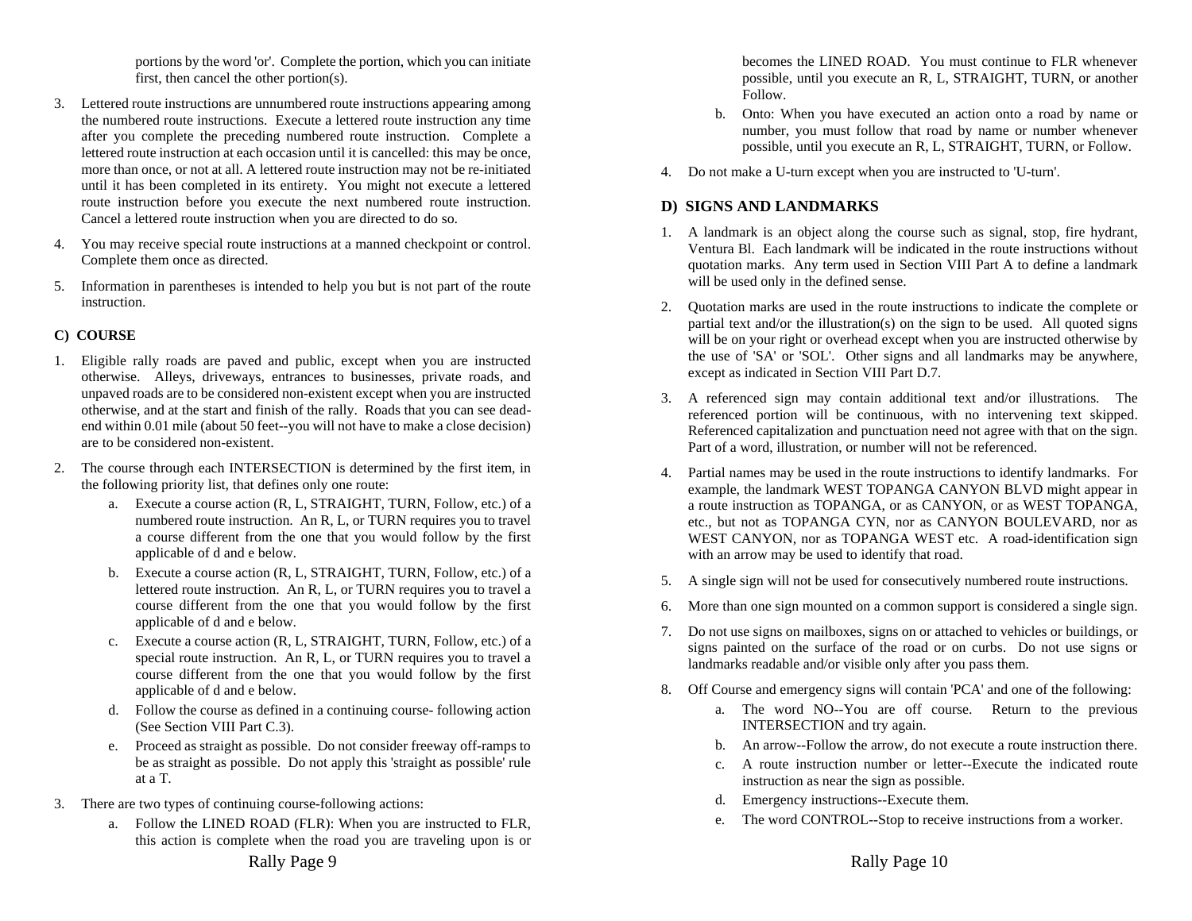portions by the word 'or'. Complete the portion, which you can initiate first, then cancel the other portion(s).

3. Lettered route instructions are unnumbered route instructions appearing among the numbered route instructions. Execute a lettered route instruction any time after you complete the preceding numbered route instruction. Complete a lettered route instruction at each occasion until it is cancelled: this may be once, more than once, or not at all. A lettered route instruction may not be re-initiated until it has been completed in its entirety. You might not execute a lettered route instruction before you execute the next numbered route instruction. Cancel a lettered route instruction when you are directed to do so.

4. You may receive special route instructions at a manned checkpoint or control. Complete them once as directed.

5. Information in parentheses is intended to help you but is not part of the route instruction.

## C) COURSE

1. Eligible rally roads are paved and public, except when you are instructed otherwise. Alleys, driveways, entrances to businesses, private roads, and unpaved roads are to be considered non-existent except when you are instructed otherwise, and at the start and finish of the rally. Roads that you can see dead-end within 0.01 mile (about 50 feet--you will not have to make a close decision) are to be considered non-existent.

2. The course through each INTERSECTION is determined by the first item, in the following priority list, that defines only one route:
   a. Execute a course action (R, L, STRAIGHT, TURN, Follow, etc.) of a numbered route instruction. An R, L, or TURN requires you to travel a course different from the one that you would follow by the first applicable of d and e below.
   b. Execute a course action (R, L, STRAIGHT, TURN, Follow, etc.) of a lettered route instruction. An R, L, or TURN requires you to travel a course different from the one that you would follow by the first applicable of d and e below.
   c. Execute a course action (R, L, STRAIGHT, TURN, Follow, etc.) of a special route instruction. An R, L, or TURN requires you to travel a course different from the one that you would follow by the first applicable of d and e below.
   d. Follow the course as defined in a continuing course- following action (See Section VIII Part C.3).
   e. Proceed as straight as possible. Do not consider freeway off-ramps to be as straight as possible. Do not apply this 'straight as possible' rule at a T.

3. There are two types of continuing course-following actions:
   a. Follow the LINED ROAD (FLR): When you are instructed to FLR, this action is complete when the road you are traveling upon is or becomes the LINED ROAD. You must continue to FLR whenever possible, until you execute an R, L, STRAIGHT, TURN, or another Follow.
   b. Onto: When you have executed an action onto a road by name or number, you must follow that road by name or number whenever possible, until you execute an R, L, STRAIGHT, TURN, or Follow.

4. Do not make a U-turn except when you are instructed to 'U-turn'.

## D) SIGNS AND LANDMARKS

1. A landmark is an object along the course such as signal, stop, fire hydrant, Ventura Bl. Each landmark will be indicated in the route instructions without quotation marks. Any term used in Section VIII Part A to define a landmark will be used only in the defined sense.

2. Quotation marks are used in the route instructions to indicate the complete or partial text and/or the illustration(s) on the sign to be used. All quoted signs will be on your right or overhead except when you are instructed otherwise by the use of 'SA' or 'SOL'. Other signs and all landmarks may be anywhere, except as indicated in Section VIII Part D.7.

3. A referenced sign may contain additional text and/or illustrations. The referenced portion will be continuous, with no intervening text skipped. Referenced capitalization and punctuation need not agree with that on the sign. Part of a word, illustration, or number will not be referenced.

4. Partial names may be used in the route instructions to identify landmarks. For example, the landmark WEST TOPANGA CANYON BLVD might appear in a route instruction as TOPANGA, or as CANYON, or as WEST TOPANGA, etc., but not as TOPANGA CYN, nor as CANYON BOULEVARD, nor as WEST CANYON, nor as TOPANGA WEST etc. A road-identification sign with an arrow may be used to identify that road.

5. A single sign will not be used for consecutively numbered route instructions.

6. More than one sign mounted on a common support is considered a single sign.

7. Do not use signs on mailboxes, signs on or attached to vehicles or buildings, or signs painted on the surface of the road or on curbs. Do not use signs or landmarks readable and/or visible only after you pass them.

8. Off Course and emergency signs will contain 'PCA' and one of the following:
   a. The word NO--You are off course. Return to the previous INTERSECTION and try again.
   b. An arrow--Follow the arrow, do not execute a route instruction there.
   c. A route instruction number or letter--Execute the indicated route instruction as near the sign as possible.
   d. Emergency instructions--Execute them.
   e. The word CONTROL--Stop to receive instructions from a worker.